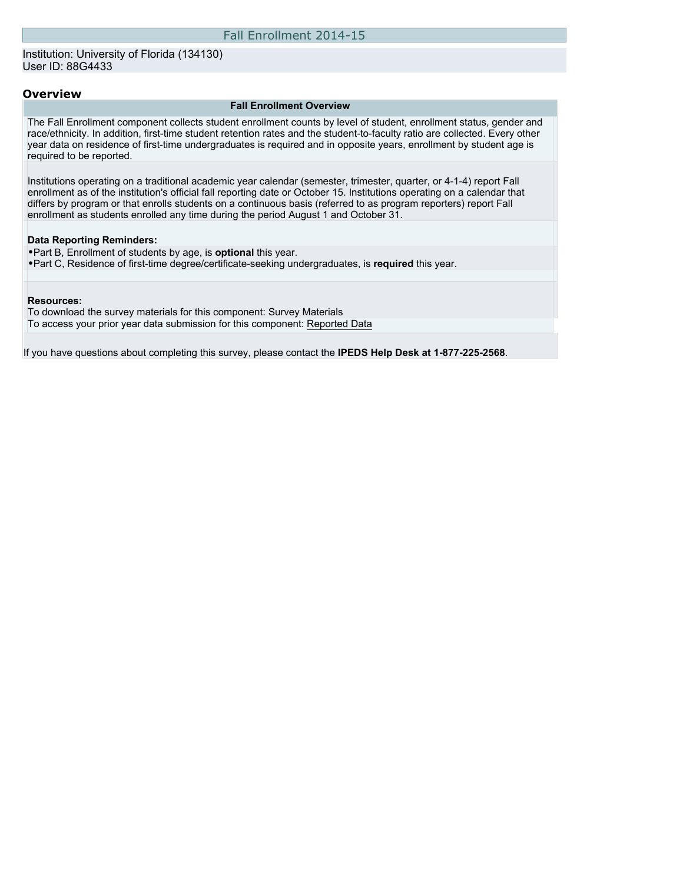# Fall Enrollment 2014-15

Institution: University of Florida (134130)
User ID: 88G4433

## Overview

### Fall Enrollment Overview

The Fall Enrollment component collects student enrollment counts by level of student, enrollment status, gender and race/ethnicity. In addition, first-time student retention rates and the student-to-faculty ratio are collected. Every other year data on residence of first-time undergraduates is required and in opposite years, enrollment by student age is required to be reported.

Institutions operating on a traditional academic year calendar (semester, trimester, quarter, or 4-1-4) report Fall enrollment as of the institution's official fall reporting date or October 15. Institutions operating on a calendar that differs by program or that enrolls students on a continuous basis (referred to as program reporters) report Fall enrollment as students enrolled any time during the period August 1 and October 31.

**Data Reporting Reminders:**

- Part B, Enrollment of students by age, is **optional** this year.
- Part C, Residence of first-time degree/certificate-seeking undergraduates, is **required** this year.

**Resources:**

To download the survey materials for this component: Survey Materials

To access your prior year data submission for this component: Reported Data

If you have questions about completing this survey, please contact the **IPEDS Help Desk at 1-877-225-2568**.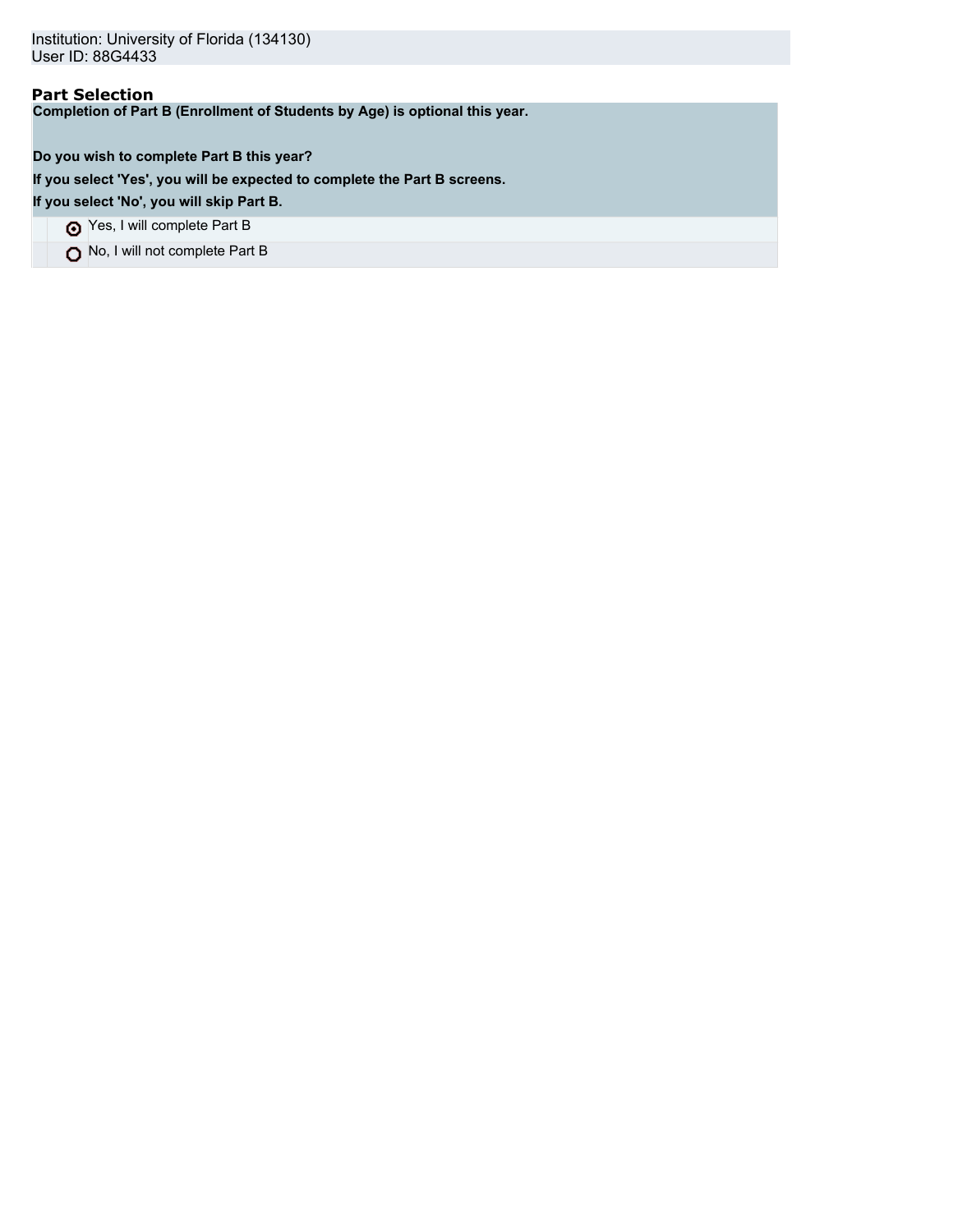Institution: University of Florida (134130)
User ID: 88G4433

## Part Selection

**Completion of Part B (Enrollment of Students by Age) is optional this year.**

**Do you wish to complete Part B this year?**

**If you select 'Yes', you will be expected to complete the Part B screens.**

**If you select 'No', you will skip Part B.**

- (●) Yes, I will complete Part B
- ( ) No, I will not complete Part B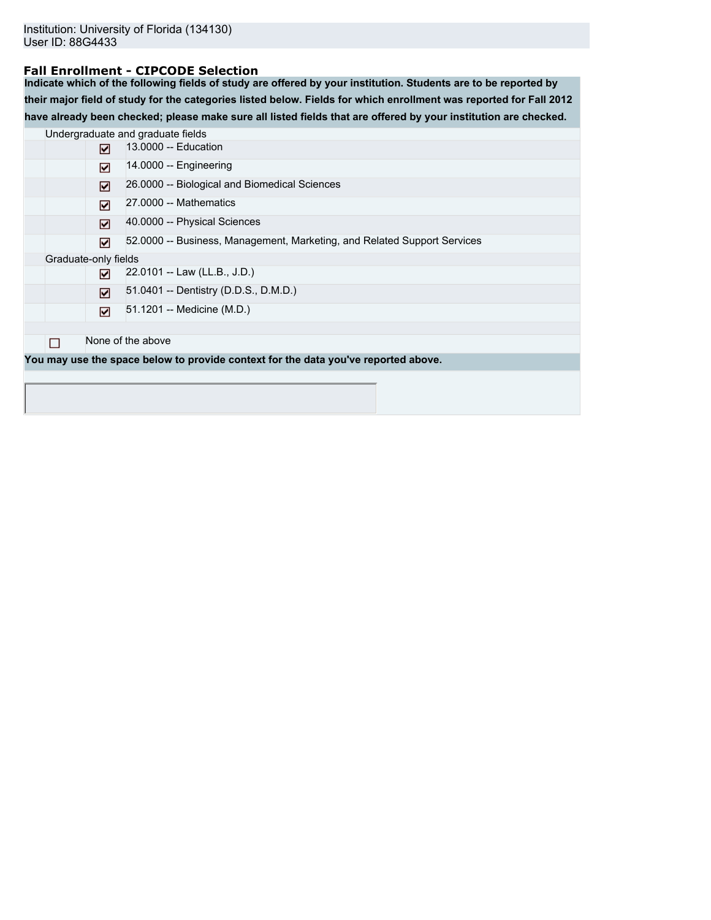Institution: University of Florida (134130)
User ID: 88G4433

## Fall Enrollment - CIPCODE Selection

**Indicate which of the following fields of study are offered by your institution. Students are to be reported by their major field of study for the categories listed below. Fields for which enrollment was reported for Fall 2012 have already been checked; please make sure all listed fields that are offered by your institution are checked.**

Undergraduate and graduate fields

- [x] 13.0000 -- Education
- [x] 14.0000 -- Engineering
- [x] 26.0000 -- Biological and Biomedical Sciences
- [x] 27.0000 -- Mathematics
- [x] 40.0000 -- Physical Sciences
- [x] 52.0000 -- Business, Management, Marketing, and Related Support Services

Graduate-only fields

- [x] 22.0101 -- Law (LL.B., J.D.)
- [x] 51.0401 -- Dentistry (D.D.S., D.M.D.)
- [x] 51.1201 -- Medicine (M.D.)

- [ ] None of the above

**You may use the space below to provide context for the data you've reported above.**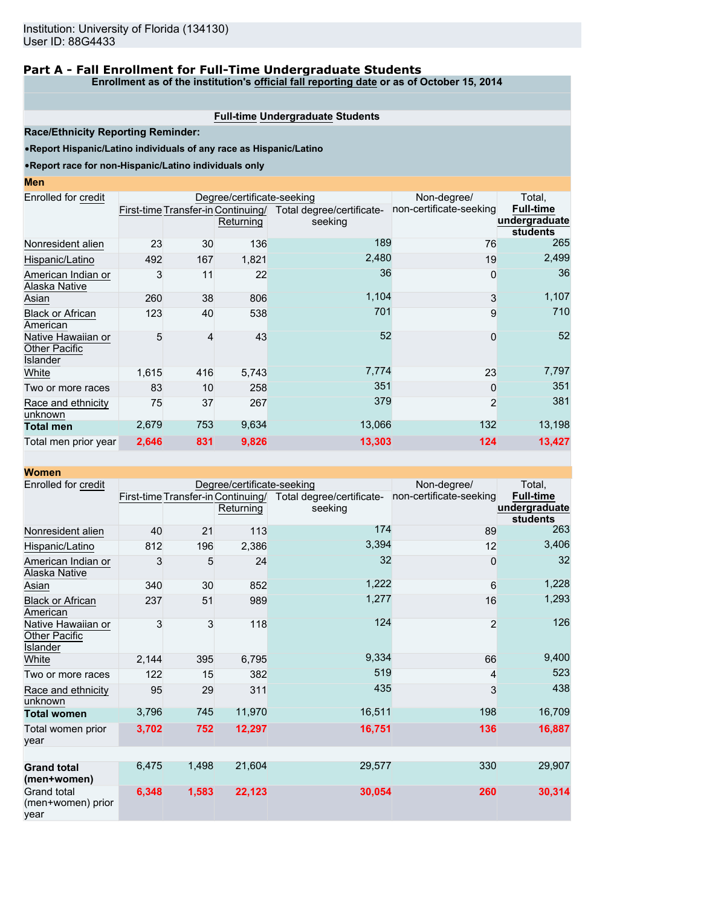Institution: University of Florida (134130)
User ID: 88G4433

## Part A - Fall Enrollment for Full-Time Undergraduate Students

**Enrollment as of the institution's official fall reporting date or as of October 15, 2014**

**Full-time Undergraduate Students**

**Race/Ethnicity Reporting Reminder:**

- **Report Hispanic/Latino individuals of any race as Hispanic/Latino**
- **Report race for non-Hispanic/Latino individuals only**

### Men

| Enrolled for credit | Degree/certificate-seeking | | | | Non-degree/ non-certificate-seeking | Total, Full-time undergraduate students |
|---|---|---|---|---|---|---|
| | First-time | Transfer-in | Continuing/ Returning | Total degree/certificate-seeking | | |
| Nonresident alien | 23 | 30 | 136 | 189 | 76 | 265 |
| Hispanic/Latino | 492 | 167 | 1,821 | 2,480 | 19 | 2,499 |
| American Indian or Alaska Native | 3 | 11 | 22 | 36 | 0 | 36 |
| Asian | 260 | 38 | 806 | 1,104 | 3 | 1,107 |
| Black or African American | 123 | 40 | 538 | 701 | 9 | 710 |
| Native Hawaiian or Other Pacific Islander | 5 | 4 | 43 | 52 | 0 | 52 |
| White | 1,615 | 416 | 5,743 | 7,774 | 23 | 7,797 |
| Two or more races | 83 | 10 | 258 | 351 | 0 | 351 |
| Race and ethnicity unknown | 75 | 37 | 267 | 379 | 2 | 381 |
| **Total men** | 2,679 | 753 | 9,634 | 13,066 | 132 | 13,198 |
| Total men prior year | 2,646 | 831 | 9,826 | 13,303 | 124 | 13,427 |

### Women

| Enrolled for credit | Degree/certificate-seeking | | | | Non-degree/ non-certificate-seeking | Total, Full-time undergraduate students |
|---|---|---|---|---|---|---|
| | First-time | Transfer-in | Continuing/ Returning | Total degree/certificate-seeking | | |
| Nonresident alien | 40 | 21 | 113 | 174 | 89 | 263 |
| Hispanic/Latino | 812 | 196 | 2,386 | 3,394 | 12 | 3,406 |
| American Indian or Alaska Native | 3 | 5 | 24 | 32 | 0 | 32 |
| Asian | 340 | 30 | 852 | 1,222 | 6 | 1,228 |
| Black or African American | 237 | 51 | 989 | 1,277 | 16 | 1,293 |
| Native Hawaiian or Other Pacific Islander | 3 | 3 | 118 | 124 | 2 | 126 |
| White | 2,144 | 395 | 6,795 | 9,334 | 66 | 9,400 |
| Two or more races | 122 | 15 | 382 | 519 | 4 | 523 |
| Race and ethnicity unknown | 95 | 29 | 311 | 435 | 3 | 438 |
| **Total women** | 3,796 | 745 | 11,970 | 16,511 | 198 | 16,709 |
| Total women prior year | 3,702 | 752 | 12,297 | 16,751 | 136 | 16,887 |
| | | | | | | |
| **Grand total (men+women)** | 6,475 | 1,498 | 21,604 | 29,577 | 330 | 29,907 |
| Grand total (men+women) prior year | 6,348 | 1,583 | 22,123 | 30,054 | 260 | 30,314 |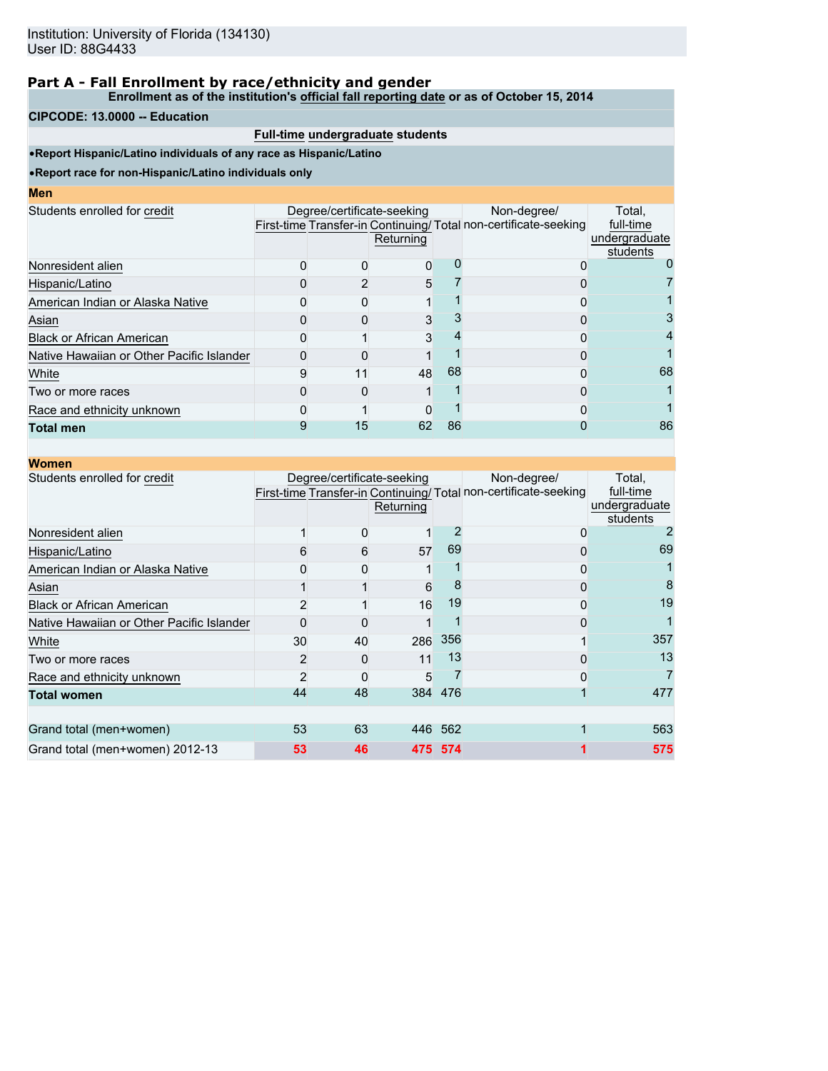Institution: University of Florida (134130)
User ID: 88G4433

## Part A - Fall Enrollment by race/ethnicity and gender

**Enrollment as of the institution's official fall reporting date or as of October 15, 2014**

**CIPCODE: 13.0000 -- Education**

**Full-time undergraduate students**

- **Report Hispanic/Latino individuals of any race as Hispanic/Latino**
- **Report race for non-Hispanic/Latino individuals only**

**Men**

| Students enrolled for credit | Degree/certificate-seeking | | | | Non-degree/ non-certificate-seeking | Total, full-time undergraduate students |
|---|---|---|---|---|---|---|
| | First-time | Transfer-in | Continuing/ Returning | Total | | |
| Nonresident alien | 0 | 0 | 0 | 0 | 0 | 0 |
| Hispanic/Latino | 0 | 2 | 5 | 7 | 0 | 7 |
| American Indian or Alaska Native | 0 | 0 | 1 | 1 | 0 | 1 |
| Asian | 0 | 0 | 3 | 3 | 0 | 3 |
| Black or African American | 0 | 1 | 3 | 4 | 0 | 4 |
| Native Hawaiian or Other Pacific Islander | 0 | 0 | 1 | 1 | 0 | 1 |
| White | 9 | 11 | 48 | 68 | 0 | 68 |
| Two or more races | 0 | 0 | 1 | 1 | 0 | 1 |
| Race and ethnicity unknown | 0 | 1 | 0 | 1 | 0 | 1 |
| **Total men** | 9 | 15 | 62 | 86 | 0 | 86 |

**Women**

| Students enrolled for credit | Degree/certificate-seeking | | | | Non-degree/ non-certificate-seeking | Total, full-time undergraduate students |
|---|---|---|---|---|---|---|
| | First-time | Transfer-in | Continuing/ Returning | Total | | |
| Nonresident alien | 1 | 0 | 1 | 2 | 0 | 2 |
| Hispanic/Latino | 6 | 6 | 57 | 69 | 0 | 69 |
| American Indian or Alaska Native | 0 | 0 | 1 | 1 | 0 | 1 |
| Asian | 1 | 1 | 6 | 8 | 0 | 8 |
| Black or African American | 2 | 1 | 16 | 19 | 0 | 19 |
| Native Hawaiian or Other Pacific Islander | 0 | 0 | 1 | 1 | 0 | 1 |
| White | 30 | 40 | 286 | 356 | 1 | 357 |
| Two or more races | 2 | 0 | 11 | 13 | 0 | 13 |
| Race and ethnicity unknown | 2 | 0 | 5 | 7 | 0 | 7 |
| **Total women** | 44 | 48 | 384 | 476 | 1 | 477 |
| | | | | | | |
| Grand total (men+women) | 53 | 63 | 446 | 562 | 1 | 563 |
| Grand total (men+women) 2012-13 | 53 | 46 | 475 | 574 | 1 | 575 |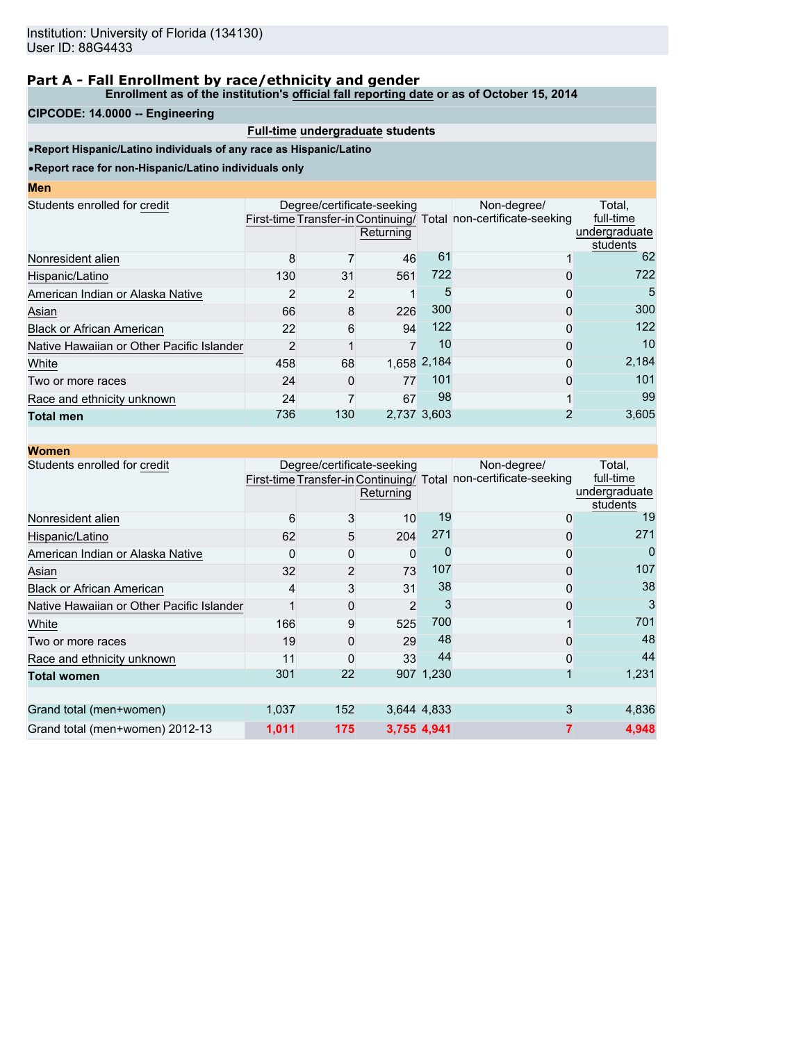Institution: University of Florida (134130)
User ID: 88G4433

## Part A - Fall Enrollment by race/ethnicity and gender

**Enrollment as of the institution's official fall reporting date or as of October 15, 2014**

**CIPCODE: 14.0000 -- Engineering**

**Full-time undergraduate students**

- **Report Hispanic/Latino individuals of any race as Hispanic/Latino**
- **Report race for non-Hispanic/Latino individuals only**

### Men

| Students enrolled for credit | Degree/certificate-seeking | | | | Non-degree/ non-certificate-seeking | Total, full-time undergraduate students |
|---|---|---|---|---|---|---|
| | First-time | Transfer-in | Continuing/ Returning | Total | | |
| Nonresident alien | 8 | 7 | 46 | 61 | 1 | 62 |
| Hispanic/Latino | 130 | 31 | 561 | 722 | 0 | 722 |
| American Indian or Alaska Native | 2 | 2 | 1 | 5 | 0 | 5 |
| Asian | 66 | 8 | 226 | 300 | 0 | 300 |
| Black or African American | 22 | 6 | 94 | 122 | 0 | 122 |
| Native Hawaiian or Other Pacific Islander | 2 | 1 | 7 | 10 | 0 | 10 |
| White | 458 | 68 | 1,658 | 2,184 | 0 | 2,184 |
| Two or more races | 24 | 0 | 77 | 101 | 0 | 101 |
| Race and ethnicity unknown | 24 | 7 | 67 | 98 | 1 | 99 |
| **Total men** | 736 | 130 | 2,737 | 3,603 | 2 | 3,605 |

### Women

| Students enrolled for credit | Degree/certificate-seeking | | | | Non-degree/ non-certificate-seeking | Total, full-time undergraduate students |
|---|---|---|---|---|---|---|
| | First-time | Transfer-in | Continuing/ Returning | Total | | |
| Nonresident alien | 6 | 3 | 10 | 19 | 0 | 19 |
| Hispanic/Latino | 62 | 5 | 204 | 271 | 0 | 271 |
| American Indian or Alaska Native | 0 | 0 | 0 | 0 | 0 | 0 |
| Asian | 32 | 2 | 73 | 107 | 0 | 107 |
| Black or African American | 4 | 3 | 31 | 38 | 0 | 38 |
| Native Hawaiian or Other Pacific Islander | 1 | 0 | 2 | 3 | 0 | 3 |
| White | 166 | 9 | 525 | 700 | 1 | 701 |
| Two or more races | 19 | 0 | 29 | 48 | 0 | 48 |
| Race and ethnicity unknown | 11 | 0 | 33 | 44 | 0 | 44 |
| **Total women** | 301 | 22 | 907 | 1,230 | 1 | 1,231 |
| | | | | | | |
| Grand total (men+women) | 1,037 | 152 | 3,644 | 4,833 | 3 | 4,836 |
| Grand total (men+women) 2012-13 | **1,011** | **175** | **3,755** | **4,941** | **7** | **4,948** |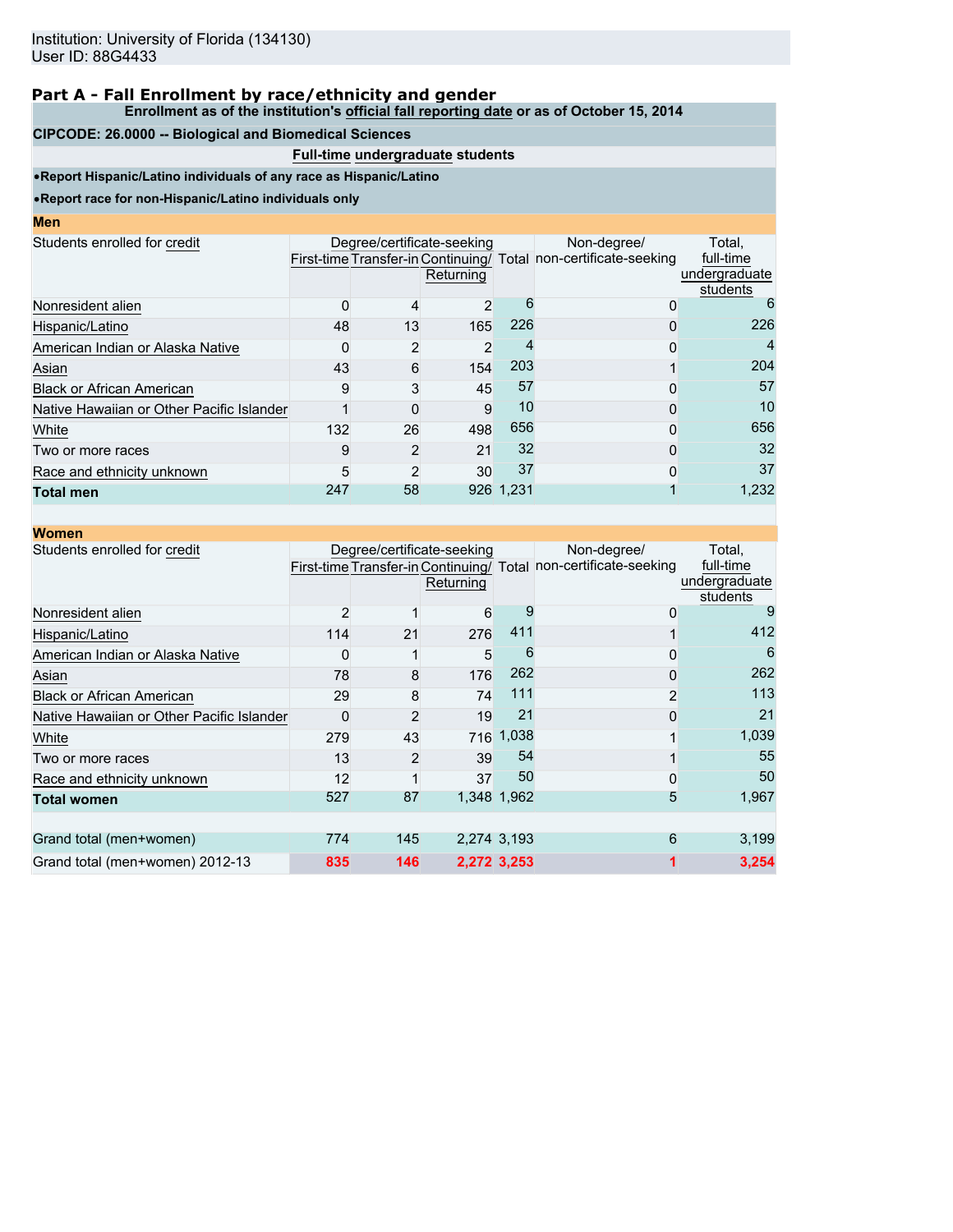Institution: University of Florida (134130)
User ID: 88G4433

## Part A - Fall Enrollment by race/ethnicity and gender

**Enrollment as of the institution's official fall reporting date or as of October 15, 2014**

**CIPCODE: 26.0000 -- Biological and Biomedical Sciences**

**Full-time undergraduate students**

- **Report Hispanic/Latino individuals of any race as Hispanic/Latino**
- **Report race for non-Hispanic/Latino individuals only**

### Men

| Students enrolled for credit | Degree/certificate-seeking | | | | Non-degree/ non-certificate-seeking | Total, full-time undergraduate students |
|---|---|---|---|---|---|---|
| | First-time | Transfer-in | Continuing/ Returning | Total | | |
| Nonresident alien | 0 | 4 | 2 | 6 | 0 | 6 |
| Hispanic/Latino | 48 | 13 | 165 | 226 | 0 | 226 |
| American Indian or Alaska Native | 0 | 2 | 2 | 4 | 0 | 4 |
| Asian | 43 | 6 | 154 | 203 | 1 | 204 |
| Black or African American | 9 | 3 | 45 | 57 | 0 | 57 |
| Native Hawaiian or Other Pacific Islander | 1 | 0 | 9 | 10 | 0 | 10 |
| White | 132 | 26 | 498 | 656 | 0 | 656 |
| Two or more races | 9 | 2 | 21 | 32 | 0 | 32 |
| Race and ethnicity unknown | 5 | 2 | 30 | 37 | 0 | 37 |
| **Total men** | 247 | 58 | 926 | 1,231 | 1 | 1,232 |

### Women

| Students enrolled for credit | Degree/certificate-seeking | | | | Non-degree/ non-certificate-seeking | Total, full-time undergraduate students |
|---|---|---|---|---|---|---|
| | First-time | Transfer-in | Continuing/ Returning | Total | | |
| Nonresident alien | 2 | 1 | 6 | 9 | 0 | 9 |
| Hispanic/Latino | 114 | 21 | 276 | 411 | 1 | 412 |
| American Indian or Alaska Native | 0 | 1 | 5 | 6 | 0 | 6 |
| Asian | 78 | 8 | 176 | 262 | 0 | 262 |
| Black or African American | 29 | 8 | 74 | 111 | 2 | 113 |
| Native Hawaiian or Other Pacific Islander | 0 | 2 | 19 | 21 | 0 | 21 |
| White | 279 | 43 | 716 | 1,038 | 1 | 1,039 |
| Two or more races | 13 | 2 | 39 | 54 | 1 | 55 |
| Race and ethnicity unknown | 12 | 1 | 37 | 50 | 0 | 50 |
| **Total women** | 527 | 87 | 1,348 | 1,962 | 5 | 1,967 |
| | | | | | | |
| Grand total (men+women) | 774 | 145 | 2,274 | 3,193 | 6 | 3,199 |
| Grand total (men+women) 2012-13 | 835 | 146 | 2,272 | 3,253 | 1 | 3,254 |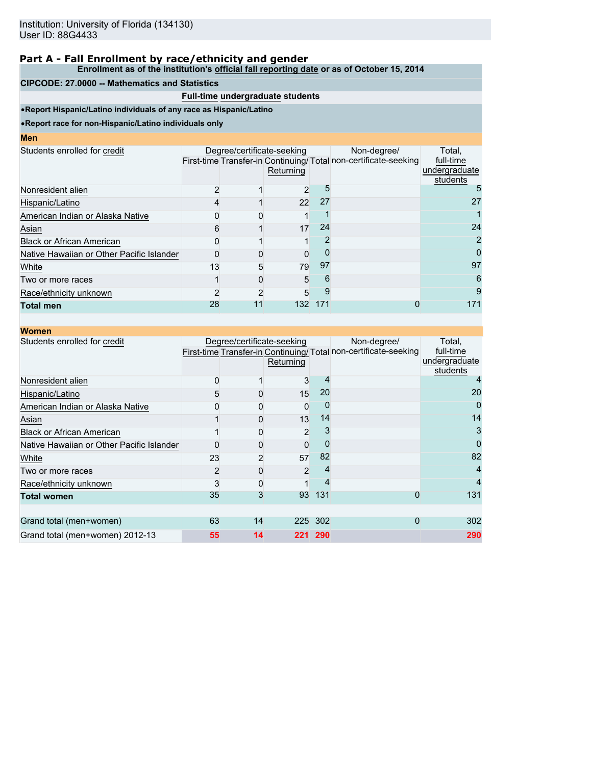Institution: University of Florida (134130)
User ID: 88G4433

## Part A - Fall Enrollment by race/ethnicity and gender

**Enrollment as of the institution's official fall reporting date or as of October 15, 2014**

**CIPCODE: 27.0000 -- Mathematics and Statistics**

**Full-time undergraduate students**

- **Report Hispanic/Latino individuals of any race as Hispanic/Latino**
- **Report race for non-Hispanic/Latino individuals only**

### Men

| Students enrolled for credit | Degree/certificate-seeking | | | | Non-degree/ non-certificate-seeking | Total, full-time undergraduate students |
|---|---|---|---|---|---|---|
| | First-time | Transfer-in | Continuing/ Returning | Total | | |
| Nonresident alien | 2 | 1 | 2 | 5 | | 5 |
| Hispanic/Latino | 4 | 1 | 22 | 27 | | 27 |
| American Indian or Alaska Native | 0 | 0 | 1 | 1 | | 1 |
| Asian | 6 | 1 | 17 | 24 | | 24 |
| Black or African American | 0 | 1 | 1 | 2 | | 2 |
| Native Hawaiian or Other Pacific Islander | 0 | 0 | 0 | 0 | | 0 |
| White | 13 | 5 | 79 | 97 | | 97 |
| Two or more races | 1 | 0 | 5 | 6 | | 6 |
| Race/ethnicity unknown | 2 | 2 | 5 | 9 | | 9 |
| **Total men** | 28 | 11 | 132 | 171 | 0 | 171 |

### Women

| Students enrolled for credit | Degree/certificate-seeking | | | | Non-degree/ non-certificate-seeking | Total, full-time undergraduate students |
|---|---|---|---|---|---|---|
| | First-time | Transfer-in | Continuing/ Returning | Total | | |
| Nonresident alien | 0 | 1 | 3 | 4 | | 4 |
| Hispanic/Latino | 5 | 0 | 15 | 20 | | 20 |
| American Indian or Alaska Native | 0 | 0 | 0 | 0 | | 0 |
| Asian | 1 | 0 | 13 | 14 | | 14 |
| Black or African American | 1 | 0 | 2 | 3 | | 3 |
| Native Hawaiian or Other Pacific Islander | 0 | 0 | 0 | 0 | | 0 |
| White | 23 | 2 | 57 | 82 | | 82 |
| Two or more races | 2 | 0 | 2 | 4 | | 4 |
| Race/ethnicity unknown | 3 | 0 | 1 | 4 | | 4 |
| **Total women** | 35 | 3 | 93 | 131 | 0 | 131 |
| | | | | | | |
| Grand total (men+women) | 63 | 14 | 225 | 302 | 0 | 302 |
| Grand total (men+women) 2012-13 | 55 | 14 | 221 | 290 | | 290 |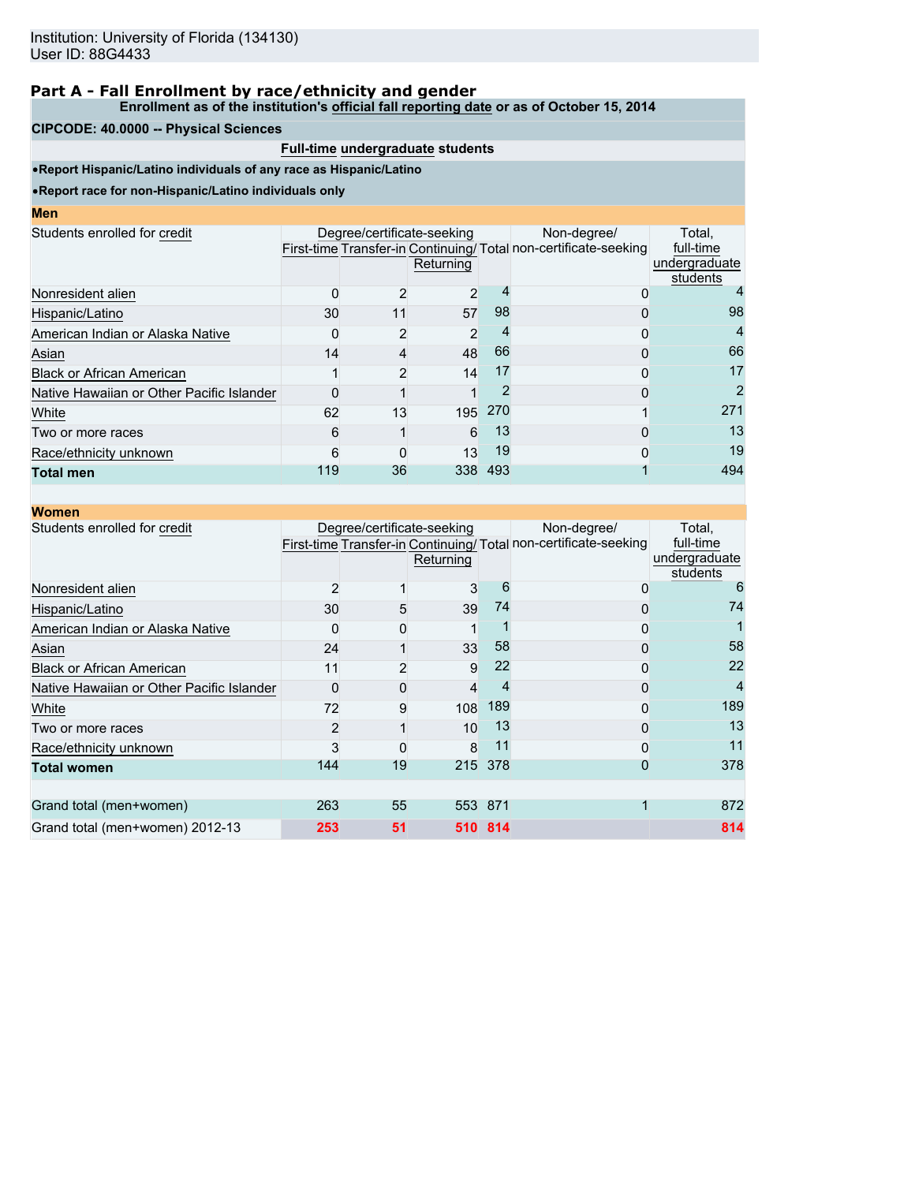Institution: University of Florida (134130)
User ID: 88G4433

## Part A - Fall Enrollment by race/ethnicity and gender

**Enrollment as of the institution's official fall reporting date or as of October 15, 2014**

**CIPCODE: 40.0000 -- Physical Sciences**

**Full-time undergraduate students**

- **Report Hispanic/Latino individuals of any race as Hispanic/Latino**
- **Report race for non-Hispanic/Latino individuals only**

### Men

| Students enrolled for credit | Degree/certificate-seeking First-time | Transfer-in | Continuing/ Returning | Total | Non-degree/ non-certificate-seeking | Total, full-time undergraduate students |
|---|---|---|---|---|---|---|
| Nonresident alien | 0 | 2 | 2 | 4 | 0 | 4 |
| Hispanic/Latino | 30 | 11 | 57 | 98 | 0 | 98 |
| American Indian or Alaska Native | 0 | 2 | 2 | 4 | 0 | 4 |
| Asian | 14 | 4 | 48 | 66 | 0 | 66 |
| Black or African American | 1 | 2 | 14 | 17 | 0 | 17 |
| Native Hawaiian or Other Pacific Islander | 0 | 1 | 1 | 2 | 0 | 2 |
| White | 62 | 13 | 195 | 270 | 1 | 271 |
| Two or more races | 6 | 1 | 6 | 13 | 0 | 13 |
| Race/ethnicity unknown | 6 | 0 | 13 | 19 | 0 | 19 |
| **Total men** | 119 | 36 | 338 | 493 | 1 | 494 |

### Women

| Students enrolled for credit | Degree/certificate-seeking First-time | Transfer-in | Continuing/ Returning | Total | Non-degree/ non-certificate-seeking | Total, full-time undergraduate students |
|---|---|---|---|---|---|---|
| Nonresident alien | 2 | 1 | 3 | 6 | 0 | 6 |
| Hispanic/Latino | 30 | 5 | 39 | 74 | 0 | 74 |
| American Indian or Alaska Native | 0 | 0 | 1 | 1 | 0 | 1 |
| Asian | 24 | 1 | 33 | 58 | 0 | 58 |
| Black or African American | 11 | 2 | 9 | 22 | 0 | 22 |
| Native Hawaiian or Other Pacific Islander | 0 | 0 | 4 | 4 | 0 | 4 |
| White | 72 | 9 | 108 | 189 | 0 | 189 |
| Two or more races | 2 | 1 | 10 | 13 | 0 | 13 |
| Race/ethnicity unknown | 3 | 0 | 8 | 11 | 0 | 11 |
| **Total women** | 144 | 19 | 215 | 378 | 0 | 378 |
| | | | | | | |
| Grand total (men+women) | 263 | 55 | 553 | 871 | 1 | 872 |
| Grand total (men+women) 2012-13 | 253 | 51 | 510 | 814 | | 814 |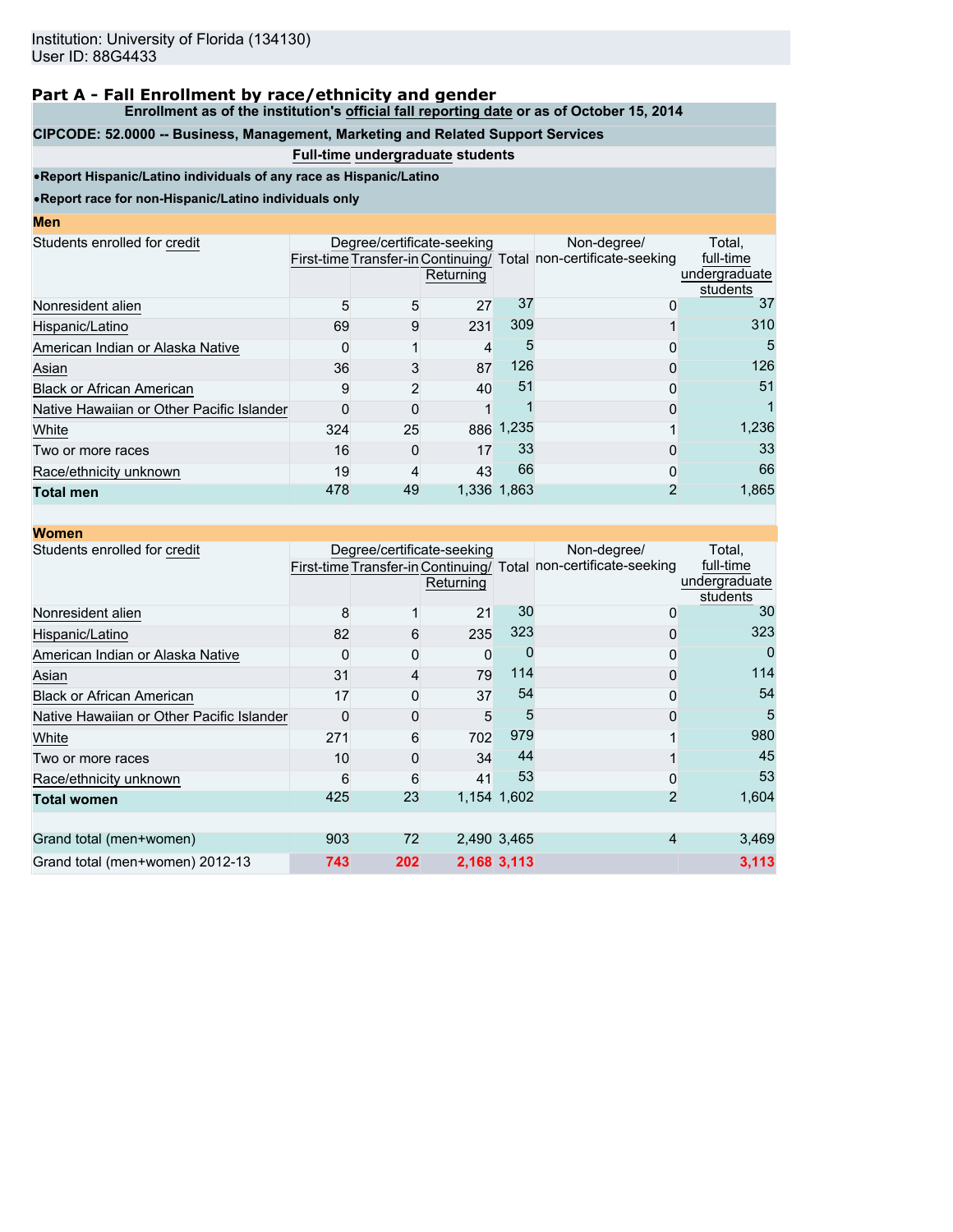Institution: University of Florida (134130)
User ID: 88G4433

## Part A - Fall Enrollment by race/ethnicity and gender

**Enrollment as of the institution's official fall reporting date or as of October 15, 2014**

**CIPCODE: 52.0000 -- Business, Management, Marketing and Related Support Services**

**Full-time undergraduate students**

- **Report Hispanic/Latino individuals of any race as Hispanic/Latino**
- **Report race for non-Hispanic/Latino individuals only**

### Men

| Students enrolled for credit | Degree/certificate-seeking | | | | Non-degree/ non-certificate-seeking | Total, full-time undergraduate students |
|---|---|---|---|---|---|---|
| | First-time | Transfer-in | Continuing/ Returning | Total | | |
| Nonresident alien | 5 | 5 | 27 | 37 | 0 | 37 |
| Hispanic/Latino | 69 | 9 | 231 | 309 | 1 | 310 |
| American Indian or Alaska Native | 0 | 1 | 4 | 5 | 0 | 5 |
| Asian | 36 | 3 | 87 | 126 | 0 | 126 |
| Black or African American | 9 | 2 | 40 | 51 | 0 | 51 |
| Native Hawaiian or Other Pacific Islander | 0 | 0 | 1 | 1 | 0 | 1 |
| White | 324 | 25 | 886 | 1,235 | 1 | 1,236 |
| Two or more races | 16 | 0 | 17 | 33 | 0 | 33 |
| Race/ethnicity unknown | 19 | 4 | 43 | 66 | 0 | 66 |
| **Total men** | 478 | 49 | 1,336 | 1,863 | 2 | 1,865 |

### Women

| Students enrolled for credit | Degree/certificate-seeking | | | | Non-degree/ non-certificate-seeking | Total, full-time undergraduate students |
|---|---|---|---|---|---|---|
| | First-time | Transfer-in | Continuing/ Returning | Total | | |
| Nonresident alien | 8 | 1 | 21 | 30 | 0 | 30 |
| Hispanic/Latino | 82 | 6 | 235 | 323 | 0 | 323 |
| American Indian or Alaska Native | 0 | 0 | 0 | 0 | 0 | 0 |
| Asian | 31 | 4 | 79 | 114 | 0 | 114 |
| Black or African American | 17 | 0 | 37 | 54 | 0 | 54 |
| Native Hawaiian or Other Pacific Islander | 0 | 0 | 5 | 5 | 0 | 5 |
| White | 271 | 6 | 702 | 979 | 1 | 980 |
| Two or more races | 10 | 0 | 34 | 44 | 1 | 45 |
| Race/ethnicity unknown | 6 | 6 | 41 | 53 | 0 | 53 |
| **Total women** | 425 | 23 | 1,154 | 1,602 | 2 | 1,604 |
| | | | | | | |
| Grand total (men+women) | 903 | 72 | 2,490 | 3,465 | 4 | 3,469 |
| Grand total (men+women) 2012-13 | 743 | 202 | 2,168 | 3,113 | | 3,113 |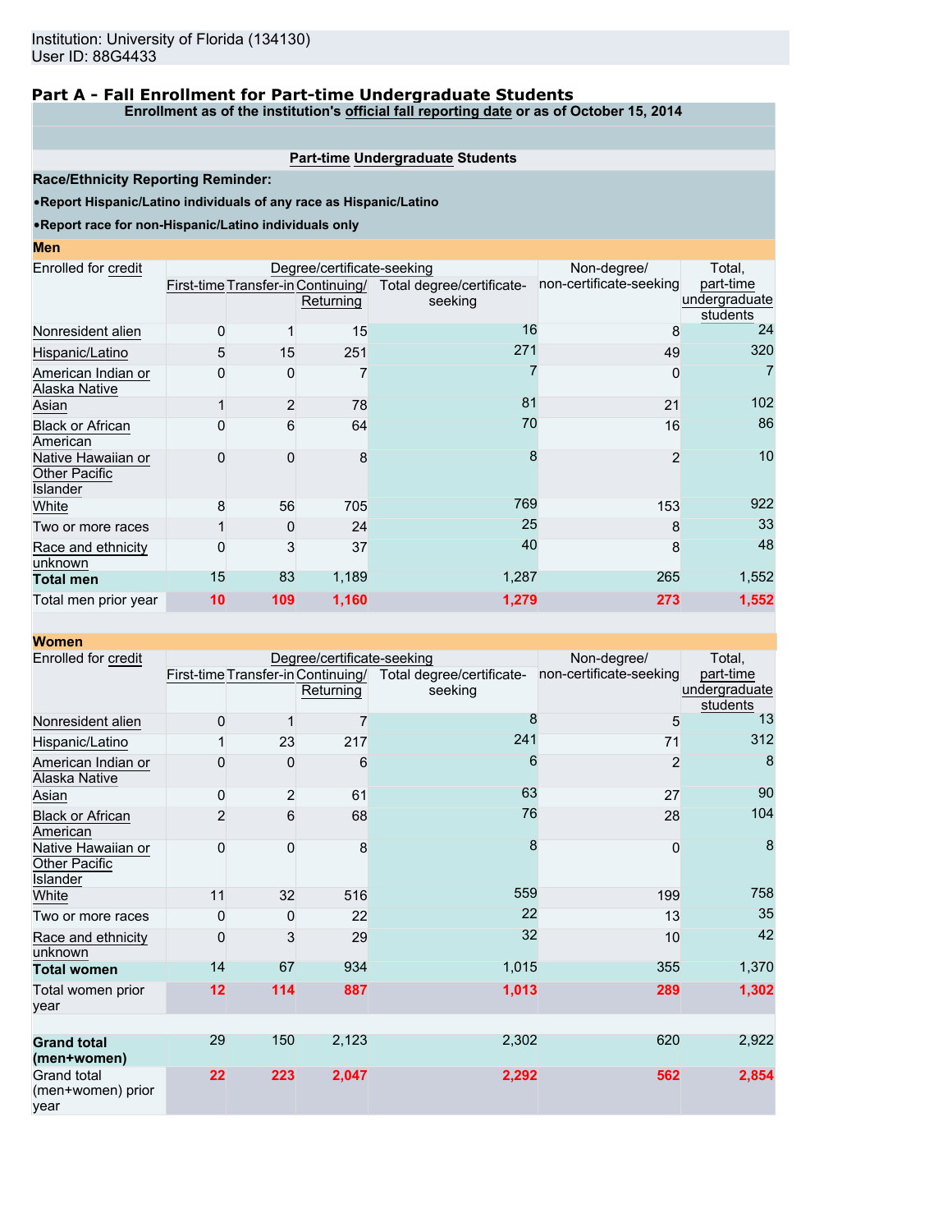Institution: University of Florida (134130)
User ID: 88G4433

## Part A - Fall Enrollment for Part-time Undergraduate Students

**Enrollment as of the institution's official fall reporting date or as of October 15, 2014**

**Part-time Undergraduate Students**

**Race/Ethnicity Reporting Reminder:**

- **Report Hispanic/Latino individuals of any race as Hispanic/Latino**
- **Report race for non-Hispanic/Latino individuals only**

### Men

| Enrolled for credit | Degree/certificate-seeking | | | | Non-degree/ non-certificate-seeking | Total, part-time undergraduate students |
|---|---|---|---|---|---|---|
| | First-time | Transfer-in | Continuing/ Returning | Total degree/certificate-seeking | | |
| Nonresident alien | 0 | 1 | 15 | 16 | 8 | 24 |
| Hispanic/Latino | 5 | 15 | 251 | 271 | 49 | 320 |
| American Indian or Alaska Native | 0 | 0 | 7 | 7 | 0 | 7 |
| Asian | 1 | 2 | 78 | 81 | 21 | 102 |
| Black or African American | 0 | 6 | 64 | 70 | 16 | 86 |
| Native Hawaiian or Other Pacific Islander | 0 | 0 | 8 | 8 | 2 | 10 |
| White | 8 | 56 | 705 | 769 | 153 | 922 |
| Two or more races | 1 | 0 | 24 | 25 | 8 | 33 |
| Race and ethnicity unknown | 0 | 3 | 37 | 40 | 8 | 48 |
| **Total men** | 15 | 83 | 1,189 | 1,287 | 265 | 1,552 |
| Total men prior year | 10 | 109 | 1,160 | 1,279 | 273 | 1,552 |

### Women

| Enrolled for credit | Degree/certificate-seeking | | | | Non-degree/ non-certificate-seeking | Total, part-time undergraduate students |
|---|---|---|---|---|---|---|
| | First-time | Transfer-in | Continuing/ Returning | Total degree/certificate-seeking | | |
| Nonresident alien | 0 | 1 | 7 | 8 | 5 | 13 |
| Hispanic/Latino | 1 | 23 | 217 | 241 | 71 | 312 |
| American Indian or Alaska Native | 0 | 0 | 6 | 6 | 2 | 8 |
| Asian | 0 | 2 | 61 | 63 | 27 | 90 |
| Black or African American | 2 | 6 | 68 | 76 | 28 | 104 |
| Native Hawaiian or Other Pacific Islander | 0 | 0 | 8 | 8 | 0 | 8 |
| White | 11 | 32 | 516 | 559 | 199 | 758 |
| Two or more races | 0 | 0 | 22 | 22 | 13 | 35 |
| Race and ethnicity unknown | 0 | 3 | 29 | 32 | 10 | 42 |
| **Total women** | 14 | 67 | 934 | 1,015 | 355 | 1,370 |
| Total women prior year | 12 | 114 | 887 | 1,013 | 289 | 1,302 |
| | | | | | | |
| **Grand total (men+women)** | 29 | 150 | 2,123 | 2,302 | 620 | 2,922 |
| Grand total (men+women) prior year | 22 | 223 | 2,047 | 2,292 | 562 | 2,854 |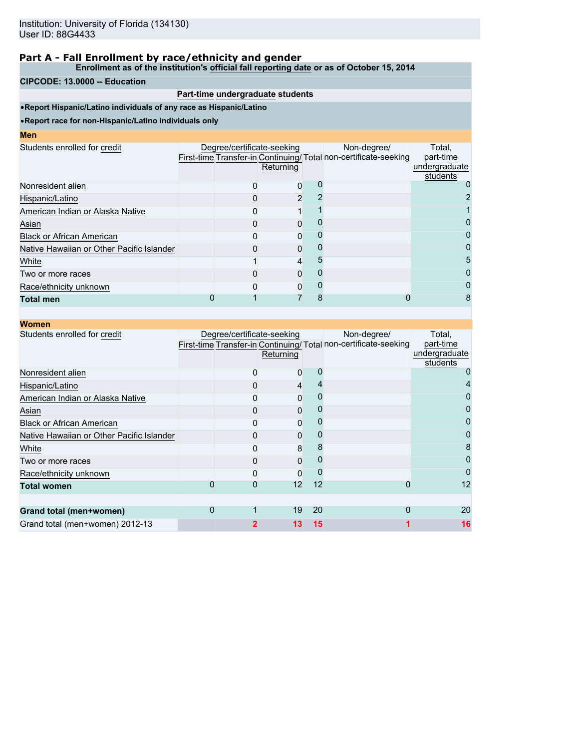Institution: University of Florida (134130)
User ID: 88G4433

## Part A - Fall Enrollment by race/ethnicity and gender

**Enrollment as of the institution's official fall reporting date or as of October 15, 2014**

**CIPCODE: 13.0000 -- Education**

**Part-time undergraduate students**

- **Report Hispanic/Latino individuals of any race as Hispanic/Latino**
- **Report race for non-Hispanic/Latino individuals only**

### Men

| Students enrolled for credit | Degree/certificate-seeking | | | | Non-degree/ non-certificate-seeking | Total, part-time undergraduate students |
|---|---|---|---|---|---|---|
| | First-time | Transfer-in | Continuing/ Returning | Total | | |
| Nonresident alien | | 0 | 0 | 0 | | 0 |
| Hispanic/Latino | | 0 | 2 | 2 | | 2 |
| American Indian or Alaska Native | | 0 | 1 | 1 | | 1 |
| Asian | | 0 | 0 | 0 | | 0 |
| Black or African American | | 0 | 0 | 0 | | 0 |
| Native Hawaiian or Other Pacific Islander | | 0 | 0 | 0 | | 0 |
| White | | 1 | 4 | 5 | | 5 |
| Two or more races | | 0 | 0 | 0 | | 0 |
| Race/ethnicity unknown | | 0 | 0 | 0 | | 0 |
| **Total men** | 0 | 1 | 7 | 8 | 0 | 8 |

### Women

| Students enrolled for credit | Degree/certificate-seeking | | | | Non-degree/ non-certificate-seeking | Total, part-time undergraduate students |
|---|---|---|---|---|---|---|
| | First-time | Transfer-in | Continuing/ Returning | Total | | |
| Nonresident alien | | 0 | 0 | 0 | | 0 |
| Hispanic/Latino | | 0 | 4 | 4 | | 4 |
| American Indian or Alaska Native | | 0 | 0 | 0 | | 0 |
| Asian | | 0 | 0 | 0 | | 0 |
| Black or African American | | 0 | 0 | 0 | | 0 |
| Native Hawaiian or Other Pacific Islander | | 0 | 0 | 0 | | 0 |
| White | | 0 | 8 | 8 | | 8 |
| Two or more races | | 0 | 0 | 0 | | 0 |
| Race/ethnicity unknown | | 0 | 0 | 0 | | 0 |
| **Total women** | 0 | 0 | 12 | 12 | 0 | 12 |
| | | | | | | |
| **Grand total (men+women)** | 0 | 1 | 19 | 20 | 0 | 20 |
| Grand total (men+women) 2012-13 | | 2 | 13 | 15 | 1 | 16 |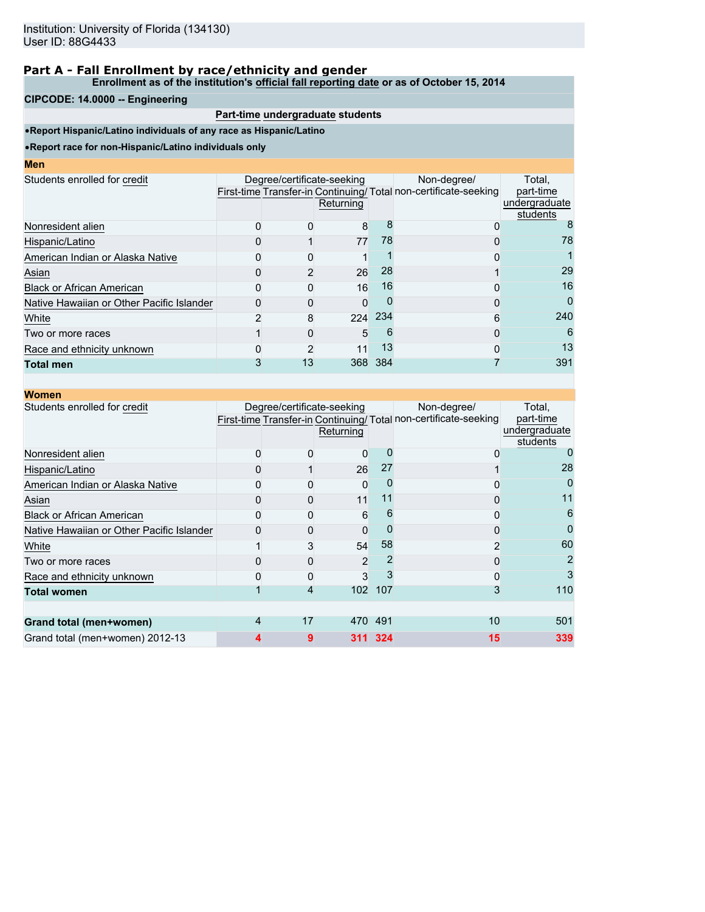Institution: University of Florida (134130)
User ID: 88G4433

## Part A - Fall Enrollment by race/ethnicity and gender

**Enrollment as of the institution's official fall reporting date or as of October 15, 2014**

**CIPCODE: 14.0000 -- Engineering**

**Part-time undergraduate students**

- **Report Hispanic/Latino individuals of any race as Hispanic/Latino**
- **Report race for non-Hispanic/Latino individuals only**

### Men

| Students enrolled for credit | Degree/certificate-seeking | | | | Non-degree/ non-certificate-seeking | Total, part-time undergraduate students |
|---|---|---|---|---|---|---|
| | First-time | Transfer-in | Continuing/ Returning | Total | | |
| Nonresident alien | 0 | 0 | 8 | 8 | 0 | 8 |
| Hispanic/Latino | 0 | 1 | 77 | 78 | 0 | 78 |
| American Indian or Alaska Native | 0 | 0 | 1 | 1 | 0 | 1 |
| Asian | 0 | 2 | 26 | 28 | 1 | 29 |
| Black or African American | 0 | 0 | 16 | 16 | 0 | 16 |
| Native Hawaiian or Other Pacific Islander | 0 | 0 | 0 | 0 | 0 | 0 |
| White | 2 | 8 | 224 | 234 | 6 | 240 |
| Two or more races | 1 | 0 | 5 | 6 | 0 | 6 |
| Race and ethnicity unknown | 0 | 2 | 11 | 13 | 0 | 13 |
| **Total men** | 3 | 13 | 368 | 384 | 7 | 391 |

### Women

| Students enrolled for credit | Degree/certificate-seeking | | | | Non-degree/ non-certificate-seeking | Total, part-time undergraduate students |
|---|---|---|---|---|---|---|
| | First-time | Transfer-in | Continuing/ Returning | Total | | |
| Nonresident alien | 0 | 0 | 0 | 0 | 0 | 0 |
| Hispanic/Latino | 0 | 1 | 26 | 27 | 1 | 28 |
| American Indian or Alaska Native | 0 | 0 | 0 | 0 | 0 | 0 |
| Asian | 0 | 0 | 11 | 11 | 0 | 11 |
| Black or African American | 0 | 0 | 6 | 6 | 0 | 6 |
| Native Hawaiian or Other Pacific Islander | 0 | 0 | 0 | 0 | 0 | 0 |
| White | 1 | 3 | 54 | 58 | 2 | 60 |
| Two or more races | 0 | 0 | 2 | 2 | 0 | 2 |
| Race and ethnicity unknown | 0 | 0 | 3 | 3 | 0 | 3 |
| **Total women** | 1 | 4 | 102 | 107 | 3 | 110 |
| | | | | | | |
| **Grand total (men+women)** | 4 | 17 | 470 | 491 | 10 | 501 |
| Grand total (men+women) 2012-13 | 4 | 9 | 311 | 324 | 15 | 339 |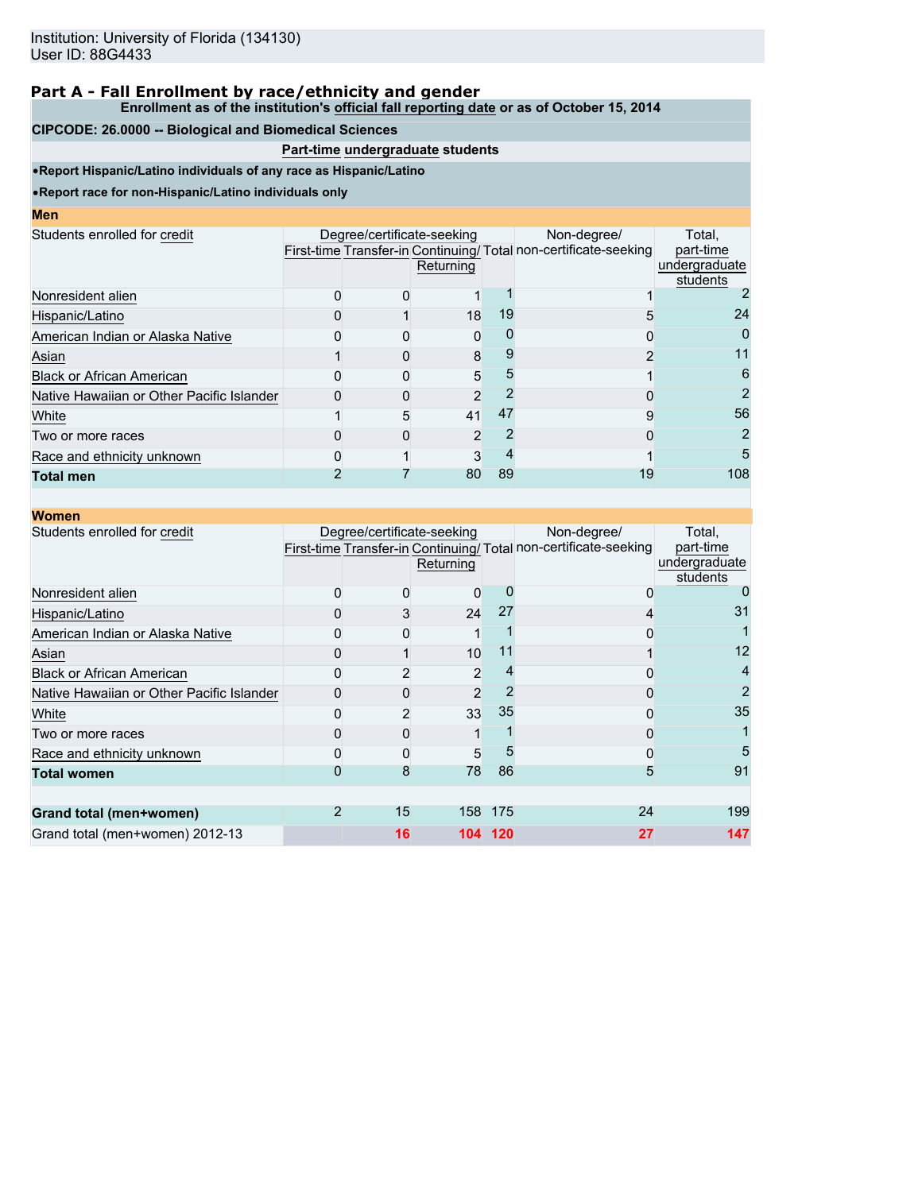Institution: University of Florida (134130)
User ID: 88G4433

## Part A - Fall Enrollment by race/ethnicity and gender

**Enrollment as of the institution's official fall reporting date or as of October 15, 2014**

**CIPCODE: 26.0000 -- Biological and Biomedical Sciences**

**Part-time undergraduate students**

- **Report Hispanic/Latino individuals of any race as Hispanic/Latino**
- **Report race for non-Hispanic/Latino individuals only**

### Men

| Students enrolled for credit | Degree/certificate-seeking | | | | Non-degree/ non-certificate-seeking | Total, part-time undergraduate students |
|---|---|---|---|---|---|---|
| | First-time | Transfer-in | Continuing/ Returning | Total | | |
| Nonresident alien | 0 | 0 | 1 | 1 | 1 | 2 |
| Hispanic/Latino | 0 | 1 | 18 | 19 | 5 | 24 |
| American Indian or Alaska Native | 0 | 0 | 0 | 0 | 0 | 0 |
| Asian | 1 | 0 | 8 | 9 | 2 | 11 |
| Black or African American | 0 | 0 | 5 | 5 | 1 | 6 |
| Native Hawaiian or Other Pacific Islander | 0 | 0 | 2 | 2 | 0 | 2 |
| White | 1 | 5 | 41 | 47 | 9 | 56 |
| Two or more races | 0 | 0 | 2 | 2 | 0 | 2 |
| Race and ethnicity unknown | 0 | 1 | 3 | 4 | 1 | 5 |
| **Total men** | 2 | 7 | 80 | 89 | 19 | 108 |

### Women

| Students enrolled for credit | Degree/certificate-seeking | | | | Non-degree/ non-certificate-seeking | Total, part-time undergraduate students |
|---|---|---|---|---|---|---|
| | First-time | Transfer-in | Continuing/ Returning | Total | | |
| Nonresident alien | 0 | 0 | 0 | 0 | 0 | 0 |
| Hispanic/Latino | 0 | 3 | 24 | 27 | 4 | 31 |
| American Indian or Alaska Native | 0 | 0 | 1 | 1 | 0 | 1 |
| Asian | 0 | 1 | 10 | 11 | 1 | 12 |
| Black or African American | 0 | 2 | 2 | 4 | 0 | 4 |
| Native Hawaiian or Other Pacific Islander | 0 | 0 | 2 | 2 | 0 | 2 |
| White | 0 | 2 | 33 | 35 | 0 | 35 |
| Two or more races | 0 | 0 | 1 | 1 | 0 | 1 |
| Race and ethnicity unknown | 0 | 0 | 5 | 5 | 0 | 5 |
| **Total women** | 0 | 8 | 78 | 86 | 5 | 91 |
| | | | | | | |
| **Grand total (men+women)** | 2 | 15 | 158 | 175 | 24 | 199 |
| Grand total (men+women) 2012-13 | | 16 | 104 | 120 | 27 | 147 |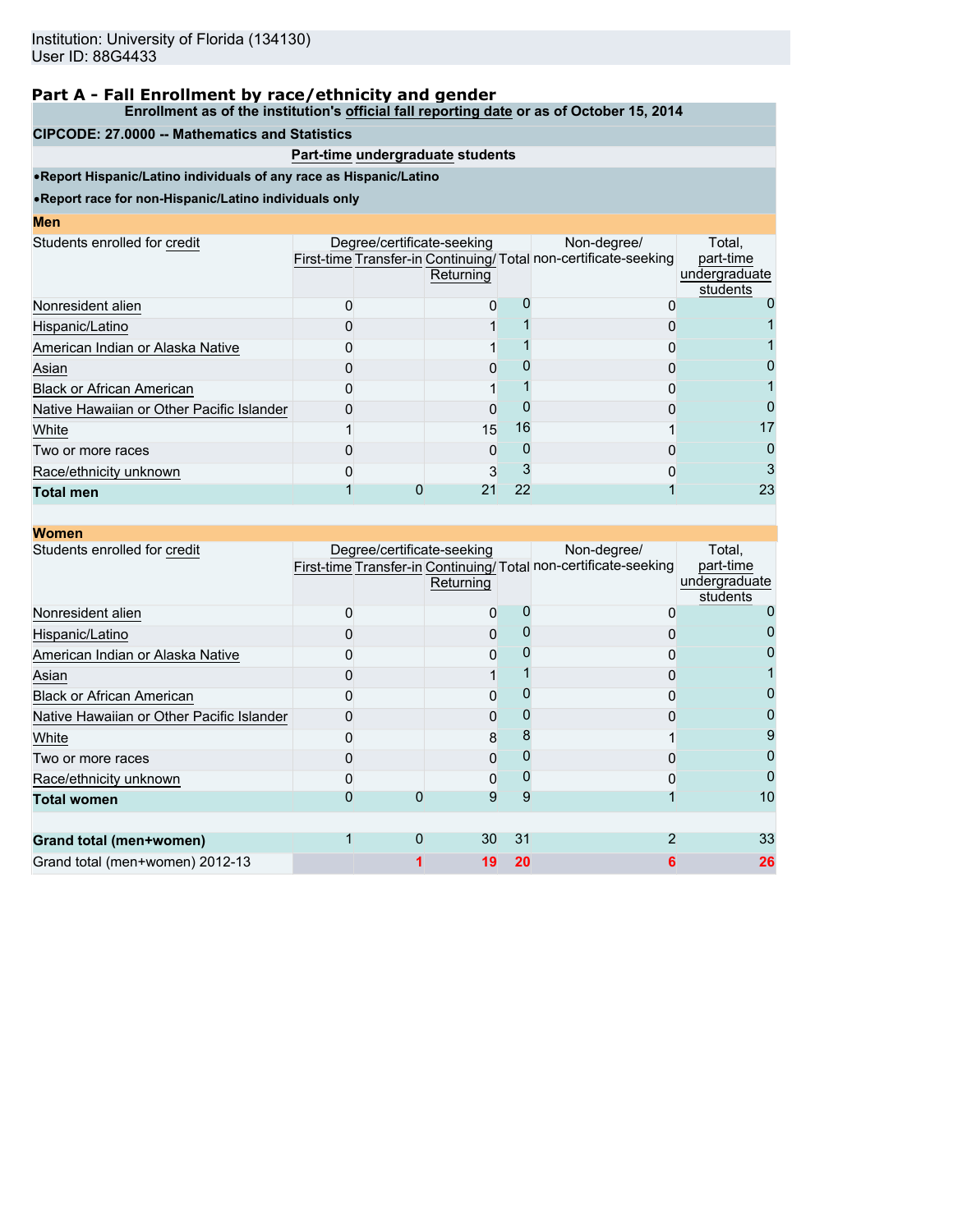Institution: University of Florida (134130)
User ID: 88G4433

## Part A - Fall Enrollment by race/ethnicity and gender

**Enrollment as of the institution's official fall reporting date or as of October 15, 2014**

**CIPCODE: 27.0000 -- Mathematics and Statistics**

**Part-time undergraduate students**

- **Report Hispanic/Latino individuals of any race as Hispanic/Latino**
- **Report race for non-Hispanic/Latino individuals only**

### Men

| Students enrolled for credit | Degree/certificate-seeking | | | | Non-degree/ non-certificate-seeking | Total, part-time undergraduate students |
|---|---|---|---|---|---|---|
| | First-time | Transfer-in | Continuing/ Returning | Total | | |
| Nonresident alien | 0 | | 0 | 0 | 0 | 0 |
| Hispanic/Latino | 0 | | 1 | 1 | 0 | 1 |
| American Indian or Alaska Native | 0 | | 1 | 1 | 0 | 1 |
| Asian | 0 | | 0 | 0 | 0 | 0 |
| Black or African American | 0 | | 1 | 1 | 0 | 1 |
| Native Hawaiian or Other Pacific Islander | 0 | | 0 | 0 | 0 | 0 |
| White | 1 | | 15 | 16 | 1 | 17 |
| Two or more races | 0 | | 0 | 0 | 0 | 0 |
| Race/ethnicity unknown | 0 | | 3 | 3 | 0 | 3 |
| **Total men** | 1 | 0 | 21 | 22 | 1 | 23 |

### Women

| Students enrolled for credit | Degree/certificate-seeking | | | | Non-degree/ non-certificate-seeking | Total, part-time undergraduate students |
|---|---|---|---|---|---|---|
| | First-time | Transfer-in | Continuing/ Returning | Total | | |
| Nonresident alien | 0 | | 0 | 0 | 0 | 0 |
| Hispanic/Latino | 0 | | 0 | 0 | 0 | 0 |
| American Indian or Alaska Native | 0 | | 0 | 0 | 0 | 0 |
| Asian | 0 | | 1 | 1 | 0 | 1 |
| Black or African American | 0 | | 0 | 0 | 0 | 0 |
| Native Hawaiian or Other Pacific Islander | 0 | | 0 | 0 | 0 | 0 |
| White | 0 | | 8 | 8 | 1 | 9 |
| Two or more races | 0 | | 0 | 0 | 0 | 0 |
| Race/ethnicity unknown | 0 | | 0 | 0 | 0 | 0 |
| **Total women** | 0 | 0 | 9 | 9 | 1 | 10 |
| | | | | | | |
| **Grand total (men+women)** | 1 | 0 | 30 | 31 | 2 | 33 |
| Grand total (men+women) 2012-13 | | 1 | 19 | 20 | 6 | 26 |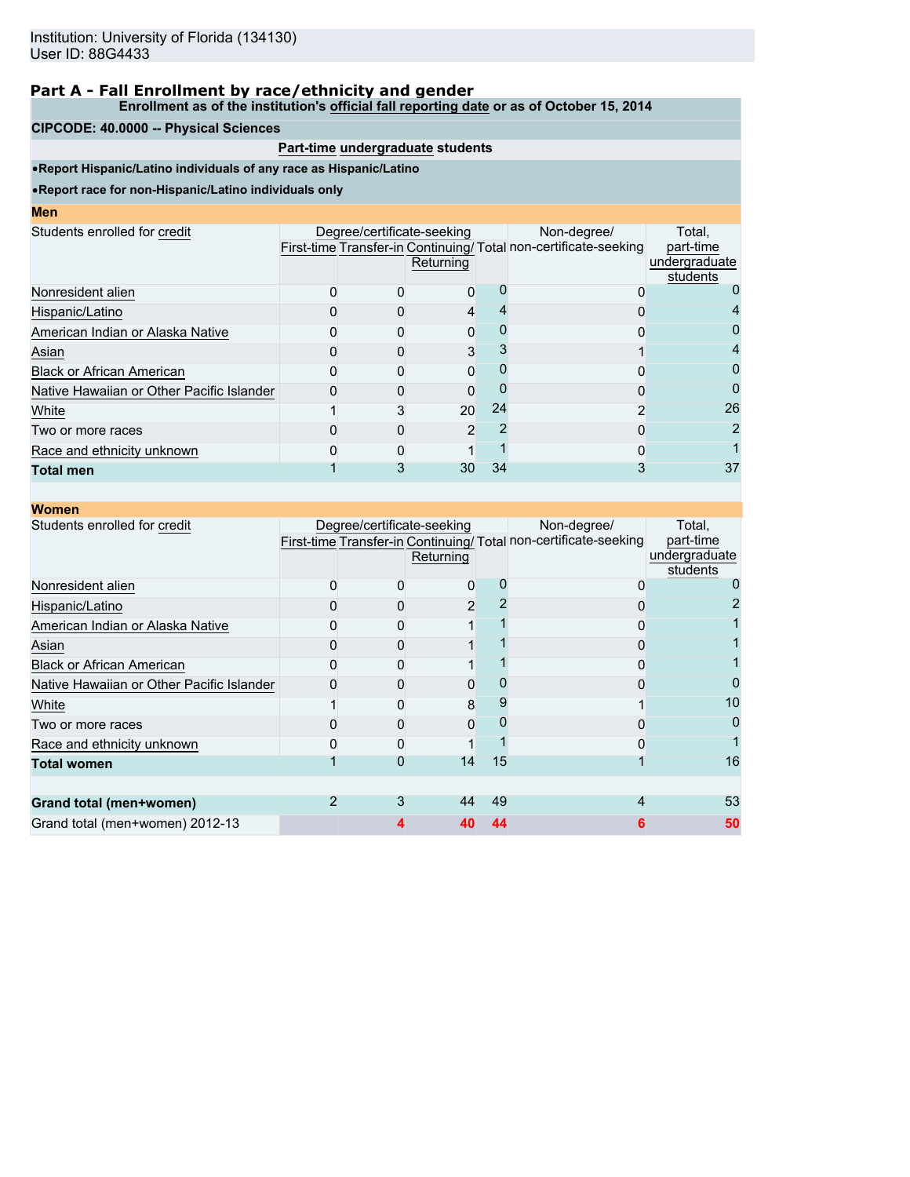Institution: University of Florida (134130)
User ID: 88G4433

## Part A - Fall Enrollment by race/ethnicity and gender

**Enrollment as of the institution's official fall reporting date or as of October 15, 2014**

**CIPCODE: 40.0000 -- Physical Sciences**

**Part-time undergraduate students**

- **Report Hispanic/Latino individuals of any race as Hispanic/Latino**
- **Report race for non-Hispanic/Latino individuals only**

### Men

| Students enrolled for credit | Degree/certificate-seeking | | | | Non-degree/ non-certificate-seeking | Total, part-time undergraduate students |
|---|---|---|---|---|---|---|
| | First-time | Transfer-in | Continuing/ Returning | Total | | |
| Nonresident alien | 0 | 0 | 0 | 0 | 0 | 0 |
| Hispanic/Latino | 0 | 0 | 4 | 4 | 0 | 4 |
| American Indian or Alaska Native | 0 | 0 | 0 | 0 | 0 | 0 |
| Asian | 0 | 0 | 3 | 3 | 1 | 4 |
| Black or African American | 0 | 0 | 0 | 0 | 0 | 0 |
| Native Hawaiian or Other Pacific Islander | 0 | 0 | 0 | 0 | 0 | 0 |
| White | 1 | 3 | 20 | 24 | 2 | 26 |
| Two or more races | 0 | 0 | 2 | 2 | 0 | 2 |
| Race and ethnicity unknown | 0 | 0 | 1 | 1 | 0 | 1 |
| **Total men** | 1 | 3 | 30 | 34 | 3 | 37 |

### Women

| Students enrolled for credit | Degree/certificate-seeking | | | | Non-degree/ non-certificate-seeking | Total, part-time undergraduate students |
|---|---|---|---|---|---|---|
| | First-time | Transfer-in | Continuing/ Returning | Total | | |
| Nonresident alien | 0 | 0 | 0 | 0 | 0 | 0 |
| Hispanic/Latino | 0 | 0 | 2 | 2 | 0 | 2 |
| American Indian or Alaska Native | 0 | 0 | 1 | 1 | 0 | 1 |
| Asian | 0 | 0 | 1 | 1 | 0 | 1 |
| Black or African American | 0 | 0 | 1 | 1 | 0 | 1 |
| Native Hawaiian or Other Pacific Islander | 0 | 0 | 0 | 0 | 0 | 0 |
| White | 1 | 0 | 8 | 9 | 1 | 10 |
| Two or more races | 0 | 0 | 0 | 0 | 0 | 0 |
| Race and ethnicity unknown | 0 | 0 | 1 | 1 | 0 | 1 |
| **Total women** | 1 | 0 | 14 | 15 | 1 | 16 |
| | | | | | | |
| **Grand total (men+women)** | 2 | 3 | 44 | 49 | 4 | 53 |
| Grand total (men+women) 2012-13 | | 4 | 40 | 44 | 6 | 50 |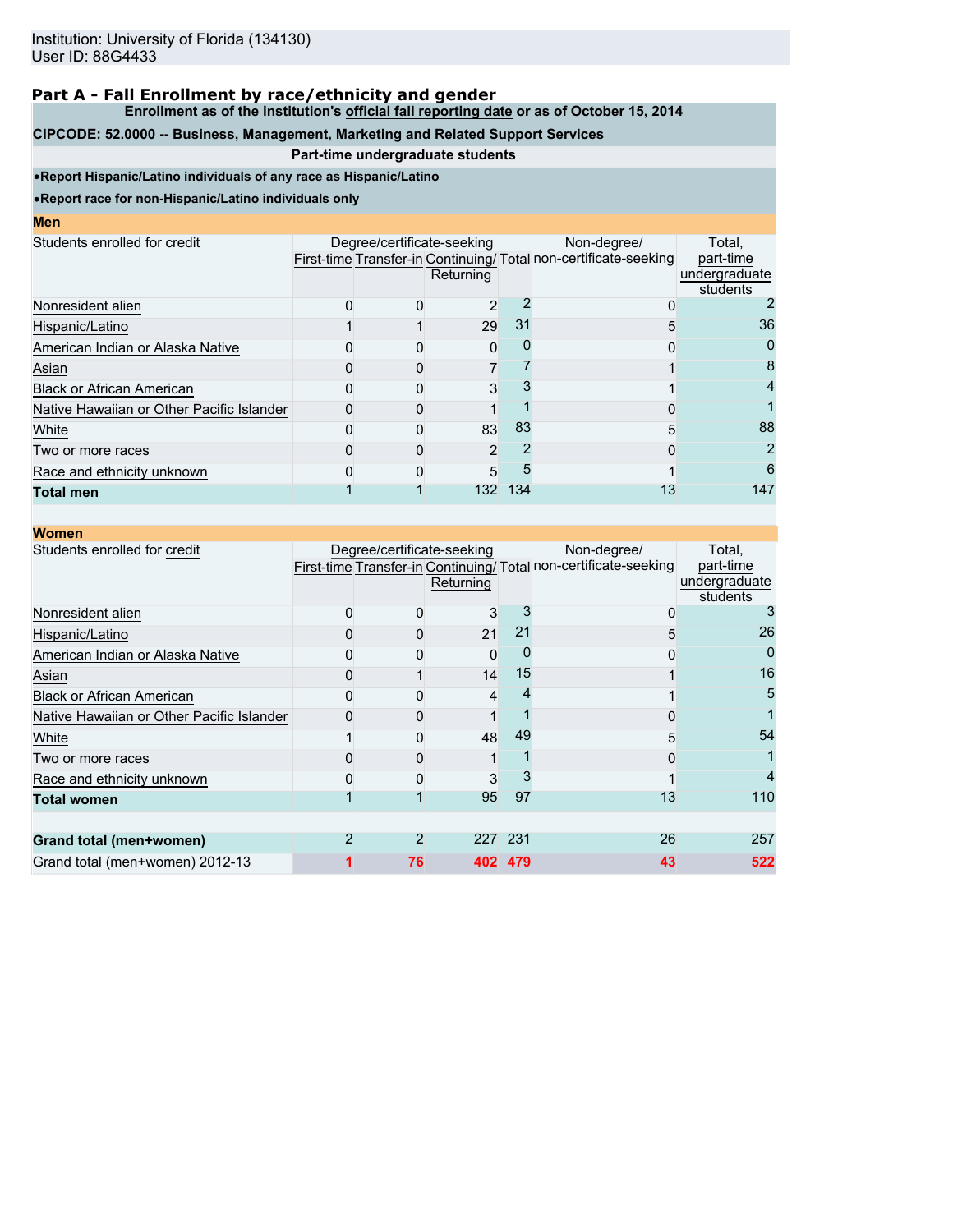Institution: University of Florida (134130)
User ID: 88G4433

## Part A - Fall Enrollment by race/ethnicity and gender

**Enrollment as of the institution's official fall reporting date or as of October 15, 2014**

**CIPCODE: 52.0000 -- Business, Management, Marketing and Related Support Services**

**Part-time undergraduate students**

- **Report Hispanic/Latino individuals of any race as Hispanic/Latino**
- **Report race for non-Hispanic/Latino individuals only**

### Men

| Students enrolled for credit | Degree/certificate-seeking | | | | Non-degree/ non-certificate-seeking | Total, part-time undergraduate students |
|---|---|---|---|---|---|---|
| | First-time | Transfer-in | Continuing/ Returning | Total | | |
| Nonresident alien | 0 | 0 | 2 | 2 | 0 | 2 |
| Hispanic/Latino | 1 | 1 | 29 | 31 | 5 | 36 |
| American Indian or Alaska Native | 0 | 0 | 0 | 0 | 0 | 0 |
| Asian | 0 | 0 | 7 | 7 | 1 | 8 |
| Black or African American | 0 | 0 | 3 | 3 | 1 | 4 |
| Native Hawaiian or Other Pacific Islander | 0 | 0 | 1 | 1 | 0 | 1 |
| White | 0 | 0 | 83 | 83 | 5 | 88 |
| Two or more races | 0 | 0 | 2 | 2 | 0 | 2 |
| Race and ethnicity unknown | 0 | 0 | 5 | 5 | 1 | 6 |
| **Total men** | 1 | 1 | 132 | 134 | 13 | 147 |

### Women

| Students enrolled for credit | Degree/certificate-seeking | | | | Non-degree/ non-certificate-seeking | Total, part-time undergraduate students |
|---|---|---|---|---|---|---|
| | First-time | Transfer-in | Continuing/ Returning | Total | | |
| Nonresident alien | 0 | 0 | 3 | 3 | 0 | 3 |
| Hispanic/Latino | 0 | 0 | 21 | 21 | 5 | 26 |
| American Indian or Alaska Native | 0 | 0 | 0 | 0 | 0 | 0 |
| Asian | 0 | 1 | 14 | 15 | 1 | 16 |
| Black or African American | 0 | 0 | 4 | 4 | 1 | 5 |
| Native Hawaiian or Other Pacific Islander | 0 | 0 | 1 | 1 | 0 | 1 |
| White | 1 | 0 | 48 | 49 | 5 | 54 |
| Two or more races | 0 | 0 | 1 | 1 | 0 | 1 |
| Race and ethnicity unknown | 0 | 0 | 3 | 3 | 1 | 4 |
| **Total women** | 1 | 1 | 95 | 97 | 13 | 110 |
| | | | | | | |
| **Grand total (men+women)** | 2 | 2 | 227 | 231 | 26 | 257 |
| Grand total (men+women) 2012-13 | 1 | 76 | 402 | 479 | 43 | 522 |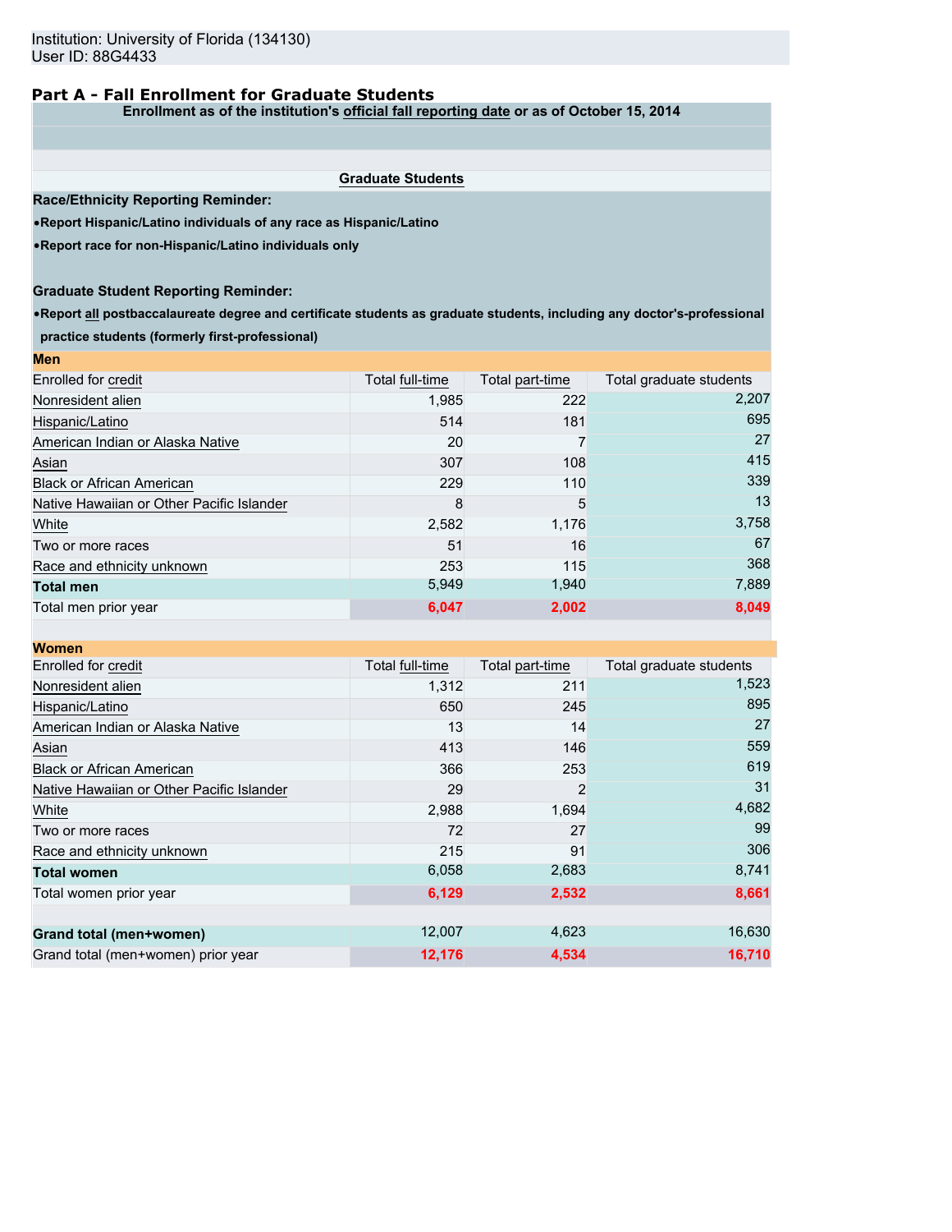Institution: University of Florida (134130)
User ID: 88G4433

## Part A - Fall Enrollment for Graduate Students

**Enrollment as of the institution's official fall reporting date or as of October 15, 2014**

**Graduate Students**

**Race/Ethnicity Reporting Reminder:**

- **Report Hispanic/Latino individuals of any race as Hispanic/Latino**
- **Report race for non-Hispanic/Latino individuals only**

**Graduate Student Reporting Reminder:**

- **Report all postbaccalaureate degree and certificate students as graduate students, including any doctor's-professional practice students (formerly first-professional)**

**Men**

| Enrolled for credit | Total full-time | Total part-time | Total graduate students |
|---|---|---|---|
| Nonresident alien | 1,985 | 222 | 2,207 |
| Hispanic/Latino | 514 | 181 | 695 |
| American Indian or Alaska Native | 20 | 7 | 27 |
| Asian | 307 | 108 | 415 |
| Black or African American | 229 | 110 | 339 |
| Native Hawaiian or Other Pacific Islander | 8 | 5 | 13 |
| White | 2,582 | 1,176 | 3,758 |
| Two or more races | 51 | 16 | 67 |
| Race and ethnicity unknown | 253 | 115 | 368 |
| **Total men** | 5,949 | 1,940 | 7,889 |
| Total men prior year | **6,047** | **2,002** | **8,049** |

**Women**

| Enrolled for credit | Total full-time | Total part-time | Total graduate students |
|---|---|---|---|
| Nonresident alien | 1,312 | 211 | 1,523 |
| Hispanic/Latino | 650 | 245 | 895 |
| American Indian or Alaska Native | 13 | 14 | 27 |
| Asian | 413 | 146 | 559 |
| Black or African American | 366 | 253 | 619 |
| Native Hawaiian or Other Pacific Islander | 29 | 2 | 31 |
| White | 2,988 | 1,694 | 4,682 |
| Two or more races | 72 | 27 | 99 |
| Race and ethnicity unknown | 215 | 91 | 306 |
| **Total women** | 6,058 | 2,683 | 8,741 |
| Total women prior year | **6,129** | **2,532** | **8,661** |

| | Total full-time | Total part-time | Total graduate students |
|---|---|---|---|
| **Grand total (men+women)** | 12,007 | 4,623 | 16,630 |
| Grand total (men+women) prior year | **12,176** | **4,534** | **16,710** |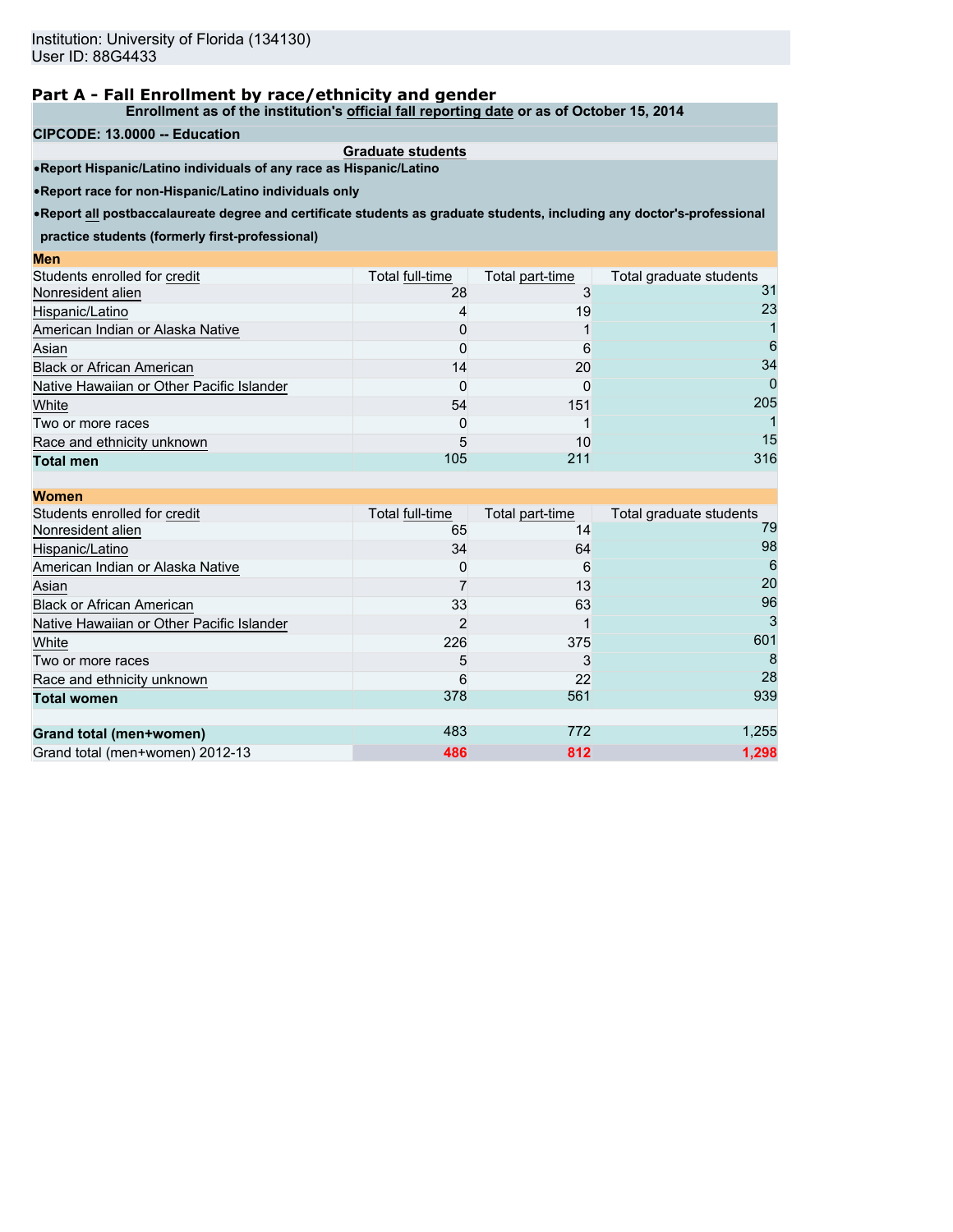Institution: University of Florida (134130)
User ID: 88G4433

## Part A - Fall Enrollment by race/ethnicity and gender

**Enrollment as of the institution's official fall reporting date or as of October 15, 2014**

**CIPCODE: 13.0000 -- Education**

**Graduate students**

- **Report Hispanic/Latino individuals of any race as Hispanic/Latino**
- **Report race for non-Hispanic/Latino individuals only**
- **Report all postbaccalaureate degree and certificate students as graduate students, including any doctor's-professional practice students (formerly first-professional)**

**Men**

| Students enrolled for credit | Total full-time | Total part-time | Total graduate students |
|---|---|---|---|
| Nonresident alien | 28 | 3 | 31 |
| Hispanic/Latino | 4 | 19 | 23 |
| American Indian or Alaska Native | 0 | 1 | 1 |
| Asian | 0 | 6 | 6 |
| Black or African American | 14 | 20 | 34 |
| Native Hawaiian or Other Pacific Islander | 0 | 0 | 0 |
| White | 54 | 151 | 205 |
| Two or more races | 0 | 1 | 1 |
| Race and ethnicity unknown | 5 | 10 | 15 |
| **Total men** | 105 | 211 | 316 |

**Women**

| Students enrolled for credit | Total full-time | Total part-time | Total graduate students |
|---|---|---|---|
| Nonresident alien | 65 | 14 | 79 |
| Hispanic/Latino | 34 | 64 | 98 |
| American Indian or Alaska Native | 0 | 6 | 6 |
| Asian | 7 | 13 | 20 |
| Black or African American | 33 | 63 | 96 |
| Native Hawaiian or Other Pacific Islander | 2 | 1 | 3 |
| White | 226 | 375 | 601 |
| Two or more races | 5 | 3 | 8 |
| Race and ethnicity unknown | 6 | 22 | 28 |
| **Total women** | 378 | 561 | 939 |
| | | | |
| **Grand total (men+women)** | 483 | 772 | 1,255 |
| Grand total (men+women) 2012-13 | 486 | 812 | 1,298 |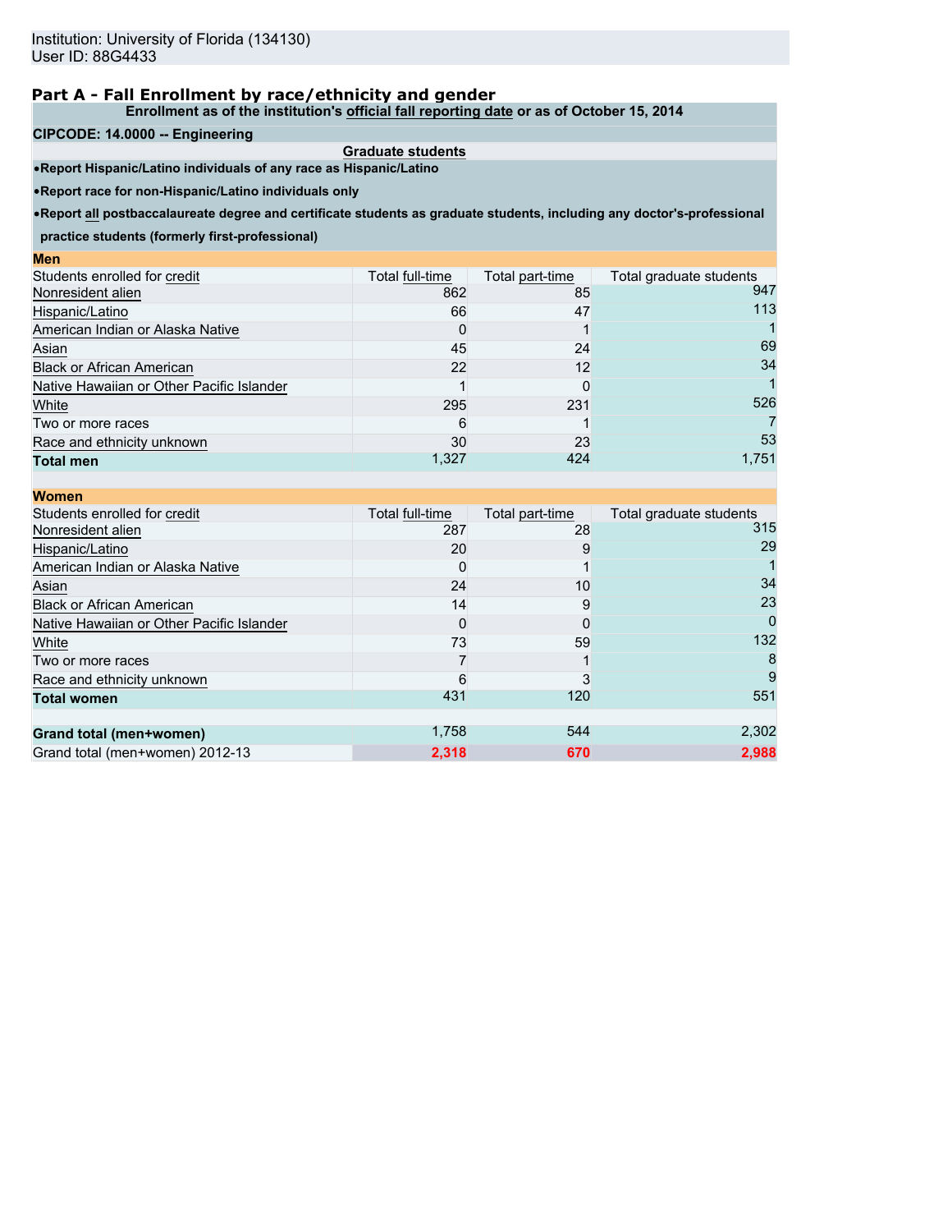Institution: University of Florida (134130)
User ID: 88G4433

## Part A - Fall Enrollment by race/ethnicity and gender

**Enrollment as of the institution's official fall reporting date or as of October 15, 2014**

**CIPCODE: 14.0000 -- Engineering**

**Graduate students**

- **Report Hispanic/Latino individuals of any race as Hispanic/Latino**
- **Report race for non-Hispanic/Latino individuals only**
- **Report all postbaccalaureate degree and certificate students as graduate students, including any doctor's-professional practice students (formerly first-professional)**

**Men**

| Students enrolled for credit | Total full-time | Total part-time | Total graduate students |
|---|---|---|---|
| Nonresident alien | 862 | 85 | 947 |
| Hispanic/Latino | 66 | 47 | 113 |
| American Indian or Alaska Native | 0 | 1 | 1 |
| Asian | 45 | 24 | 69 |
| Black or African American | 22 | 12 | 34 |
| Native Hawaiian or Other Pacific Islander | 1 | 0 | 1 |
| White | 295 | 231 | 526 |
| Two or more races | 6 | 1 | 7 |
| Race and ethnicity unknown | 30 | 23 | 53 |
| **Total men** | 1,327 | 424 | 1,751 |

**Women**

| Students enrolled for credit | Total full-time | Total part-time | Total graduate students |
|---|---|---|---|
| Nonresident alien | 287 | 28 | 315 |
| Hispanic/Latino | 20 | 9 | 29 |
| American Indian or Alaska Native | 0 | 1 | 1 |
| Asian | 24 | 10 | 34 |
| Black or African American | 14 | 9 | 23 |
| Native Hawaiian or Other Pacific Islander | 0 | 0 | 0 |
| White | 73 | 59 | 132 |
| Two or more races | 7 | 1 | 8 |
| Race and ethnicity unknown | 6 | 3 | 9 |
| **Total women** | 431 | 120 | 551 |
| | | | |
| **Grand total (men+women)** | 1,758 | 544 | 2,302 |
| Grand total (men+women) 2012-13 | 2,318 | 670 | 2,988 |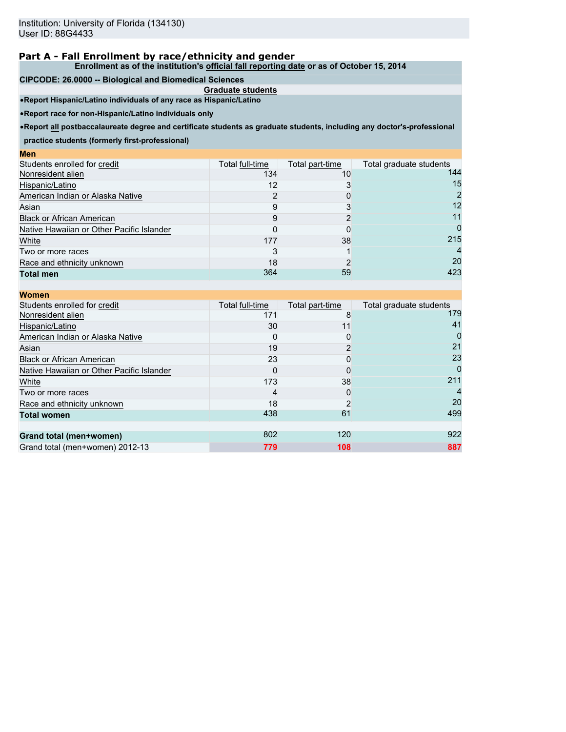Institution: University of Florida (134130)
User ID: 88G4433

## Part A - Fall Enrollment by race/ethnicity and gender

**Enrollment as of the institution's official fall reporting date or as of October 15, 2014**

**CIPCODE: 26.0000 -- Biological and Biomedical Sciences**

**Graduate students**

- **Report Hispanic/Latino individuals of any race as Hispanic/Latino**
- **Report race for non-Hispanic/Latino individuals only**
- **Report all postbaccalaureate degree and certificate students as graduate students, including any doctor's-professional practice students (formerly first-professional)**

**Men**

| Students enrolled for credit | Total full-time | Total part-time | Total graduate students |
|---|---|---|---|
| Nonresident alien | 134 | 10 | 144 |
| Hispanic/Latino | 12 | 3 | 15 |
| American Indian or Alaska Native | 2 | 0 | 2 |
| Asian | 9 | 3 | 12 |
| Black or African American | 9 | 2 | 11 |
| Native Hawaiian or Other Pacific Islander | 0 | 0 | 0 |
| White | 177 | 38 | 215 |
| Two or more races | 3 | 1 | 4 |
| Race and ethnicity unknown | 18 | 2 | 20 |
| **Total men** | 364 | 59 | 423 |

**Women**

| Students enrolled for credit | Total full-time | Total part-time | Total graduate students |
|---|---|---|---|
| Nonresident alien | 171 | 8 | 179 |
| Hispanic/Latino | 30 | 11 | 41 |
| American Indian or Alaska Native | 0 | 0 | 0 |
| Asian | 19 | 2 | 21 |
| Black or African American | 23 | 0 | 23 |
| Native Hawaiian or Other Pacific Islander | 0 | 0 | 0 |
| White | 173 | 38 | 211 |
| Two or more races | 4 | 0 | 4 |
| Race and ethnicity unknown | 18 | 2 | 20 |
| **Total women** | 438 | 61 | 499 |
| | | | |
| **Grand total (men+women)** | 802 | 120 | 922 |
| Grand total (men+women) 2012-13 | 779 | 108 | 887 |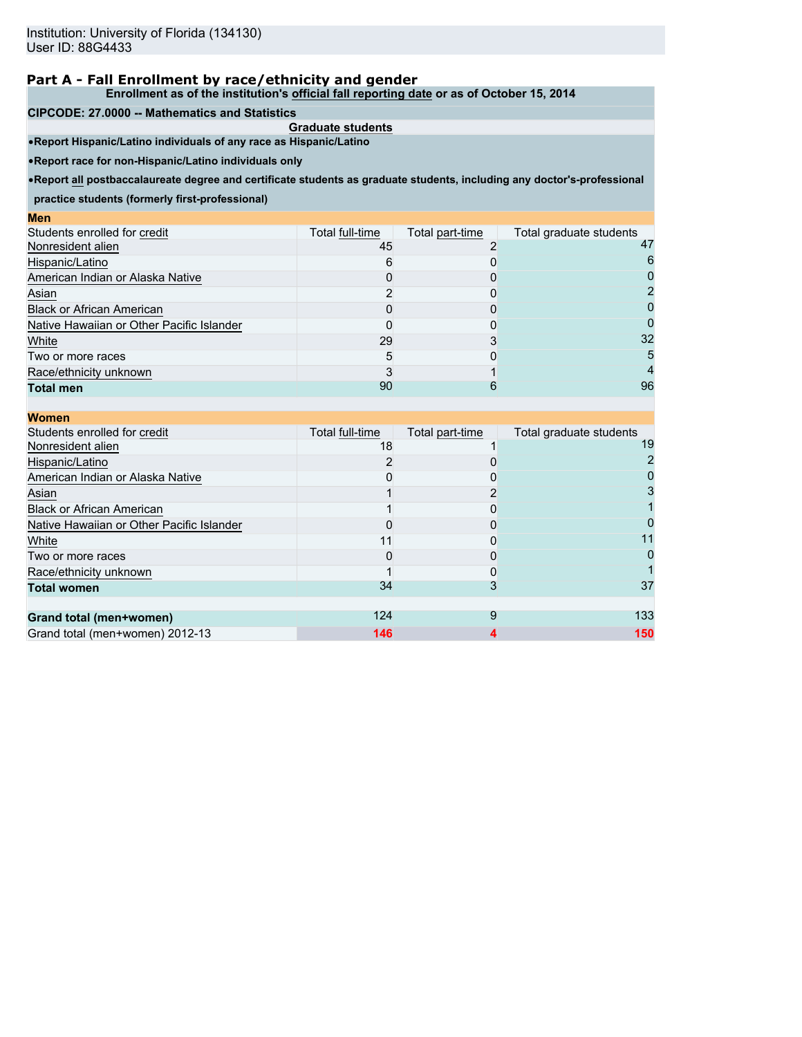Institution: University of Florida (134130)
User ID: 88G4433

## Part A - Fall Enrollment by race/ethnicity and gender

**Enrollment as of the institution's official fall reporting date or as of October 15, 2014**

**CIPCODE: 27.0000 -- Mathematics and Statistics**

**Graduate students**

- **Report Hispanic/Latino individuals of any race as Hispanic/Latino**
- **Report race for non-Hispanic/Latino individuals only**
- **Report all postbaccalaureate degree and certificate students as graduate students, including any doctor's-professional practice students (formerly first-professional)**

**Men**

| Students enrolled for credit | Total full-time | Total part-time | Total graduate students |
|---|---|---|---|
| Nonresident alien | 45 | 2 | 47 |
| Hispanic/Latino | 6 | 0 | 6 |
| American Indian or Alaska Native | 0 | 0 | 0 |
| Asian | 2 | 0 | 2 |
| Black or African American | 0 | 0 | 0 |
| Native Hawaiian or Other Pacific Islander | 0 | 0 | 0 |
| White | 29 | 3 | 32 |
| Two or more races | 5 | 0 | 5 |
| Race/ethnicity unknown | 3 | 1 | 4 |
| **Total men** | 90 | 6 | 96 |

**Women**

| Students enrolled for credit | Total full-time | Total part-time | Total graduate students |
|---|---|---|---|
| Nonresident alien | 18 | 1 | 19 |
| Hispanic/Latino | 2 | 0 | 2 |
| American Indian or Alaska Native | 0 | 0 | 0 |
| Asian | 1 | 2 | 3 |
| Black or African American | 1 | 0 | 1 |
| Native Hawaiian or Other Pacific Islander | 0 | 0 | 0 |
| White | 11 | 0 | 11 |
| Two or more races | 0 | 0 | 0 |
| Race/ethnicity unknown | 1 | 0 | 1 |
| **Total women** | 34 | 3 | 37 |

| | Total full-time | Total part-time | Total graduate students |
|---|---|---|---|
| **Grand total (men+women)** | 124 | 9 | 133 |
| Grand total (men+women) 2012-13 | 146 | 4 | 150 |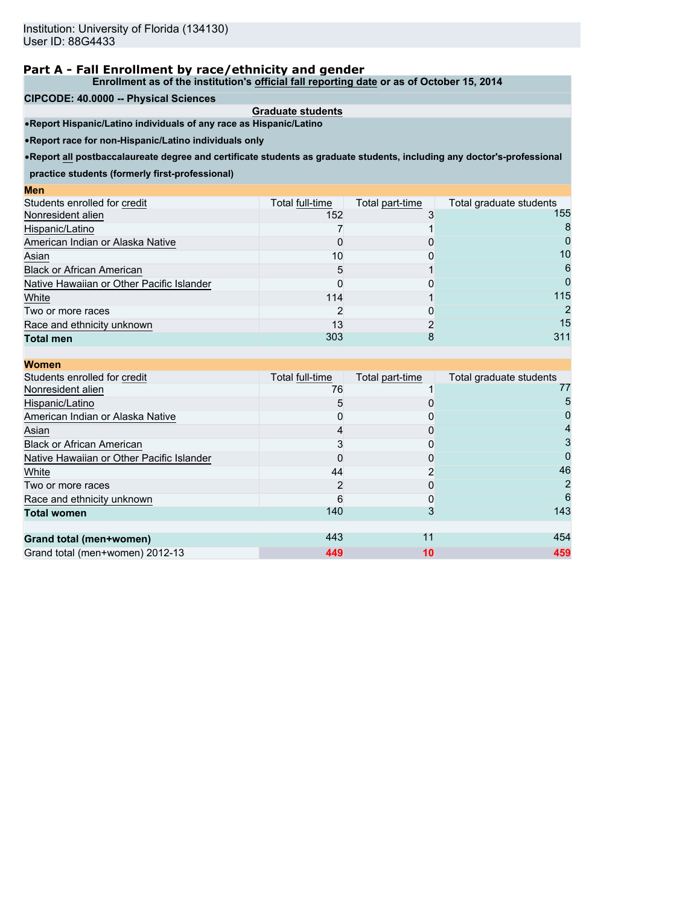Institution: University of Florida (134130)
User ID: 88G4433

## Part A - Fall Enrollment by race/ethnicity and gender

**Enrollment as of the institution's official fall reporting date or as of October 15, 2014**

**CIPCODE: 40.0000 -- Physical Sciences**

**Graduate students**

- **Report Hispanic/Latino individuals of any race as Hispanic/Latino**
- **Report race for non-Hispanic/Latino individuals only**
- **Report all postbaccalaureate degree and certificate students as graduate students, including any doctor's-professional practice students (formerly first-professional)**

**Men**

| Students enrolled for credit | Total full-time | Total part-time | Total graduate students |
|---|---|---|---|
| Nonresident alien | 152 | 3 | 155 |
| Hispanic/Latino | 7 | 1 | 8 |
| American Indian or Alaska Native | 0 | 0 | 0 |
| Asian | 10 | 0 | 10 |
| Black or African American | 5 | 1 | 6 |
| Native Hawaiian or Other Pacific Islander | 0 | 0 | 0 |
| White | 114 | 1 | 115 |
| Two or more races | 2 | 0 | 2 |
| Race and ethnicity unknown | 13 | 2 | 15 |
| **Total men** | 303 | 8 | 311 |

**Women**

| Students enrolled for credit | Total full-time | Total part-time | Total graduate students |
|---|---|---|---|
| Nonresident alien | 76 | 1 | 77 |
| Hispanic/Latino | 5 | 0 | 5 |
| American Indian or Alaska Native | 0 | 0 | 0 |
| Asian | 4 | 0 | 4 |
| Black or African American | 3 | 0 | 3 |
| Native Hawaiian or Other Pacific Islander | 0 | 0 | 0 |
| White | 44 | 2 | 46 |
| Two or more races | 2 | 0 | 2 |
| Race and ethnicity unknown | 6 | 0 | 6 |
| **Total women** | 140 | 3 | 143 |
| | | | |
| **Grand total (men+women)** | 443 | 11 | 454 |
| Grand total (men+women) 2012-13 | 449 | 10 | 459 |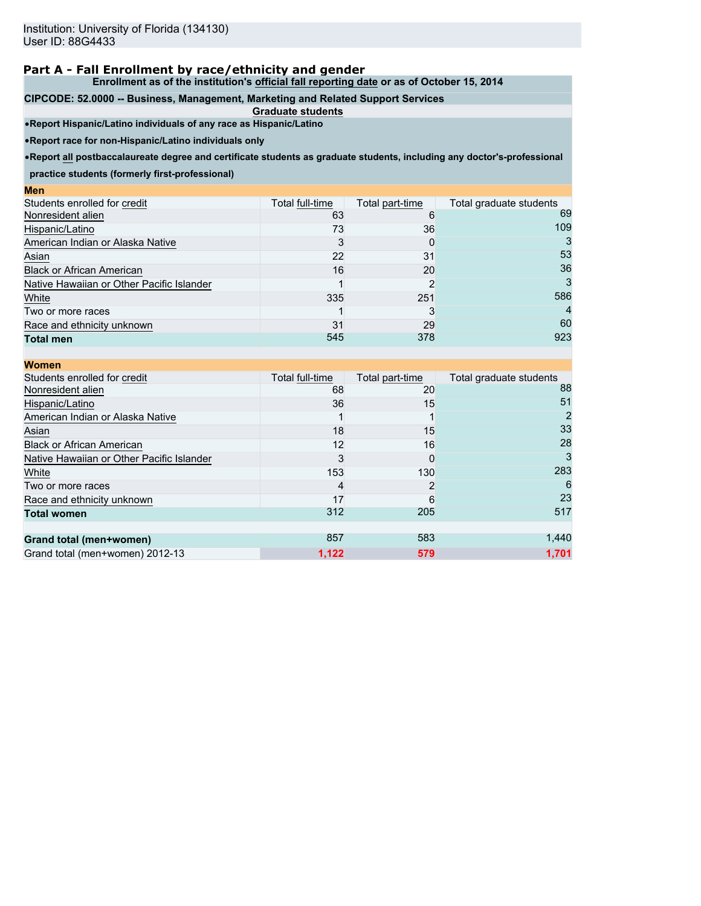Institution: University of Florida (134130)
User ID: 88G4433

## Part A - Fall Enrollment by race/ethnicity and gender

**Enrollment as of the institution's official fall reporting date or as of October 15, 2014**

**CIPCODE: 52.0000 -- Business, Management, Marketing and Related Support Services**

**Graduate students**

- **Report Hispanic/Latino individuals of any race as Hispanic/Latino**
- **Report race for non-Hispanic/Latino individuals only**
- **Report all postbaccalaureate degree and certificate students as graduate students, including any doctor's-professional practice students (formerly first-professional)**

**Men**

| Students enrolled for credit | Total full-time | Total part-time | Total graduate students |
|---|---|---|---|
| Nonresident alien | 63 | 6 | 69 |
| Hispanic/Latino | 73 | 36 | 109 |
| American Indian or Alaska Native | 3 | 0 | 3 |
| Asian | 22 | 31 | 53 |
| Black or African American | 16 | 20 | 36 |
| Native Hawaiian or Other Pacific Islander | 1 | 2 | 3 |
| White | 335 | 251 | 586 |
| Two or more races | 1 | 3 | 4 |
| Race and ethnicity unknown | 31 | 29 | 60 |
| **Total men** | 545 | 378 | 923 |

**Women**

| Students enrolled for credit | Total full-time | Total part-time | Total graduate students |
|---|---|---|---|
| Nonresident alien | 68 | 20 | 88 |
| Hispanic/Latino | 36 | 15 | 51 |
| American Indian or Alaska Native | 1 | 1 | 2 |
| Asian | 18 | 15 | 33 |
| Black or African American | 12 | 16 | 28 |
| Native Hawaiian or Other Pacific Islander | 3 | 0 | 3 |
| White | 153 | 130 | 283 |
| Two or more races | 4 | 2 | 6 |
| Race and ethnicity unknown | 17 | 6 | 23 |
| **Total women** | 312 | 205 | 517 |
| | | | |
| **Grand total (men+women)** | 857 | 583 | 1,440 |
| Grand total (men+women) 2012-13 | 1,122 | 579 | 1,701 |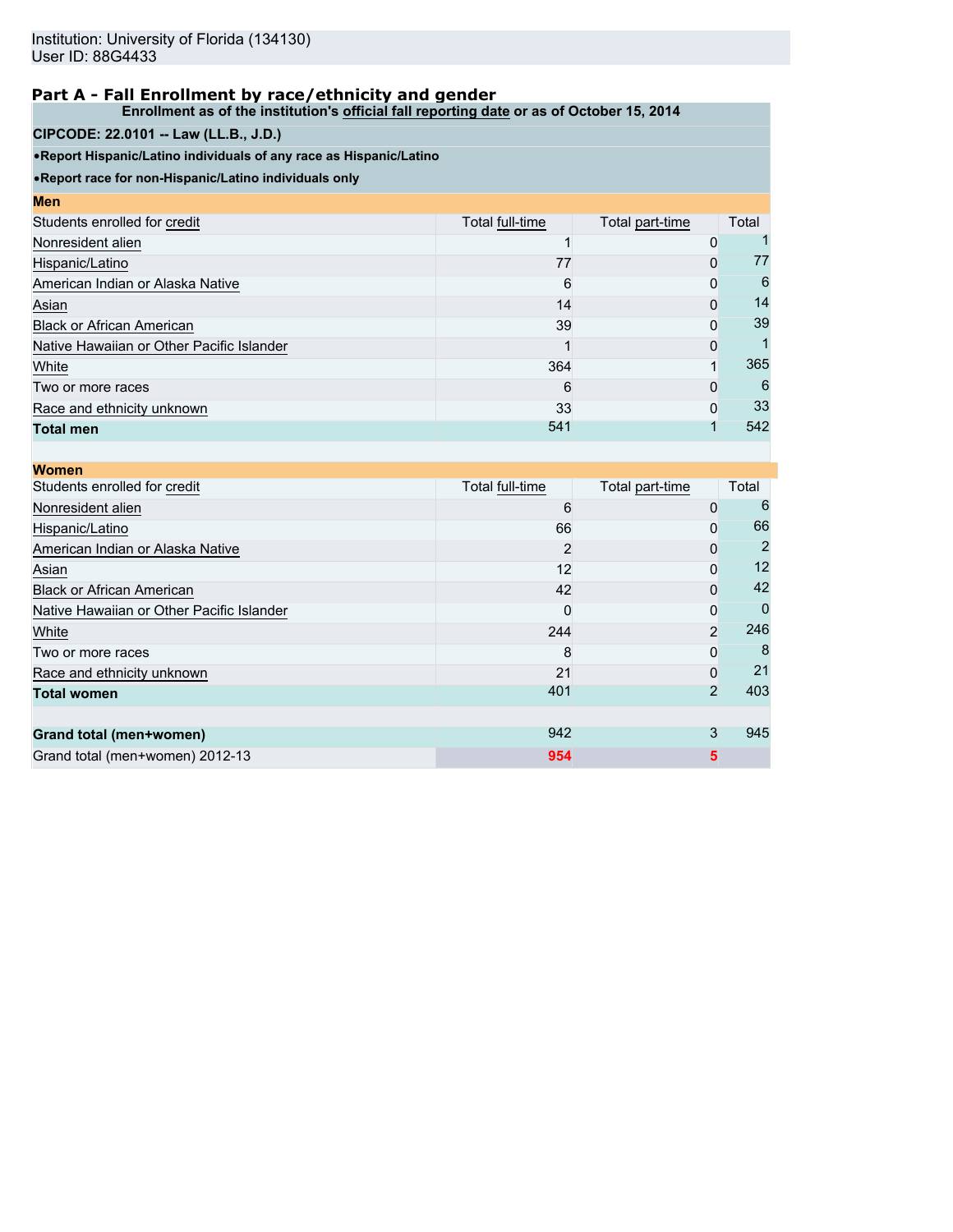Institution: University of Florida (134130)
User ID: 88G4433

## Part A - Fall Enrollment by race/ethnicity and gender

**Enrollment as of the institution's official fall reporting date or as of October 15, 2014**

**CIPCODE: 22.0101 -- Law (LL.B., J.D.)**

- **Report Hispanic/Latino individuals of any race as Hispanic/Latino**
- **Report race for non-Hispanic/Latino individuals only**

**Men**

| Students enrolled for credit | Total full-time | Total part-time | Total |
|---|---|---|---|
| Nonresident alien | 1 | 0 | 1 |
| Hispanic/Latino | 77 | 0 | 77 |
| American Indian or Alaska Native | 6 | 0 | 6 |
| Asian | 14 | 0 | 14 |
| Black or African American | 39 | 0 | 39 |
| Native Hawaiian or Other Pacific Islander | 1 | 0 | 1 |
| White | 364 | 1 | 365 |
| Two or more races | 6 | 0 | 6 |
| Race and ethnicity unknown | 33 | 0 | 33 |
| **Total men** | 541 | 1 | 542 |

**Women**

| Students enrolled for credit | Total full-time | Total part-time | Total |
|---|---|---|---|
| Nonresident alien | 6 | 0 | 6 |
| Hispanic/Latino | 66 | 0 | 66 |
| American Indian or Alaska Native | 2 | 0 | 2 |
| Asian | 12 | 0 | 12 |
| Black or African American | 42 | 0 | 42 |
| Native Hawaiian or Other Pacific Islander | 0 | 0 | 0 |
| White | 244 | 2 | 246 |
| Two or more races | 8 | 0 | 8 |
| Race and ethnicity unknown | 21 | 0 | 21 |
| **Total women** | 401 | 2 | 403 |
| | | | |
| **Grand total (men+women)** | 942 | 3 | 945 |
| Grand total (men+women) 2012-13 | 954 | 5 | |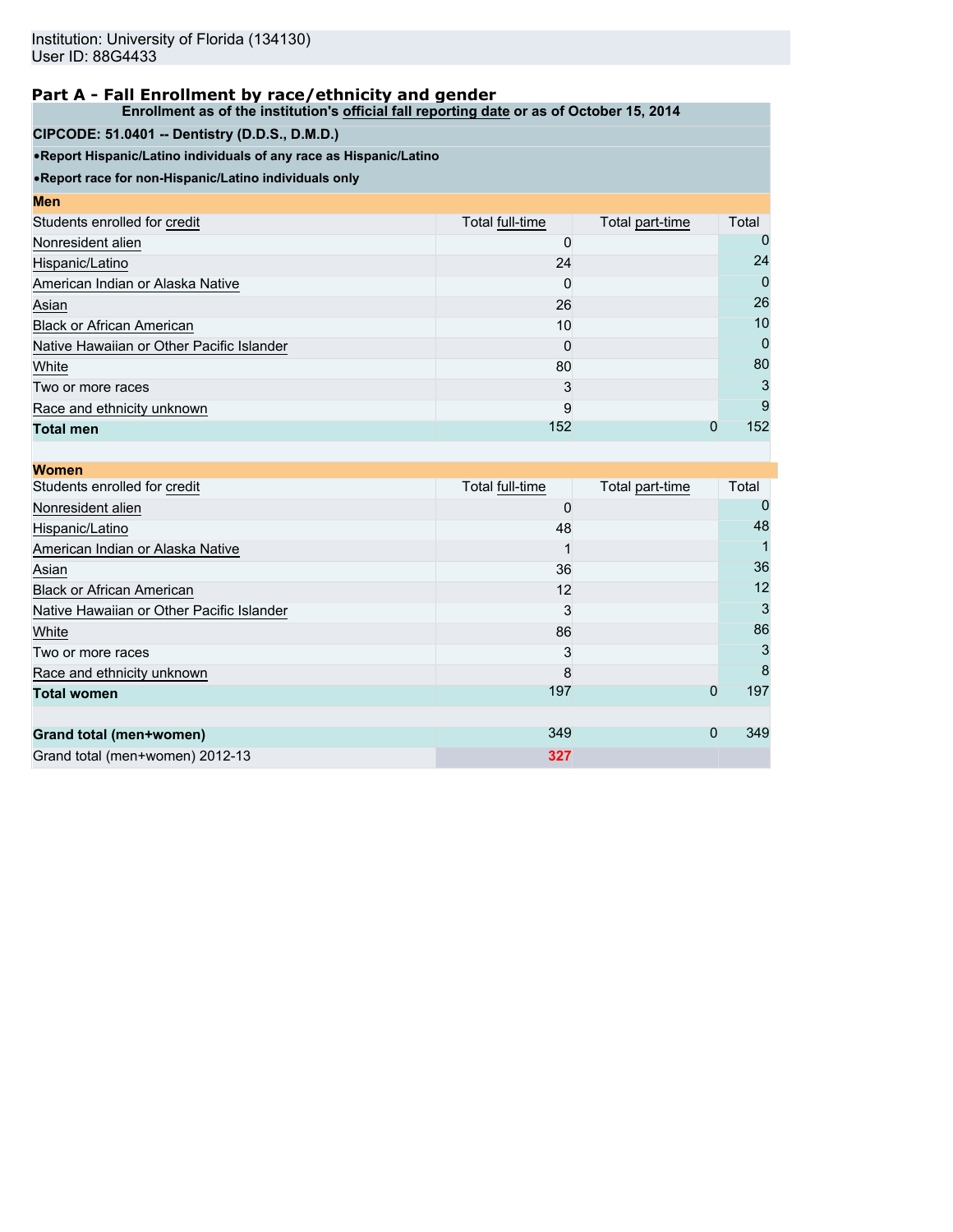Institution: University of Florida (134130)
User ID: 88G4433

## Part A - Fall Enrollment by race/ethnicity and gender

**Enrollment as of the institution's official fall reporting date or as of October 15, 2014**

**CIPCODE: 51.0401 -- Dentistry (D.D.S., D.M.D.)**

- **Report Hispanic/Latino individuals of any race as Hispanic/Latino**
- **Report race for non-Hispanic/Latino individuals only**

**Men**

| Students enrolled for credit | Total full-time | Total part-time | Total |
|---|---|---|---|
| Nonresident alien | 0 | | 0 |
| Hispanic/Latino | 24 | | 24 |
| American Indian or Alaska Native | 0 | | 0 |
| Asian | 26 | | 26 |
| Black or African American | 10 | | 10 |
| Native Hawaiian or Other Pacific Islander | 0 | | 0 |
| White | 80 | | 80 |
| Two or more races | 3 | | 3 |
| Race and ethnicity unknown | 9 | | 9 |
| **Total men** | 152 | 0 | 152 |

**Women**

| Students enrolled for credit | Total full-time | Total part-time | Total |
|---|---|---|---|
| Nonresident alien | 0 | | 0 |
| Hispanic/Latino | 48 | | 48 |
| American Indian or Alaska Native | 1 | | 1 |
| Asian | 36 | | 36 |
| Black or African American | 12 | | 12 |
| Native Hawaiian or Other Pacific Islander | 3 | | 3 |
| White | 86 | | 86 |
| Two or more races | 3 | | 3 |
| Race and ethnicity unknown | 8 | | 8 |
| **Total women** | 197 | 0 | 197 |
| | | | |
| **Grand total (men+women)** | 349 | 0 | 349 |
| Grand total (men+women) 2012-13 | 327 | | |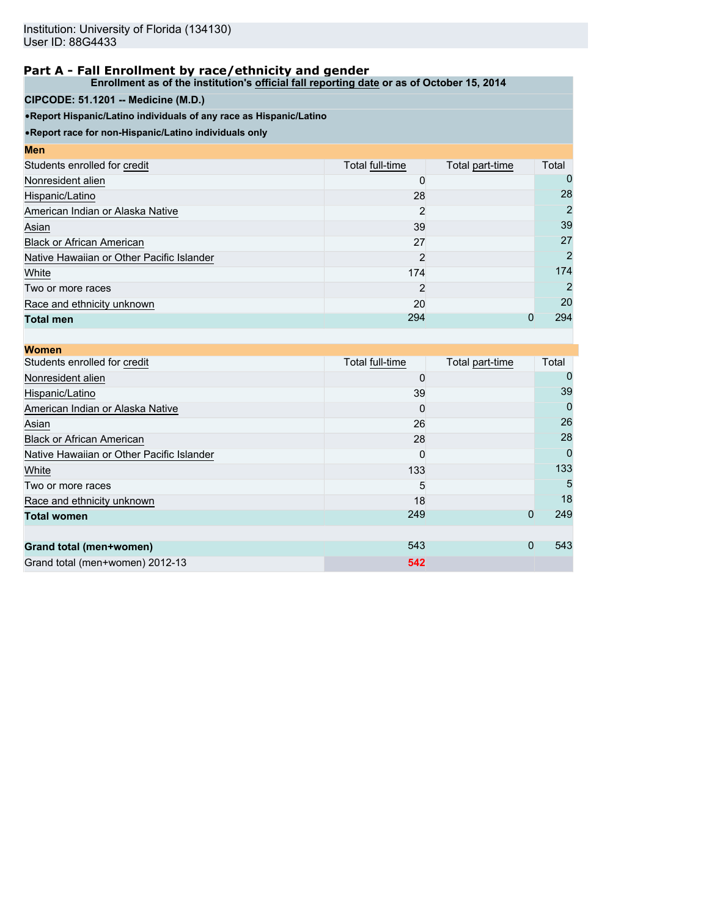Institution: University of Florida (134130)
User ID: 88G4433

## Part A - Fall Enrollment by race/ethnicity and gender

**Enrollment as of the institution's official fall reporting date or as of October 15, 2014**

**CIPCODE: 51.1201 -- Medicine (M.D.)**

- **Report Hispanic/Latino individuals of any race as Hispanic/Latino**
- **Report race for non-Hispanic/Latino individuals only**

**Men**

| Students enrolled for credit | Total full-time | Total part-time | Total |
|---|---|---|---|
| Nonresident alien | 0 | | 0 |
| Hispanic/Latino | 28 | | 28 |
| American Indian or Alaska Native | 2 | | 2 |
| Asian | 39 | | 39 |
| Black or African American | 27 | | 27 |
| Native Hawaiian or Other Pacific Islander | 2 | | 2 |
| White | 174 | | 174 |
| Two or more races | 2 | | 2 |
| Race and ethnicity unknown | 20 | | 20 |
| **Total men** | 294 | 0 | 294 |

**Women**

| Students enrolled for credit | Total full-time | Total part-time | Total |
|---|---|---|---|
| Nonresident alien | 0 | | 0 |
| Hispanic/Latino | 39 | | 39 |
| American Indian or Alaska Native | 0 | | 0 |
| Asian | 26 | | 26 |
| Black or African American | 28 | | 28 |
| Native Hawaiian or Other Pacific Islander | 0 | | 0 |
| White | 133 | | 133 |
| Two or more races | 5 | | 5 |
| Race and ethnicity unknown | 18 | | 18 |
| **Total women** | 249 | 0 | 249 |
| | | | |
| **Grand total (men+women)** | 543 | 0 | 543 |
| Grand total (men+women) 2012-13 | 542 | | |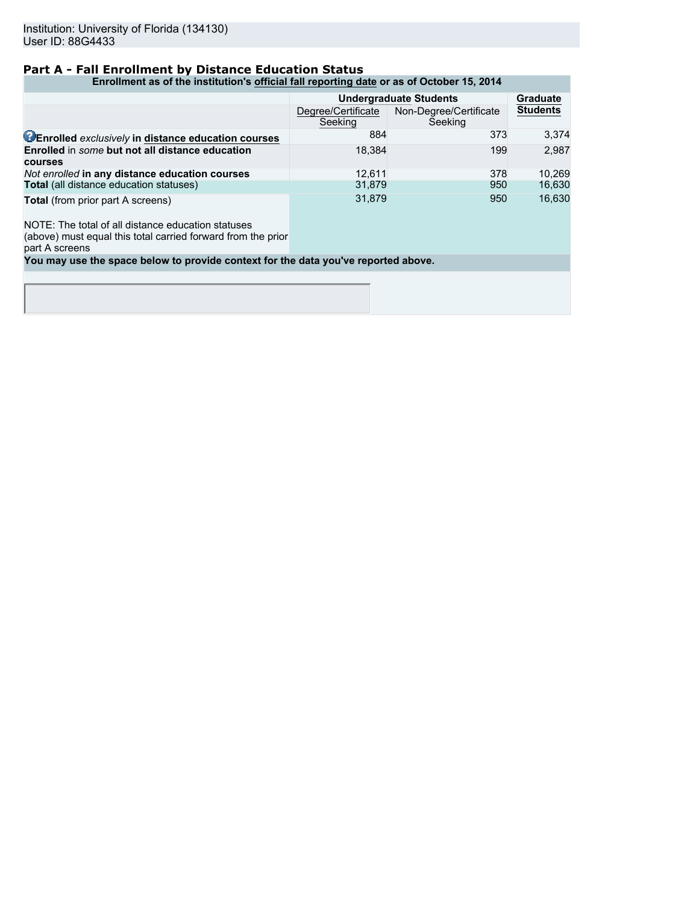Institution: University of Florida (134130)
User ID: 88G4433

## Part A - Fall Enrollment by Distance Education Status

| Enrollment as of the institution's official fall reporting date or as of October 15, 2014 | | | |
|---|---|---|---|
| | Undergraduate Students | | Graduate Students |
| | Degree/Certificate Seeking | Non-Degree/Certificate Seeking | |
| **Enrolled** *exclusively* **in distance education courses** | 884 | 373 | 3,374 |
| **Enrolled** in *some* **but not all distance education courses** | 18,384 | 199 | 2,987 |
| *Not enrolled* **in any distance education courses** | 12,611 | 378 | 10,269 |
| **Total** (all distance education statuses) | 31,879 | 950 | 16,630 |
| **Total** (from prior part A screens)<br><br>NOTE: The total of all distance education statuses (above) must equal this total carried forward from the prior part A screens | 31,879 | 950 | 16,630 |

**You may use the space below to provide context for the data you've reported above.**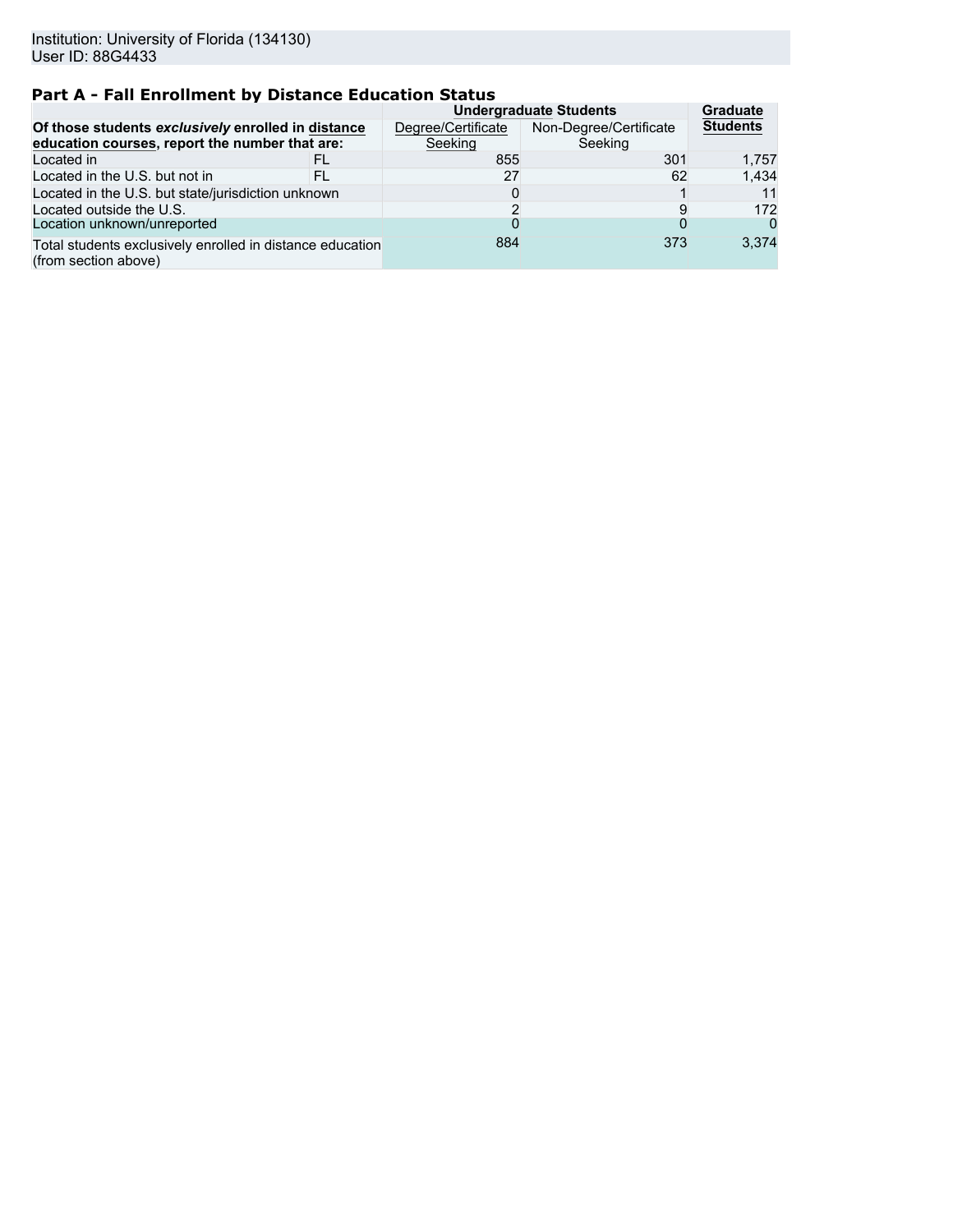Institution: University of Florida (134130)
User ID: 88G4433

## Part A - Fall Enrollment by Distance Education Status

| Of those students *exclusively* enrolled in distance education courses, report the number that are: | | Undergraduate Students | | Graduate Students |
|---|---|---|---|---|
| | | Degree/Certificate Seeking | Non-Degree/Certificate Seeking | |
| Located in | FL | 855 | 301 | 1,757 |
| Located in the U.S. but not in | FL | 27 | 62 | 1,434 |
| Located in the U.S. but state/jurisdiction unknown | | 0 | 1 | 11 |
| Located outside the U.S. | | 2 | 9 | 172 |
| Location unknown/unreported | | 0 | 0 | 0 |
| Total students exclusively enrolled in distance education (from section above) | | 884 | 373 | 3,374 |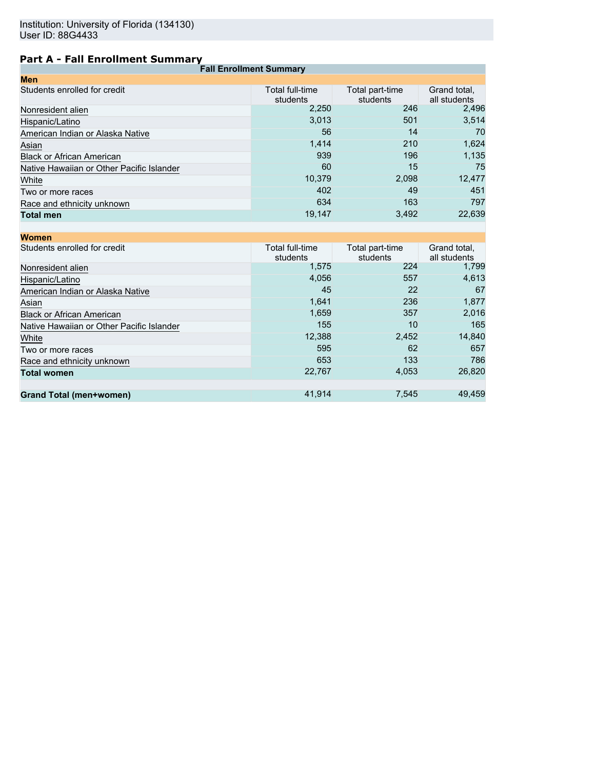Institution: University of Florida (134130)
User ID: 88G4433

## Part A - Fall Enrollment Summary

| Fall Enrollment Summary | | | |
|---|---|---|---|
| **Men** | | | |
| Students enrolled for credit | Total full-time students | Total part-time students | Grand total, all students |
| Nonresident alien | 2,250 | 246 | 2,496 |
| Hispanic/Latino | 3,013 | 501 | 3,514 |
| American Indian or Alaska Native | 56 | 14 | 70 |
| Asian | 1,414 | 210 | 1,624 |
| Black or African American | 939 | 196 | 1,135 |
| Native Hawaiian or Other Pacific Islander | 60 | 15 | 75 |
| White | 10,379 | 2,098 | 12,477 |
| Two or more races | 402 | 49 | 451 |
| Race and ethnicity unknown | 634 | 163 | 797 |
| **Total men** | 19,147 | 3,492 | 22,639 |
| **Women** | | | |
| Students enrolled for credit | Total full-time students | Total part-time students | Grand total, all students |
| Nonresident alien | 1,575 | 224 | 1,799 |
| Hispanic/Latino | 4,056 | 557 | 4,613 |
| American Indian or Alaska Native | 45 | 22 | 67 |
| Asian | 1,641 | 236 | 1,877 |
| Black or African American | 1,659 | 357 | 2,016 |
| Native Hawaiian or Other Pacific Islander | 155 | 10 | 165 |
| White | 12,388 | 2,452 | 14,840 |
| Two or more races | 595 | 62 | 657 |
| Race and ethnicity unknown | 653 | 133 | 786 |
| **Total women** | 22,767 | 4,053 | 26,820 |
| **Grand Total (men+women)** | 41,914 | 7,545 | 49,459 |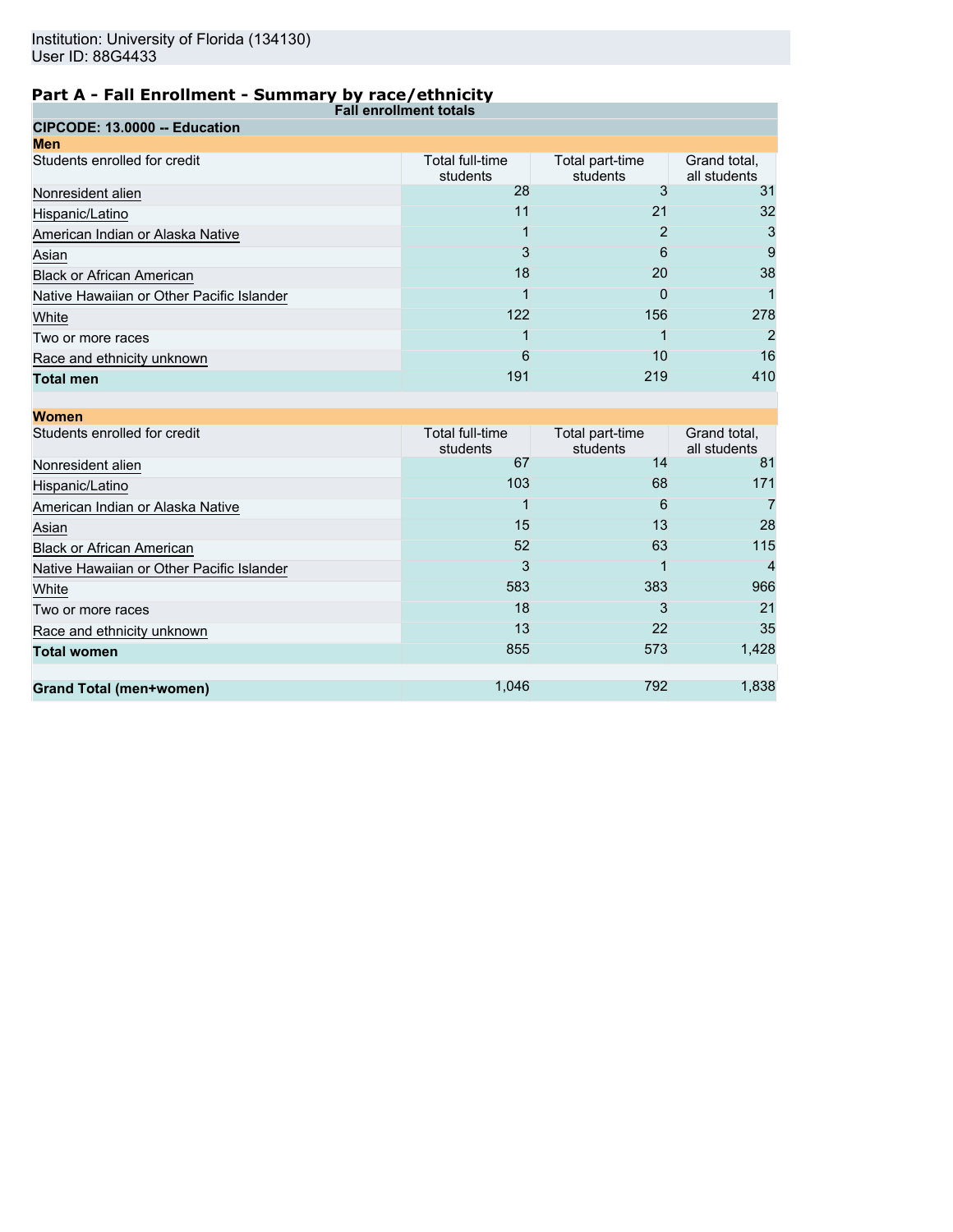Institution: University of Florida (134130)
User ID: 88G4433

## Part A - Fall Enrollment - Summary by race/ethnicity

**Fall enrollment totals**

**CIPCODE: 13.0000 -- Education**

**Men**

| Students enrolled for credit | Total full-time students | Total part-time students | Grand total, all students |
|---|---|---|---|
| Nonresident alien | 28 | 3 | 31 |
| Hispanic/Latino | 11 | 21 | 32 |
| American Indian or Alaska Native | 1 | 2 | 3 |
| Asian | 3 | 6 | 9 |
| Black or African American | 18 | 20 | 38 |
| Native Hawaiian or Other Pacific Islander | 1 | 0 | 1 |
| White | 122 | 156 | 278 |
| Two or more races | 1 | 1 | 2 |
| Race and ethnicity unknown | 6 | 10 | 16 |
| **Total men** | 191 | 219 | 410 |

**Women**

| Students enrolled for credit | Total full-time students | Total part-time students | Grand total, all students |
|---|---|---|---|
| Nonresident alien | 67 | 14 | 81 |
| Hispanic/Latino | 103 | 68 | 171 |
| American Indian or Alaska Native | 1 | 6 | 7 |
| Asian | 15 | 13 | 28 |
| Black or African American | 52 | 63 | 115 |
| Native Hawaiian or Other Pacific Islander | 3 | 1 | 4 |
| White | 583 | 383 | 966 |
| Two or more races | 18 | 3 | 21 |
| Race and ethnicity unknown | 13 | 22 | 35 |
| **Total women** | 855 | 573 | 1,428 |
| | | | |
| **Grand Total (men+women)** | 1,046 | 792 | 1,838 |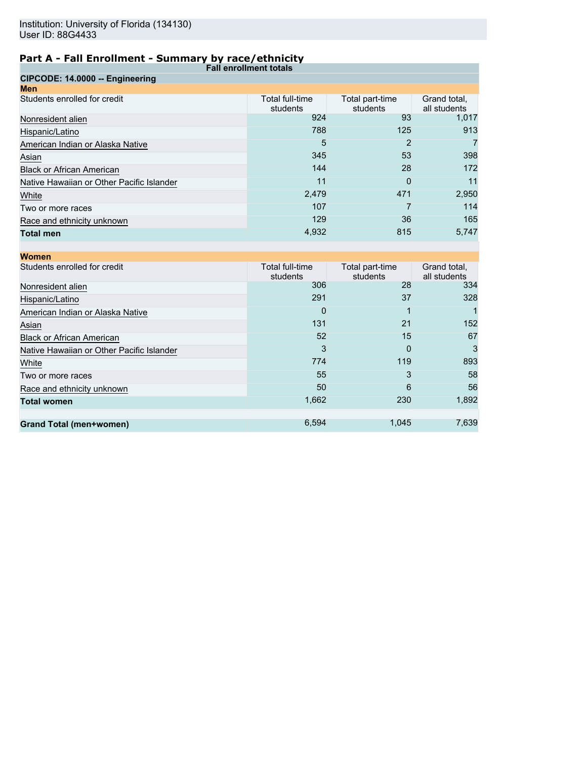Institution: University of Florida (134130)
User ID: 88G4433

## Part A - Fall Enrollment - Summary by race/ethnicity

**Fall enrollment totals**

**CIPCODE: 14.0000 -- Engineering**

**Men**

| Students enrolled for credit | Total full-time students | Total part-time students | Grand total, all students |
|---|---|---|---|
| Nonresident alien | 924 | 93 | 1,017 |
| Hispanic/Latino | 788 | 125 | 913 |
| American Indian or Alaska Native | 5 | 2 | 7 |
| Asian | 345 | 53 | 398 |
| Black or African American | 144 | 28 | 172 |
| Native Hawaiian or Other Pacific Islander | 11 | 0 | 11 |
| White | 2,479 | 471 | 2,950 |
| Two or more races | 107 | 7 | 114 |
| Race and ethnicity unknown | 129 | 36 | 165 |
| **Total men** | 4,932 | 815 | 5,747 |

**Women**

| Students enrolled for credit | Total full-time students | Total part-time students | Grand total, all students |
|---|---|---|---|
| Nonresident alien | 306 | 28 | 334 |
| Hispanic/Latino | 291 | 37 | 328 |
| American Indian or Alaska Native | 0 | 1 | 1 |
| Asian | 131 | 21 | 152 |
| Black or African American | 52 | 15 | 67 |
| Native Hawaiian or Other Pacific Islander | 3 | 0 | 3 |
| White | 774 | 119 | 893 |
| Two or more races | 55 | 3 | 58 |
| Race and ethnicity unknown | 50 | 6 | 56 |
| **Total women** | 1,662 | 230 | 1,892 |
| | | | |
| **Grand Total (men+women)** | 6,594 | 1,045 | 7,639 |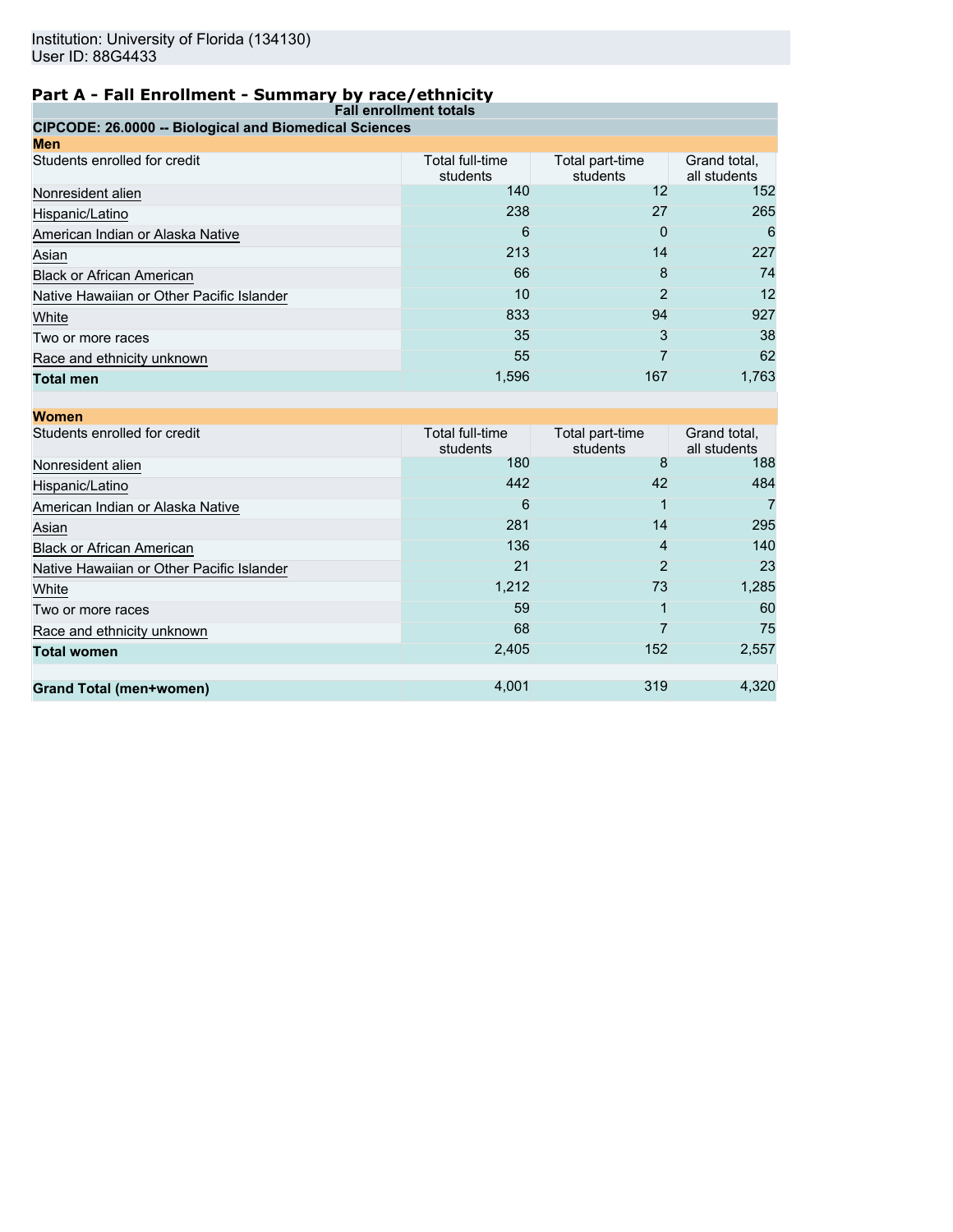Institution: University of Florida (134130)
User ID: 88G4433

## Part A - Fall Enrollment - Summary by race/ethnicity

**Fall enrollment totals**

**CIPCODE: 26.0000 -- Biological and Biomedical Sciences**

**Men**

| Students enrolled for credit | Total full-time students | Total part-time students | Grand total, all students |
|---|---|---|---|
| Nonresident alien | 140 | 12 | 152 |
| Hispanic/Latino | 238 | 27 | 265 |
| American Indian or Alaska Native | 6 | 0 | 6 |
| Asian | 213 | 14 | 227 |
| Black or African American | 66 | 8 | 74 |
| Native Hawaiian or Other Pacific Islander | 10 | 2 | 12 |
| White | 833 | 94 | 927 |
| Two or more races | 35 | 3 | 38 |
| Race and ethnicity unknown | 55 | 7 | 62 |
| **Total men** | 1,596 | 167 | 1,763 |

**Women**

| Students enrolled for credit | Total full-time students | Total part-time students | Grand total, all students |
|---|---|---|---|
| Nonresident alien | 180 | 8 | 188 |
| Hispanic/Latino | 442 | 42 | 484 |
| American Indian or Alaska Native | 6 | 1 | 7 |
| Asian | 281 | 14 | 295 |
| Black or African American | 136 | 4 | 140 |
| Native Hawaiian or Other Pacific Islander | 21 | 2 | 23 |
| White | 1,212 | 73 | 1,285 |
| Two or more races | 59 | 1 | 60 |
| Race and ethnicity unknown | 68 | 7 | 75 |
| **Total women** | 2,405 | 152 | 2,557 |
| | | | |
| **Grand Total (men+women)** | 4,001 | 319 | 4,320 |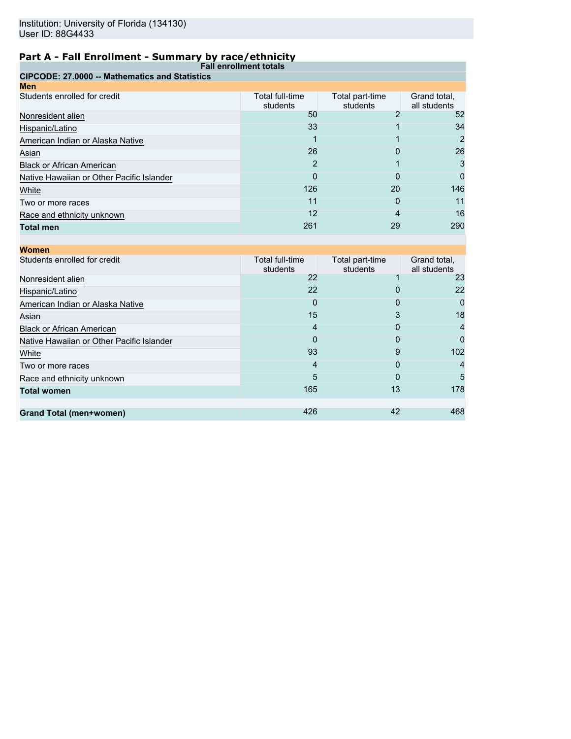Institution: University of Florida (134130)
User ID: 88G4433

## Part A - Fall Enrollment - Summary by race/ethnicity

**Fall enrollment totals**

**CIPCODE: 27.0000 -- Mathematics and Statistics**

**Men**

| Students enrolled for credit | Total full-time students | Total part-time students | Grand total, all students |
|---|---|---|---|
| Nonresident alien | 50 | 2 | 52 |
| Hispanic/Latino | 33 | 1 | 34 |
| American Indian or Alaska Native | 1 | 1 | 2 |
| Asian | 26 | 0 | 26 |
| Black or African American | 2 | 1 | 3 |
| Native Hawaiian or Other Pacific Islander | 0 | 0 | 0 |
| White | 126 | 20 | 146 |
| Two or more races | 11 | 0 | 11 |
| Race and ethnicity unknown | 12 | 4 | 16 |
| **Total men** | 261 | 29 | 290 |

**Women**

| Students enrolled for credit | Total full-time students | Total part-time students | Grand total, all students |
|---|---|---|---|
| Nonresident alien | 22 | 1 | 23 |
| Hispanic/Latino | 22 | 0 | 22 |
| American Indian or Alaska Native | 0 | 0 | 0 |
| Asian | 15 | 3 | 18 |
| Black or African American | 4 | 0 | 4 |
| Native Hawaiian or Other Pacific Islander | 0 | 0 | 0 |
| White | 93 | 9 | 102 |
| Two or more races | 4 | 0 | 4 |
| Race and ethnicity unknown | 5 | 0 | 5 |
| **Total women** | 165 | 13 | 178 |
| | | | |
| **Grand Total (men+women)** | 426 | 42 | 468 |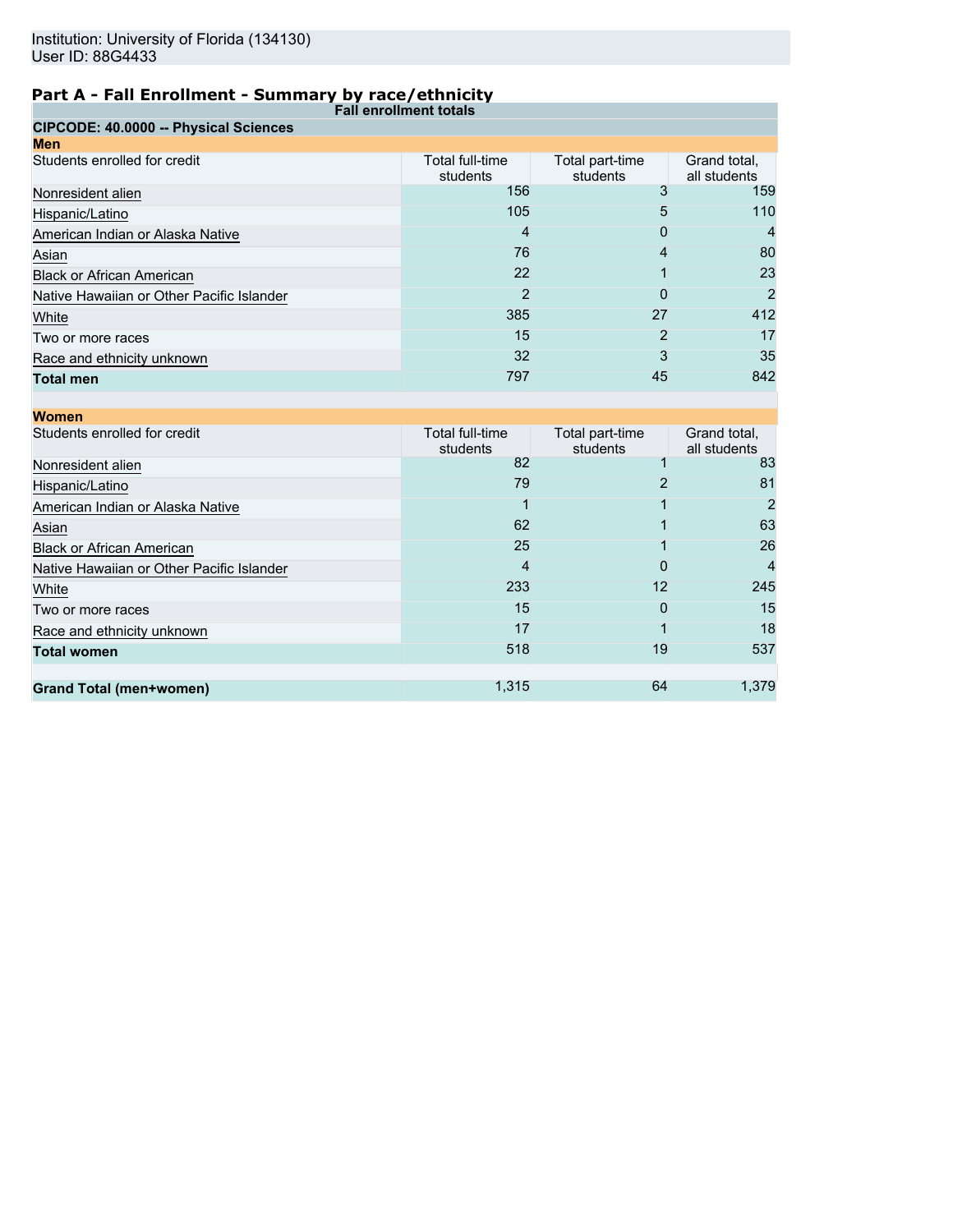Institution: University of Florida (134130)
User ID: 88G4433

## Part A - Fall Enrollment - Summary by race/ethnicity

| Fall enrollment totals | | | |
|---|---|---|---|
| **CIPCODE: 40.0000 -- Physical Sciences** | | | |
| **Men** | | | |
| Students enrolled for credit | Total full-time students | Total part-time students | Grand total, all students |
| Nonresident alien | 156 | 3 | 159 |
| Hispanic/Latino | 105 | 5 | 110 |
| American Indian or Alaska Native | 4 | 0 | 4 |
| Asian | 76 | 4 | 80 |
| Black or African American | 22 | 1 | 23 |
| Native Hawaiian or Other Pacific Islander | 2 | 0 | 2 |
| White | 385 | 27 | 412 |
| Two or more races | 15 | 2 | 17 |
| Race and ethnicity unknown | 32 | 3 | 35 |
| **Total men** | 797 | 45 | 842 |
| **Women** | | | |
| Students enrolled for credit | Total full-time students | Total part-time students | Grand total, all students |
| Nonresident alien | 82 | 1 | 83 |
| Hispanic/Latino | 79 | 2 | 81 |
| American Indian or Alaska Native | 1 | 1 | 2 |
| Asian | 62 | 1 | 63 |
| Black or African American | 25 | 1 | 26 |
| Native Hawaiian or Other Pacific Islander | 4 | 0 | 4 |
| White | 233 | 12 | 245 |
| Two or more races | 15 | 0 | 15 |
| Race and ethnicity unknown | 17 | 1 | 18 |
| **Total women** | 518 | 19 | 537 |
| **Grand Total (men+women)** | 1,315 | 64 | 1,379 |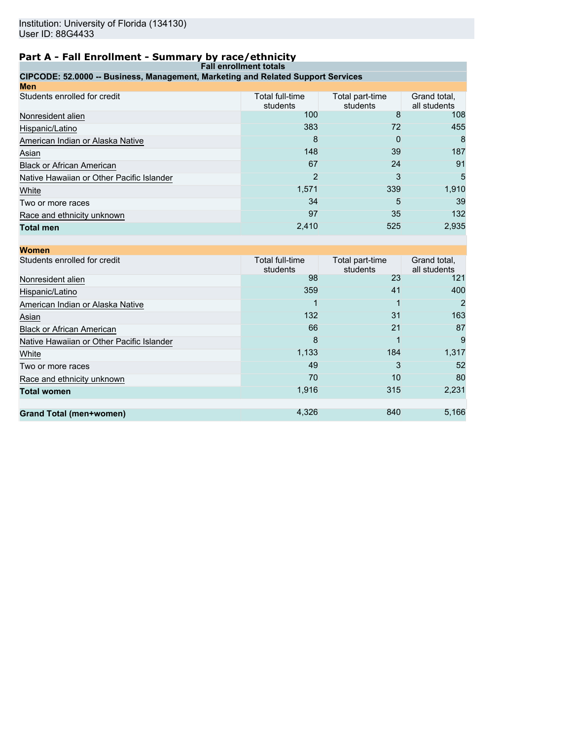Institution: University of Florida (134130)
User ID: 88G4433

## Part A - Fall Enrollment - Summary by race/ethnicity

| Fall enrollment totals | | | |
|---|---|---|---|
| **CIPCODE: 52.0000 -- Business, Management, Marketing and Related Support Services** | | | |
| **Men** | | | |
| Students enrolled for credit | Total full-time students | Total part-time students | Grand total, all students |
| Nonresident alien | 100 | 8 | 108 |
| Hispanic/Latino | 383 | 72 | 455 |
| American Indian or Alaska Native | 8 | 0 | 8 |
| Asian | 148 | 39 | 187 |
| Black or African American | 67 | 24 | 91 |
| Native Hawaiian or Other Pacific Islander | 2 | 3 | 5 |
| White | 1,571 | 339 | 1,910 |
| Two or more races | 34 | 5 | 39 |
| Race and ethnicity unknown | 97 | 35 | 132 |
| **Total men** | 2,410 | 525 | 2,935 |
| **Women** | | | |
| Students enrolled for credit | Total full-time students | Total part-time students | Grand total, all students |
| Nonresident alien | 98 | 23 | 121 |
| Hispanic/Latino | 359 | 41 | 400 |
| American Indian or Alaska Native | 1 | 1 | 2 |
| Asian | 132 | 31 | 163 |
| Black or African American | 66 | 21 | 87 |
| Native Hawaiian or Other Pacific Islander | 8 | 1 | 9 |
| White | 1,133 | 184 | 1,317 |
| Two or more races | 49 | 3 | 52 |
| Race and ethnicity unknown | 70 | 10 | 80 |
| **Total women** | 1,916 | 315 | 2,231 |
| **Grand Total (men+women)** | 4,326 | 840 | 5,166 |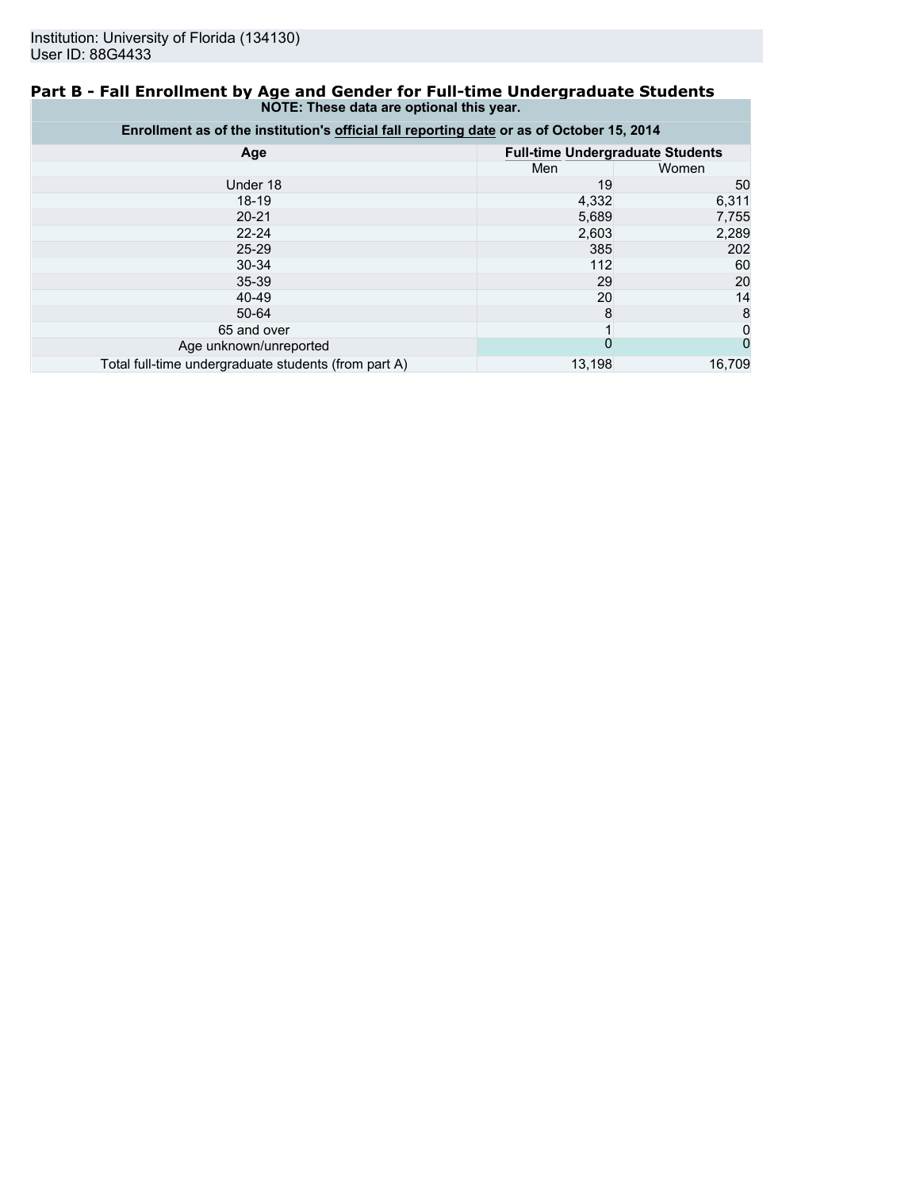Institution: University of Florida (134130)
User ID: 88G4433

## Part B - Fall Enrollment by Age and Gender for Full-time Undergraduate Students

**NOTE: These data are optional this year.**

**Enrollment as of the institution's official fall reporting date or as of October 15, 2014**

| Age | Full-time Undergraduate Students | |
|---|---|---|
| | Men | Women |
| Under 18 | 19 | 50 |
| 18-19 | 4,332 | 6,311 |
| 20-21 | 5,689 | 7,755 |
| 22-24 | 2,603 | 2,289 |
| 25-29 | 385 | 202 |
| 30-34 | 112 | 60 |
| 35-39 | 29 | 20 |
| 40-49 | 20 | 14 |
| 50-64 | 8 | 8 |
| 65 and over | 1 | 0 |
| Age unknown/unreported | 0 | 0 |
| Total full-time undergraduate students (from part A) | 13,198 | 16,709 |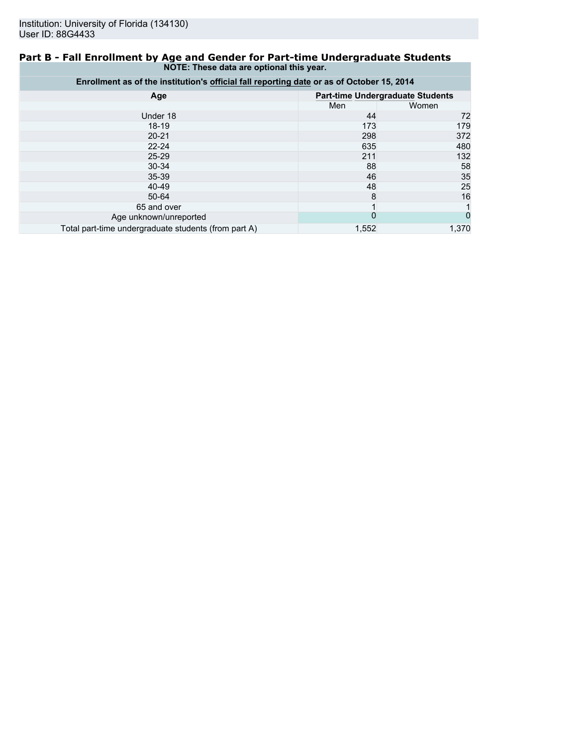Institution: University of Florida (134130)
User ID: 88G4433

## Part B - Fall Enrollment by Age and Gender for Part-time Undergraduate Students

**NOTE: These data are optional this year.**

**Enrollment as of the institution's official fall reporting date or as of October 15, 2014**

| Age | Part-time Undergraduate Students | |
|---|---|---|
| | Men | Women |
| Under 18 | 44 | 72 |
| 18-19 | 173 | 179 |
| 20-21 | 298 | 372 |
| 22-24 | 635 | 480 |
| 25-29 | 211 | 132 |
| 30-34 | 88 | 58 |
| 35-39 | 46 | 35 |
| 40-49 | 48 | 25 |
| 50-64 | 8 | 16 |
| 65 and over | 1 | 1 |
| Age unknown/unreported | 0 | 0 |
| Total part-time undergraduate students (from part A) | 1,552 | 1,370 |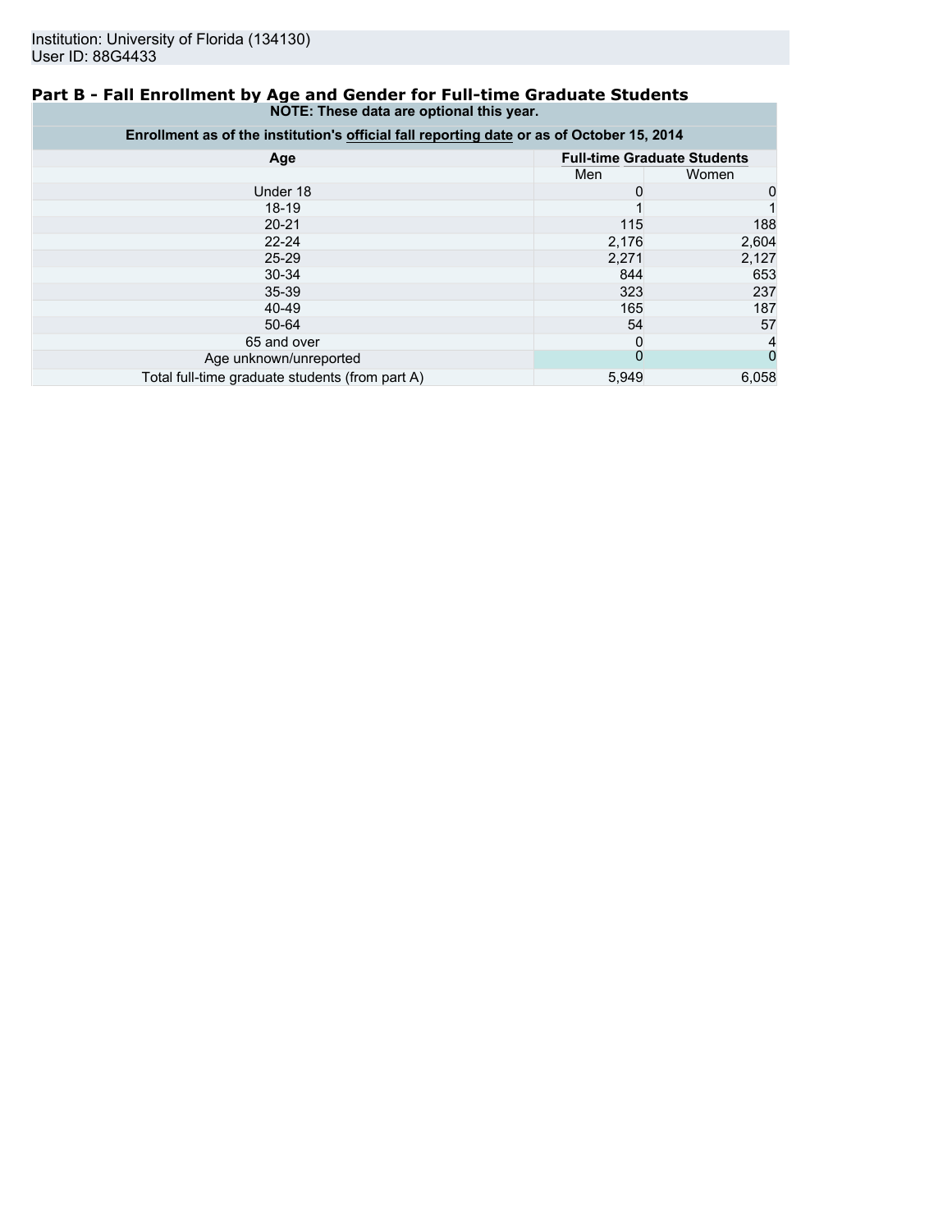Institution: University of Florida (134130)
User ID: 88G4433

## Part B - Fall Enrollment by Age and Gender for Full-time Graduate Students

**NOTE: These data are optional this year.**

**Enrollment as of the institution's official fall reporting date or as of October 15, 2014**

| Age | Full-time Graduate Students | |
|---|---|---|
| | Men | Women |
| Under 18 | 0 | 0 |
| 18-19 | 1 | 1 |
| 20-21 | 115 | 188 |
| 22-24 | 2,176 | 2,604 |
| 25-29 | 2,271 | 2,127 |
| 30-34 | 844 | 653 |
| 35-39 | 323 | 237 |
| 40-49 | 165 | 187 |
| 50-64 | 54 | 57 |
| 65 and over | 0 | 4 |
| Age unknown/unreported | 0 | 0 |
| Total full-time graduate students (from part A) | 5,949 | 6,058 |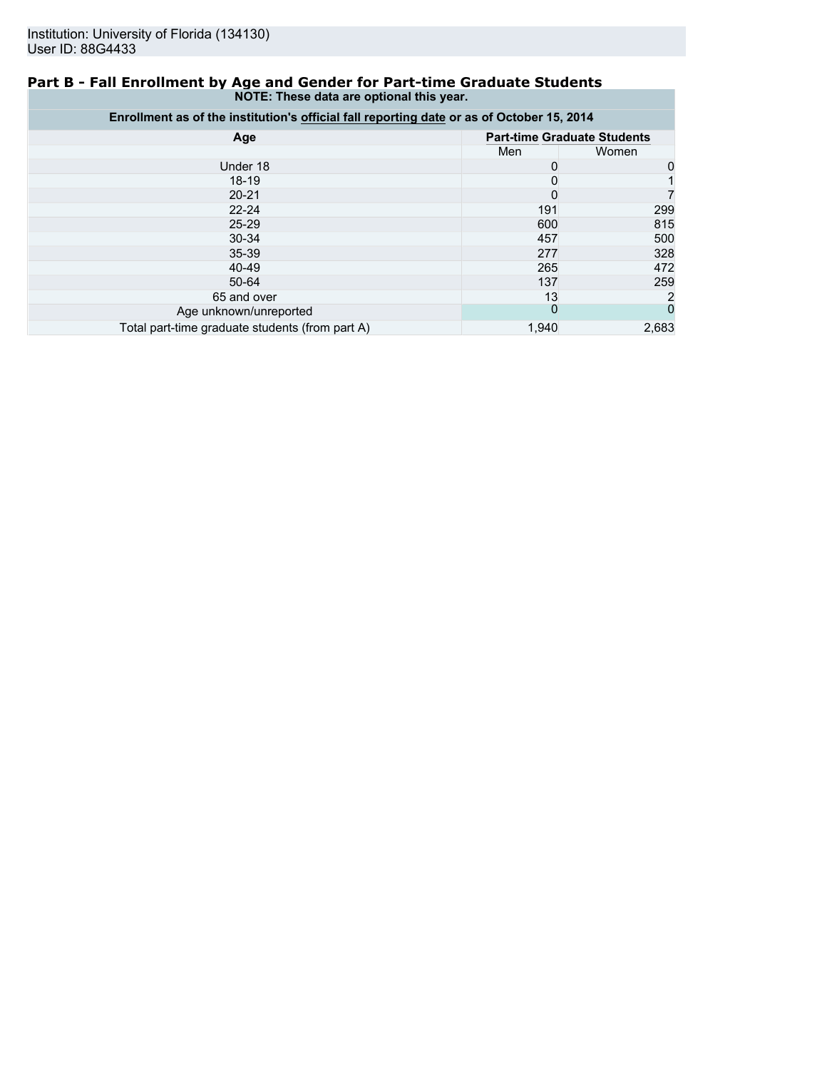Institution: University of Florida (134130)
User ID: 88G4433

## Part B - Fall Enrollment by Age and Gender for Part-time Graduate Students

**NOTE: These data are optional this year.**

**Enrollment as of the institution's official fall reporting date or as of October 15, 2014**

| Age | Part-time Graduate Students | |
|---|---|---|
| | Men | Women |
| Under 18 | 0 | 0 |
| 18-19 | 0 | 1 |
| 20-21 | 0 | 7 |
| 22-24 | 191 | 299 |
| 25-29 | 600 | 815 |
| 30-34 | 457 | 500 |
| 35-39 | 277 | 328 |
| 40-49 | 265 | 472 |
| 50-64 | 137 | 259 |
| 65 and over | 13 | 2 |
| Age unknown/unreported | 0 | 0 |
| Total part-time graduate students (from part A) | 1,940 | 2,683 |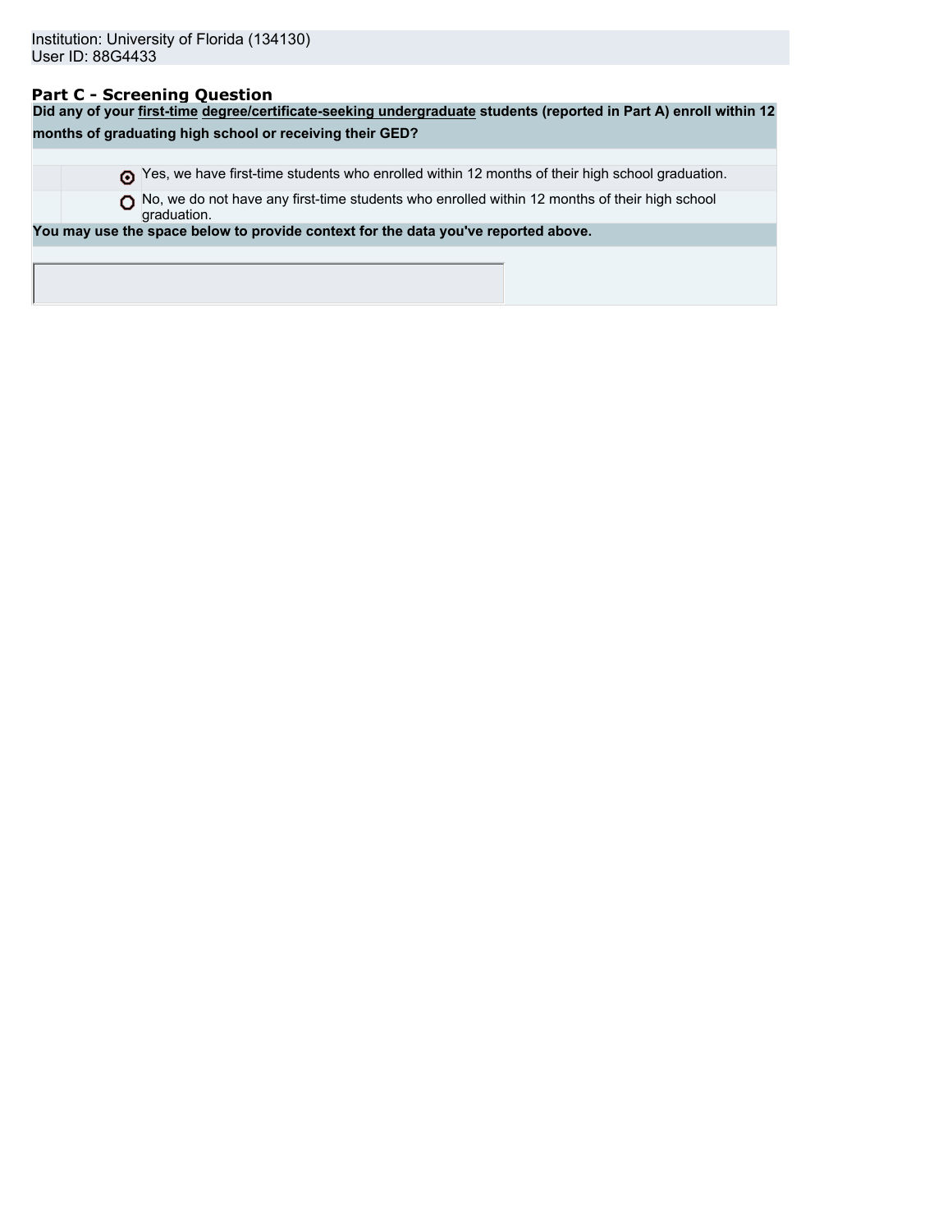Institution: University of Florida (134130)
User ID: 88G4433

## Part C - Screening Question

**Did any of your first-time degree/certificate-seeking undergraduate students (reported in Part A) enroll within 12 months of graduating high school or receiving their GED?**

- (●) Yes, we have first-time students who enrolled within 12 months of their high school graduation.
- ( ) No, we do not have any first-time students who enrolled within 12 months of their high school graduation.

**You may use the space below to provide context for the data you've reported above.**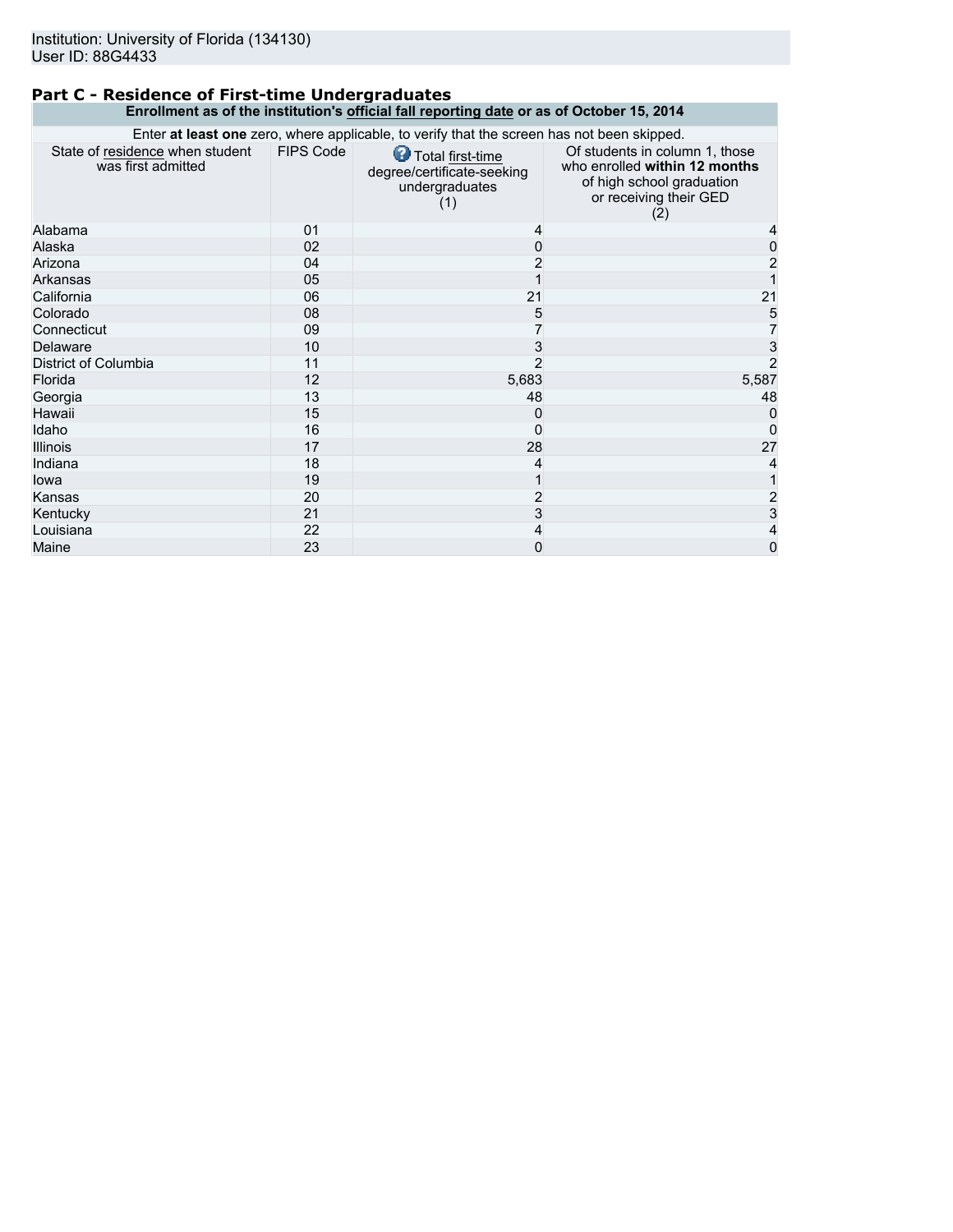Institution: University of Florida (134130)
User ID: 88G4433

## Part C - Residence of First-time Undergraduates

**Enrollment as of the institution's official fall reporting date or as of October 15, 2014**

Enter **at least one** zero, where applicable, to verify that the screen has not been skipped.

| State of residence when student was first admitted | FIPS Code | Total first-time degree/certificate-seeking undergraduates (1) | Of students in column 1, those who enrolled **within 12 months** of high school graduation or receiving their GED (2) |
|---|---|---|---|
| Alabama | 01 | 4 | 4 |
| Alaska | 02 | 0 | 0 |
| Arizona | 04 | 2 | 2 |
| Arkansas | 05 | 1 | 1 |
| California | 06 | 21 | 21 |
| Colorado | 08 | 5 | 5 |
| Connecticut | 09 | 7 | 7 |
| Delaware | 10 | 3 | 3 |
| District of Columbia | 11 | 2 | 2 |
| Florida | 12 | 5,683 | 5,587 |
| Georgia | 13 | 48 | 48 |
| Hawaii | 15 | 0 | 0 |
| Idaho | 16 | 0 | 0 |
| Illinois | 17 | 28 | 27 |
| Indiana | 18 | 4 | 4 |
| Iowa | 19 | 1 | 1 |
| Kansas | 20 | 2 | 2 |
| Kentucky | 21 | 3 | 3 |
| Louisiana | 22 | 4 | 4 |
| Maine | 23 | 0 | 0 |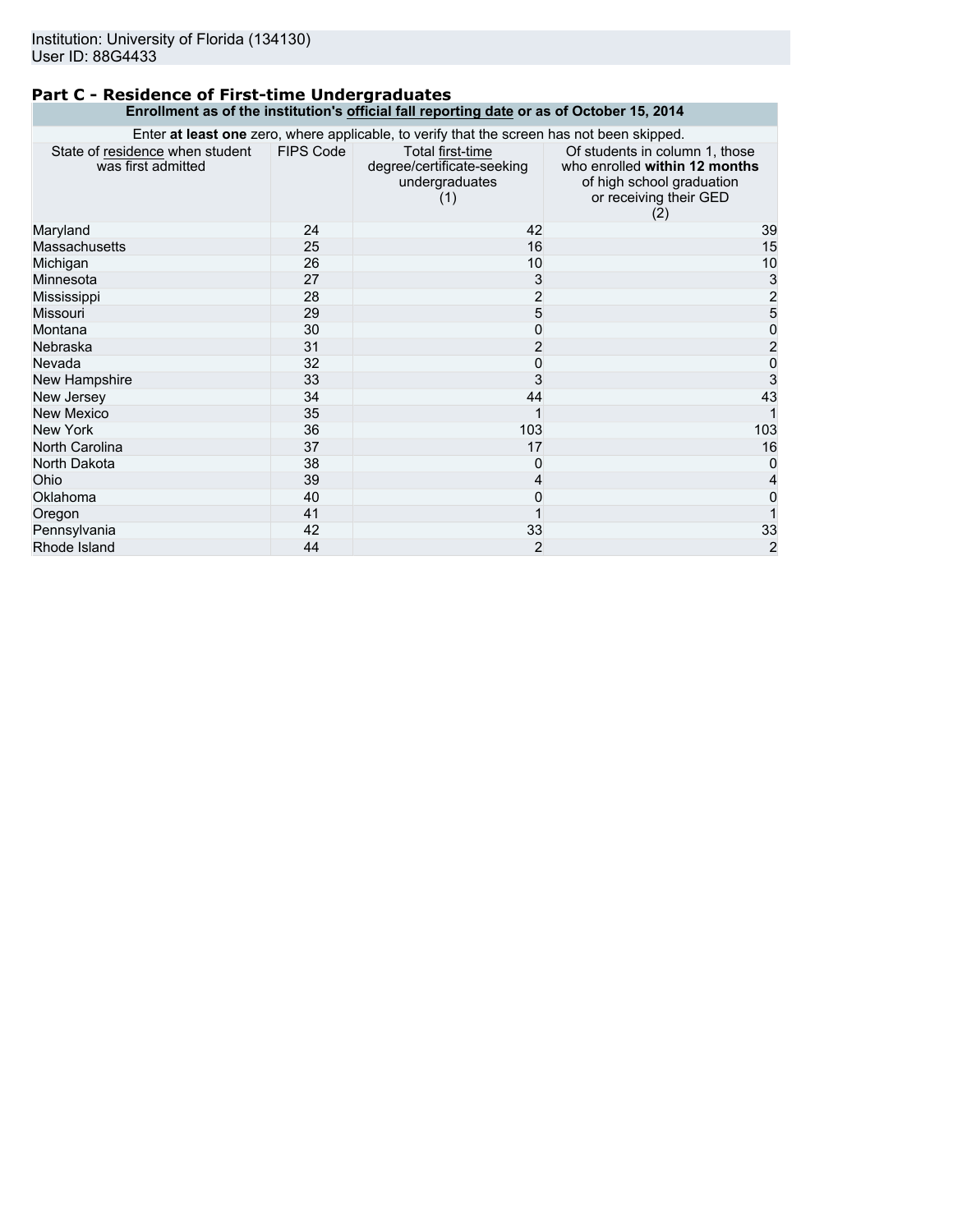Institution: University of Florida (134130)
User ID: 88G4433

## Part C - Residence of First-time Undergraduates

**Enrollment as of the institution's official fall reporting date or as of October 15, 2014**

Enter **at least one** zero, where applicable, to verify that the screen has not been skipped.

| State of residence when student was first admitted | FIPS Code | Total first-time degree/certificate-seeking undergraduates (1) | Of students in column 1, those who enrolled **within 12 months** of high school graduation or receiving their GED (2) |
|---|---|---|---|
| Maryland | 24 | 42 | 39 |
| Massachusetts | 25 | 16 | 15 |
| Michigan | 26 | 10 | 10 |
| Minnesota | 27 | 3 | 3 |
| Mississippi | 28 | 2 | 2 |
| Missouri | 29 | 5 | 5 |
| Montana | 30 | 0 | 0 |
| Nebraska | 31 | 2 | 2 |
| Nevada | 32 | 0 | 0 |
| New Hampshire | 33 | 3 | 3 |
| New Jersey | 34 | 44 | 43 |
| New Mexico | 35 | 1 | 1 |
| New York | 36 | 103 | 103 |
| North Carolina | 37 | 17 | 16 |
| North Dakota | 38 | 0 | 0 |
| Ohio | 39 | 4 | 4 |
| Oklahoma | 40 | 0 | 0 |
| Oregon | 41 | 1 | 1 |
| Pennsylvania | 42 | 33 | 33 |
| Rhode Island | 44 | 2 | 2 |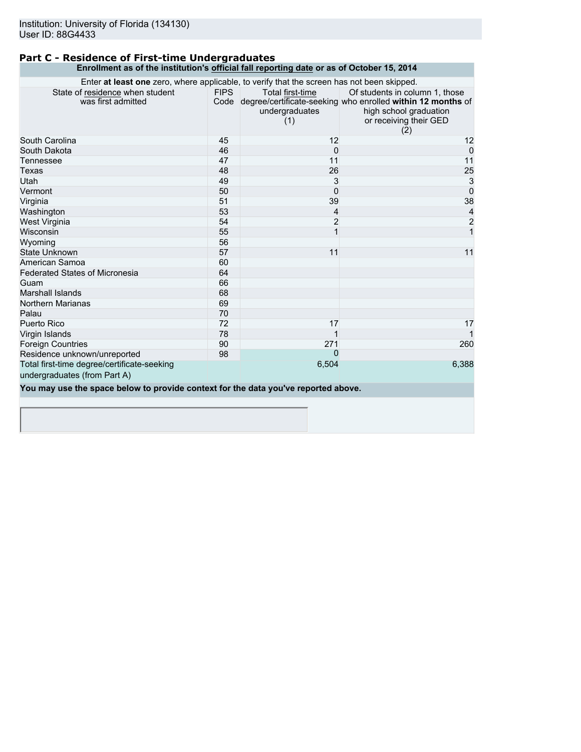Institution: University of Florida (134130)
User ID: 88G4433

## Part C - Residence of First-time Undergraduates

**Enrollment as of the institution's official fall reporting date or as of October 15, 2014**

Enter **at least one** zero, where applicable, to verify that the screen has not been skipped.

| State of residence when student was first admitted | FIPS Code | Total first-time degree/certificate-seeking undergraduates (1) | Of students in column 1, those who enrolled **within 12 months** of high school graduation or receiving their GED (2) |
|---|---|---|---|
| South Carolina | 45 | 12 | 12 |
| South Dakota | 46 | 0 | 0 |
| Tennessee | 47 | 11 | 11 |
| Texas | 48 | 26 | 25 |
| Utah | 49 | 3 | 3 |
| Vermont | 50 | 0 | 0 |
| Virginia | 51 | 39 | 38 |
| Washington | 53 | 4 | 4 |
| West Virginia | 54 | 2 | 2 |
| Wisconsin | 55 | 1 | 1 |
| Wyoming | 56 | | |
| State Unknown | 57 | 11 | 11 |
| American Samoa | 60 | | |
| Federated States of Micronesia | 64 | | |
| Guam | 66 | | |
| Marshall Islands | 68 | | |
| Northern Marianas | 69 | | |
| Palau | 70 | | |
| Puerto Rico | 72 | 17 | 17 |
| Virgin Islands | 78 | 1 | 1 |
| Foreign Countries | 90 | 271 | 260 |
| Residence unknown/unreported | 98 | 0 | |
| Total first-time degree/certificate-seeking undergraduates (from Part A) | | 6,504 | 6,388 |

**You may use the space below to provide context for the data you've reported above.**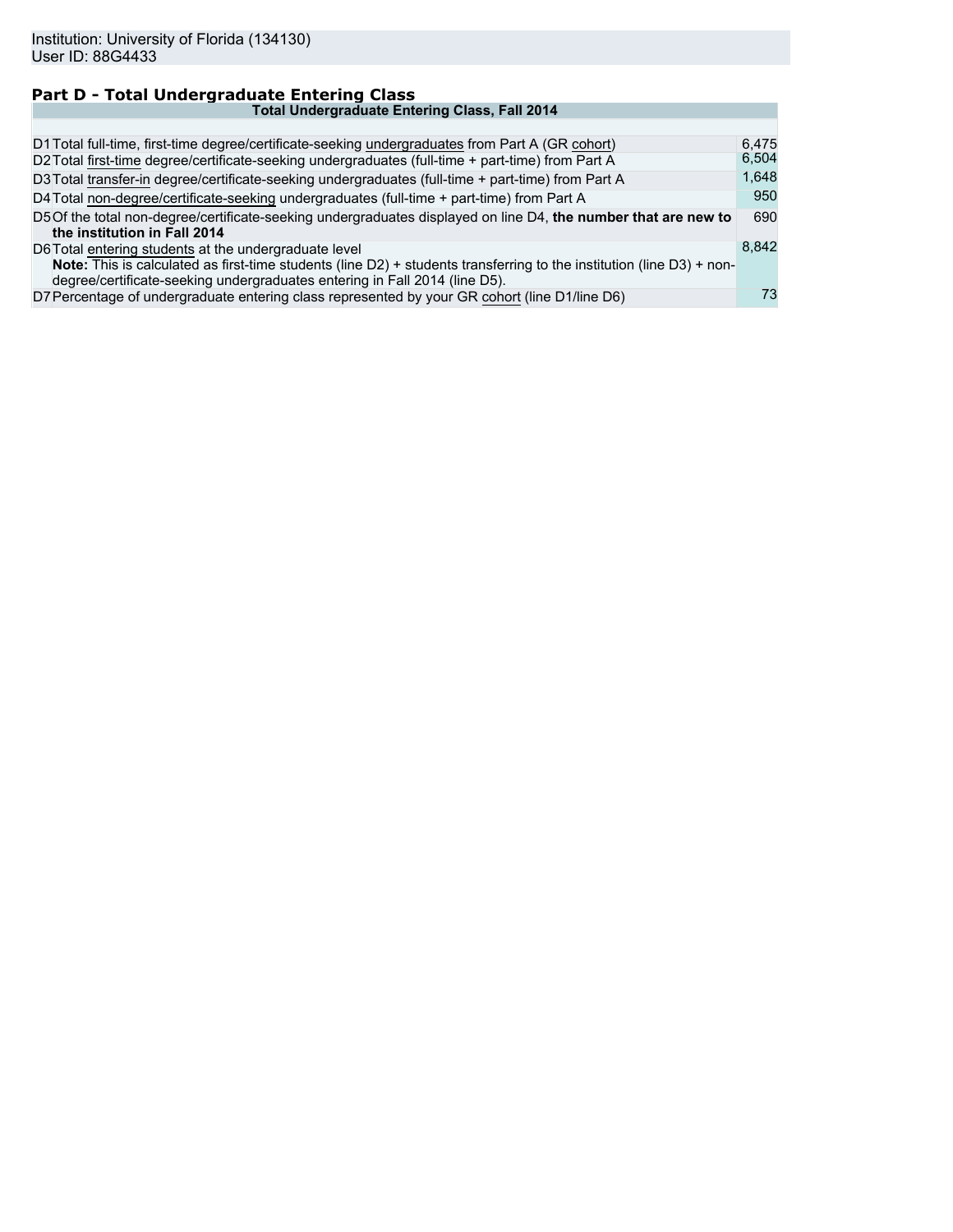Institution: University of Florida (134130)
User ID: 88G4433

## Part D - Total Undergraduate Entering Class

| Total Undergraduate Entering Class, Fall 2014 | | |
|---|---|---|
| D1 | Total full-time, first-time degree/certificate-seeking undergraduates from Part A (GR cohort) | 6,475 |
| D2 | Total first-time degree/certificate-seeking undergraduates (full-time + part-time) from Part A | 6,504 |
| D3 | Total transfer-in degree/certificate-seeking undergraduates (full-time + part-time) from Part A | 1,648 |
| D4 | Total non-degree/certificate-seeking undergraduates (full-time + part-time) from Part A | 950 |
| D5 | Of the total non-degree/certificate-seeking undergraduates displayed on line D4, **the number that are new to the institution in Fall 2014** | 690 |
| D6 | Total entering students at the undergraduate level<br>**Note:** This is calculated as first-time students (line D2) + students transferring to the institution (line D3) + non-degree/certificate-seeking undergraduates entering in Fall 2014 (line D5). | 8,842 |
| D7 | Percentage of undergraduate entering class represented by your GR cohort (line D1/line D6) | 73 |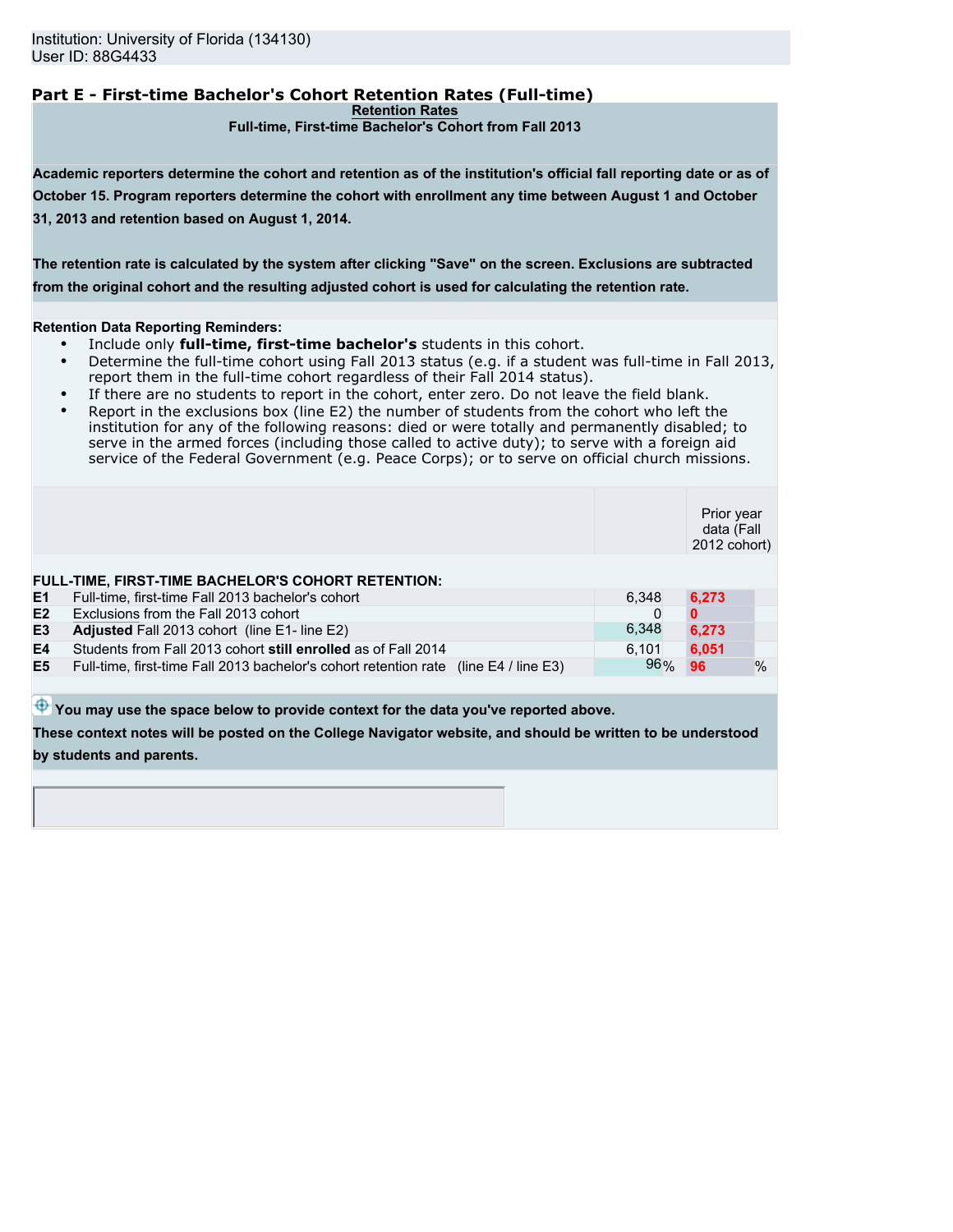Institution: University of Florida (134130)
User ID: 88G4433

## Part E - First-time Bachelor's Cohort Retention Rates (Full-time)

**Retention Rates**

**Full-time, First-time Bachelor's Cohort from Fall 2013**

**Academic reporters determine the cohort and retention as of the institution's official fall reporting date or as of October 15. Program reporters determine the cohort with enrollment any time between August 1 and October 31, 2013 and retention based on August 1, 2014.**

**The retention rate is calculated by the system after clicking "Save" on the screen. Exclusions are subtracted from the original cohort and the resulting adjusted cohort is used for calculating the retention rate.**

**Retention Data Reporting Reminders:**

- Include only **full-time, first-time bachelor's** students in this cohort.
- Determine the full-time cohort using Fall 2013 status (e.g. if a student was full-time in Fall 2013, report them in the full-time cohort regardless of their Fall 2014 status).
- If there are no students to report in the cohort, enter zero. Do not leave the field blank.
- Report in the exclusions box (line E2) the number of students from the cohort who left the institution for any of the following reasons: died or were totally and permanently disabled; to serve in the armed forces (including those called to active duty); to serve with a foreign aid service of the Federal Government (e.g. Peace Corps); or to serve on official church missions.

| | | | Prior year data (Fall 2012 cohort) |
|---|---|---|---|
| **FULL-TIME, FIRST-TIME BACHELOR'S COHORT RETENTION:** | | | |
| E1 | Full-time, first-time Fall 2013 bachelor's cohort | 6,348 | 6,273 |
| E2 | Exclusions from the Fall 2013 cohort | 0 | 0 |
| E3 | **Adjusted** Fall 2013 cohort (line E1- line E2) | 6,348 | 6,273 |
| E4 | Students from Fall 2013 cohort **still enrolled** as of Fall 2014 | 6,101 | 6,051 |
| E5 | Full-time, first-time Fall 2013 bachelor's cohort retention rate (line E4 / line E3) | 96% | 96 % |

**You may use the space below to provide context for the data you've reported above.**
**These context notes will be posted on the College Navigator website, and should be written to be understood by students and parents.**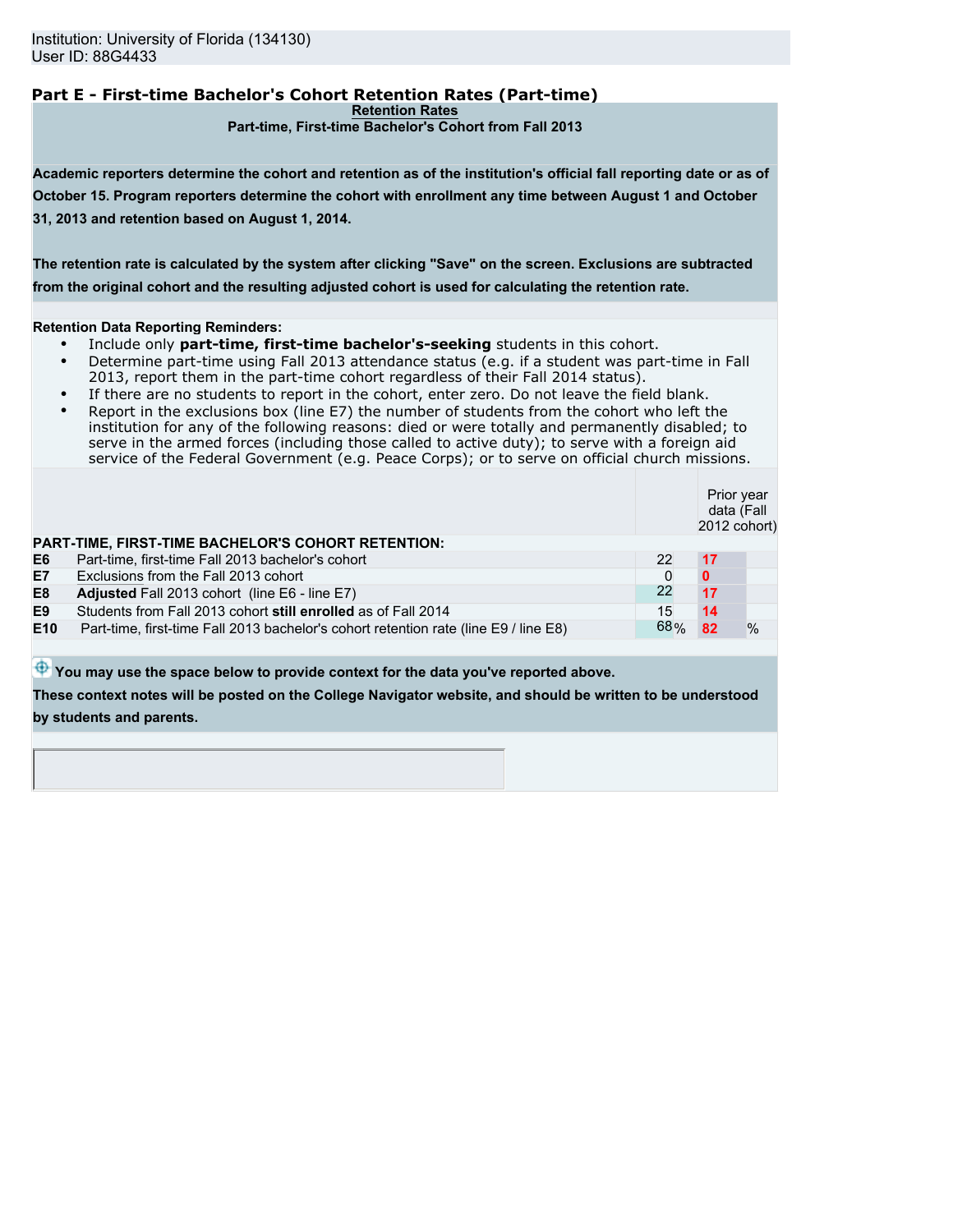Institution: University of Florida (134130)
User ID: 88G4433

## Part E - First-time Bachelor's Cohort Retention Rates (Part-time)

**Retention Rates**

**Part-time, First-time Bachelor's Cohort from Fall 2013**

**Academic reporters determine the cohort and retention as of the institution's official fall reporting date or as of October 15. Program reporters determine the cohort with enrollment any time between August 1 and October 31, 2013 and retention based on August 1, 2014.**

**The retention rate is calculated by the system after clicking "Save" on the screen. Exclusions are subtracted from the original cohort and the resulting adjusted cohort is used for calculating the retention rate.**

**Retention Data Reporting Reminders:**

- Include only **part-time, first-time bachelor's-seeking** students in this cohort.
- Determine part-time using Fall 2013 attendance status (e.g. if a student was part-time in Fall 2013, report them in the part-time cohort regardless of their Fall 2014 status).
- If there are no students to report in the cohort, enter zero. Do not leave the field blank.
- Report in the exclusions box (line E7) the number of students from the cohort who left the institution for any of the following reasons: died or were totally and permanently disabled; to serve in the armed forces (including those called to active duty); to serve with a foreign aid service of the Federal Government (e.g. Peace Corps); or to serve on official church missions.

| | | | Prior year data (Fall 2012 cohort) |
|---|---|---|---|
| **PART-TIME, FIRST-TIME BACHELOR'S COHORT RETENTION:** | | | |
| **E6** | Part-time, first-time Fall 2013 bachelor's cohort | 22 | 17 |
| **E7** | Exclusions from the Fall 2013 cohort | 0 | 0 |
| **E8** | **Adjusted** Fall 2013 cohort (line E6 - line E7) | 22 | 17 |
| **E9** | Students from Fall 2013 cohort **still enrolled** as of Fall 2014 | 15 | 14 |
| **E10** | Part-time, first-time Fall 2013 bachelor's cohort retention rate (line E9 / line E8) | 68% | 82% |

**You may use the space below to provide context for the data you've reported above.**
**These context notes will be posted on the College Navigator website, and should be written to be understood by students and parents.**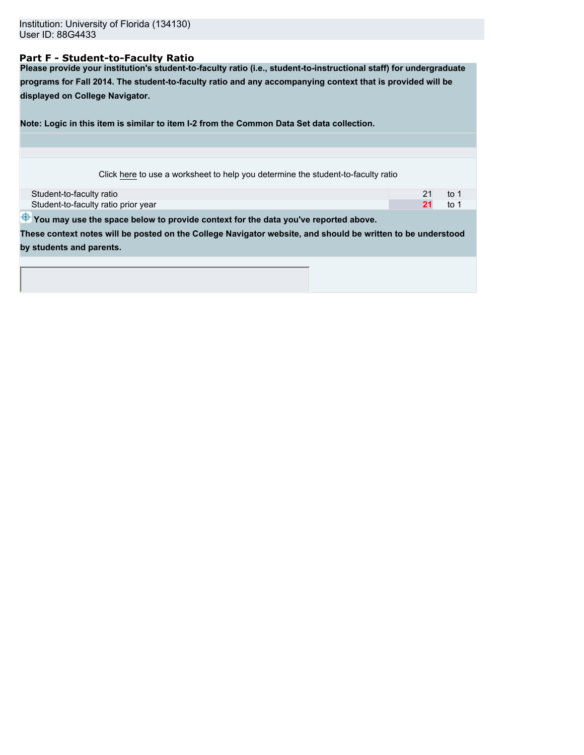Institution: University of Florida (134130)
User ID: 88G4433

## Part F - Student-to-Faculty Ratio

**Please provide your institution's student-to-faculty ratio (i.e., student-to-instructional staff) for undergraduate programs for Fall 2014. The student-to-faculty ratio and any accompanying context that is provided will be displayed on College Navigator.**

**Note: Logic in this item is similar to item I-2 from the Common Data Set data collection.**

Click here to use a worksheet to help you determine the student-to-faculty ratio

| | | |
|---|---|---|
| Student-to-faculty ratio | 21 | to 1 |
| Student-to-faculty ratio prior year | **21** | to 1 |

**You may use the space below to provide context for the data you've reported above.**
**These context notes will be posted on the College Navigator website, and should be written to be understood by students and parents.**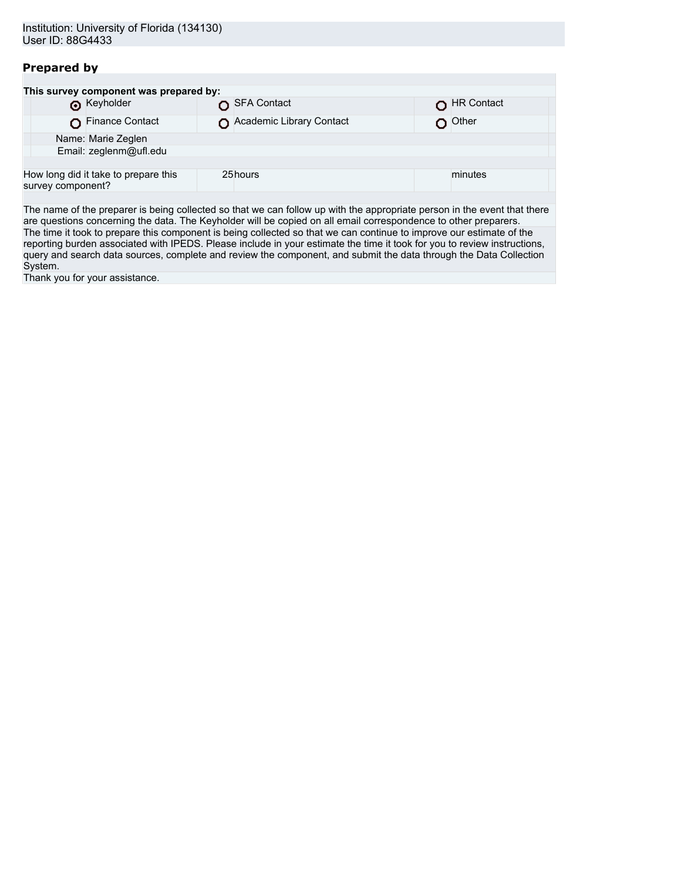Institution: University of Florida (134130)
User ID: 88G4433

## Prepared by

**This survey component was prepared by:**

| | | |
|---|---|---|
| ◉ Keyholder | ○ SFA Contact | ○ HR Contact |
| ○ Finance Contact | ○ Academic Library Contact | ○ Other |

Name: Marie Zeglen
Email: zeglenm@ufl.edu

| | | | | |
|---|---|---|---|---|
| How long did it take to prepare this survey component? | 25 | hours | | minutes |

The name of the preparer is being collected so that we can follow up with the appropriate person in the event that there are questions concerning the data. The Keyholder will be copied on all email correspondence to other preparers.

The time it took to prepare this component is being collected so that we can continue to improve our estimate of the reporting burden associated with IPEDS. Please include in your estimate the time it took for you to review instructions, query and search data sources, complete and review the component, and submit the data through the Data Collection System.

Thank you for your assistance.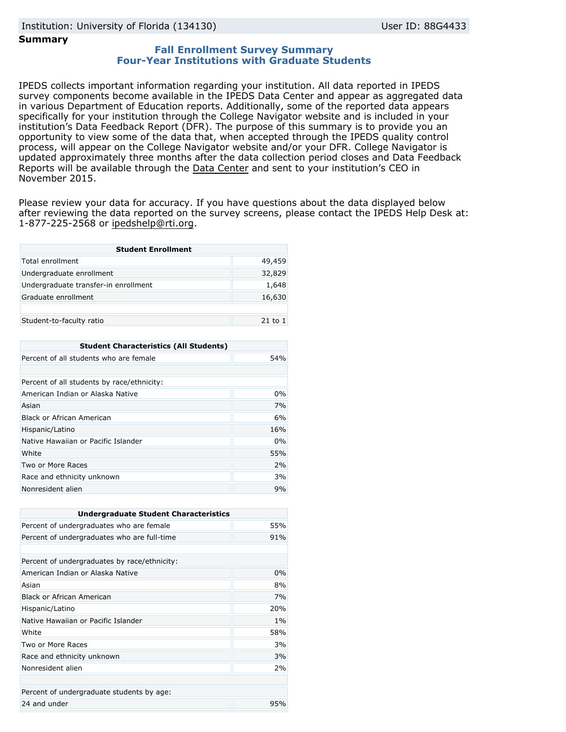Institution: University of Florida (134130) User ID: 88G4433

**Summary**

## Fall Enrollment Survey Summary
## Four-Year Institutions with Graduate Students

IPEDS collects important information regarding your institution. All data reported in IPEDS survey components become available in the IPEDS Data Center and appear as aggregated data in various Department of Education reports. Additionally, some of the reported data appears specifically for your institution through the College Navigator website and is included in your institution's Data Feedback Report (DFR). The purpose of this summary is to provide you an opportunity to view some of the data that, when accepted through the IPEDS quality control process, will appear on the College Navigator website and/or your DFR. College Navigator is updated approximately three months after the data collection period closes and Data Feedback Reports will be available through the Data Center and sent to your institution's CEO in November 2015.

Please review your data for accuracy. If you have questions about the data displayed below after reviewing the data reported on the survey screens, please contact the IPEDS Help Desk at: 1-877-225-2568 or ipedshelp@rti.org.

| Student Enrollment | |
|---|---|
| Total enrollment | 49,459 |
| Undergraduate enrollment | 32,829 |
| Undergraduate transfer-in enrollment | 1,648 |
| Graduate enrollment | 16,630 |
| | |
| Student-to-faculty ratio | 21 to 1 |

| Student Characteristics (All Students) | |
|---|---|
| Percent of all students who are female | 54% |
| | |
| Percent of all students by race/ethnicity: | |
| American Indian or Alaska Native | 0% |
| Asian | 7% |
| Black or African American | 6% |
| Hispanic/Latino | 16% |
| Native Hawaiian or Pacific Islander | 0% |
| White | 55% |
| Two or More Races | 2% |
| Race and ethnicity unknown | 3% |
| Nonresident alien | 9% |

| Undergraduate Student Characteristics | |
|---|---|
| Percent of undergraduates who are female | 55% |
| Percent of undergraduates who are full-time | 91% |
| | |
| Percent of undergraduates by race/ethnicity: | |
| American Indian or Alaska Native | 0% |
| Asian | 8% |
| Black or African American | 7% |
| Hispanic/Latino | 20% |
| Native Hawaiian or Pacific Islander | 1% |
| White | 58% |
| Two or More Races | 3% |
| Race and ethnicity unknown | 3% |
| Nonresident alien | 2% |
| | |
| Percent of undergraduate students by age: | |
| 24 and under | 95% |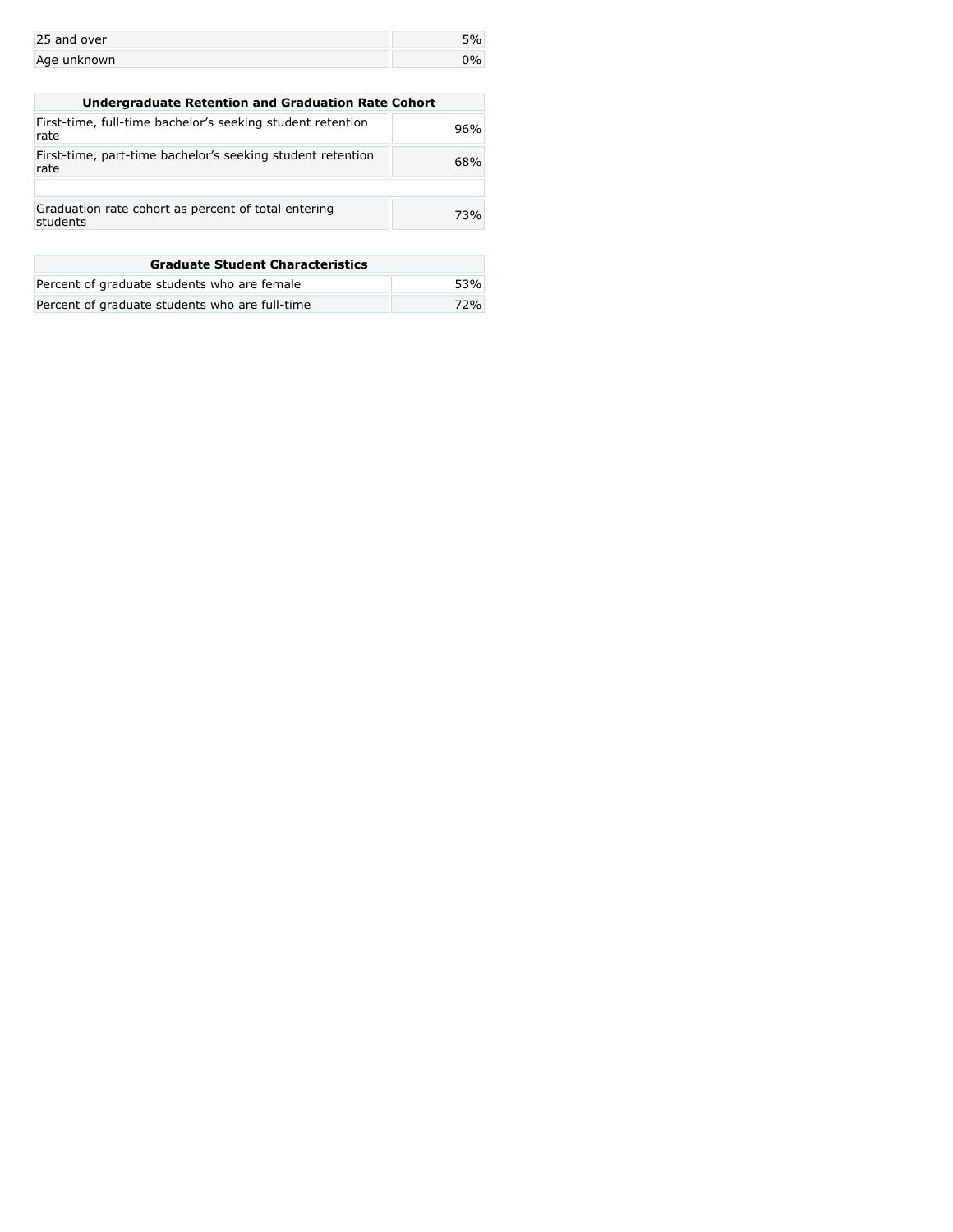| | |
|---|---|
| 25 and over | 5% |
| Age unknown | 0% |

| Undergraduate Retention and Graduation Rate Cohort | |
|---|---|
| First-time, full-time bachelor’s seeking student retention rate | 96% |
| First-time, part-time bachelor’s seeking student retention rate | 68% |
| | |
| Graduation rate cohort as percent of total entering students | 73% |

| Graduate Student Characteristics | |
|---|---|
| Percent of graduate students who are female | 53% |
| Percent of graduate students who are full-time | 72% |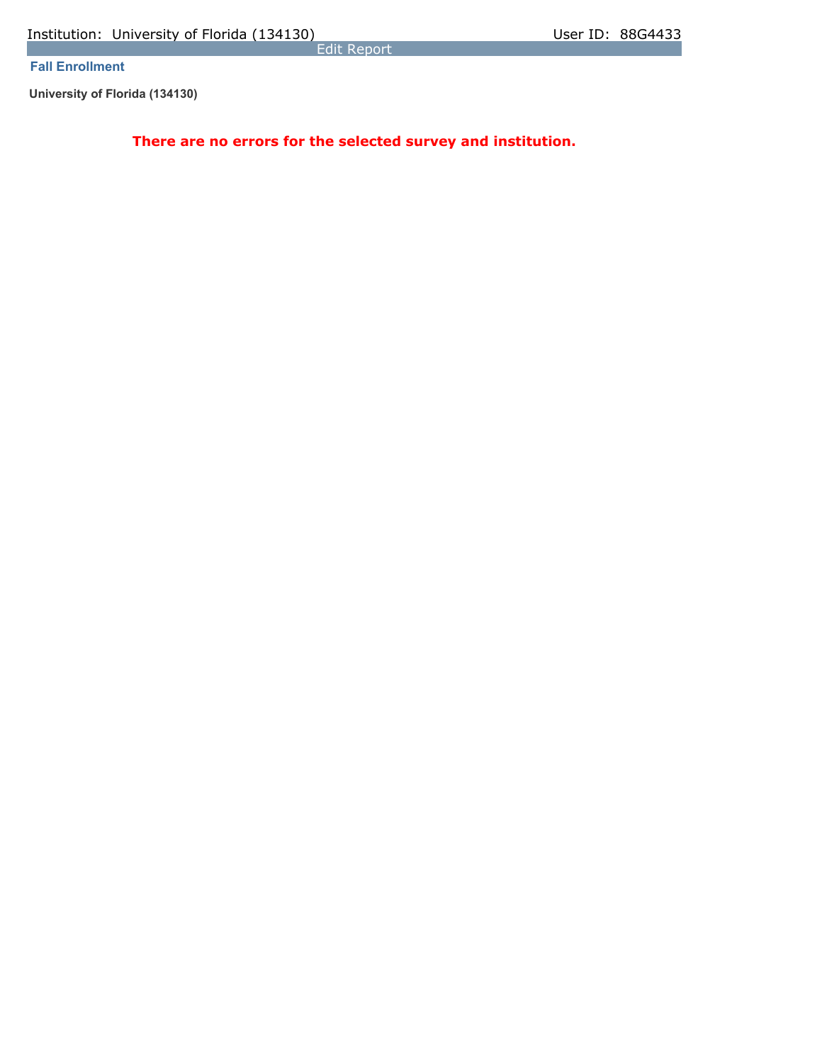Institution: University of Florida (134130) User ID: 88G4433

Edit Report

## Fall Enrollment

**University of Florida (134130)**

**There are no errors for the selected survey and institution.**